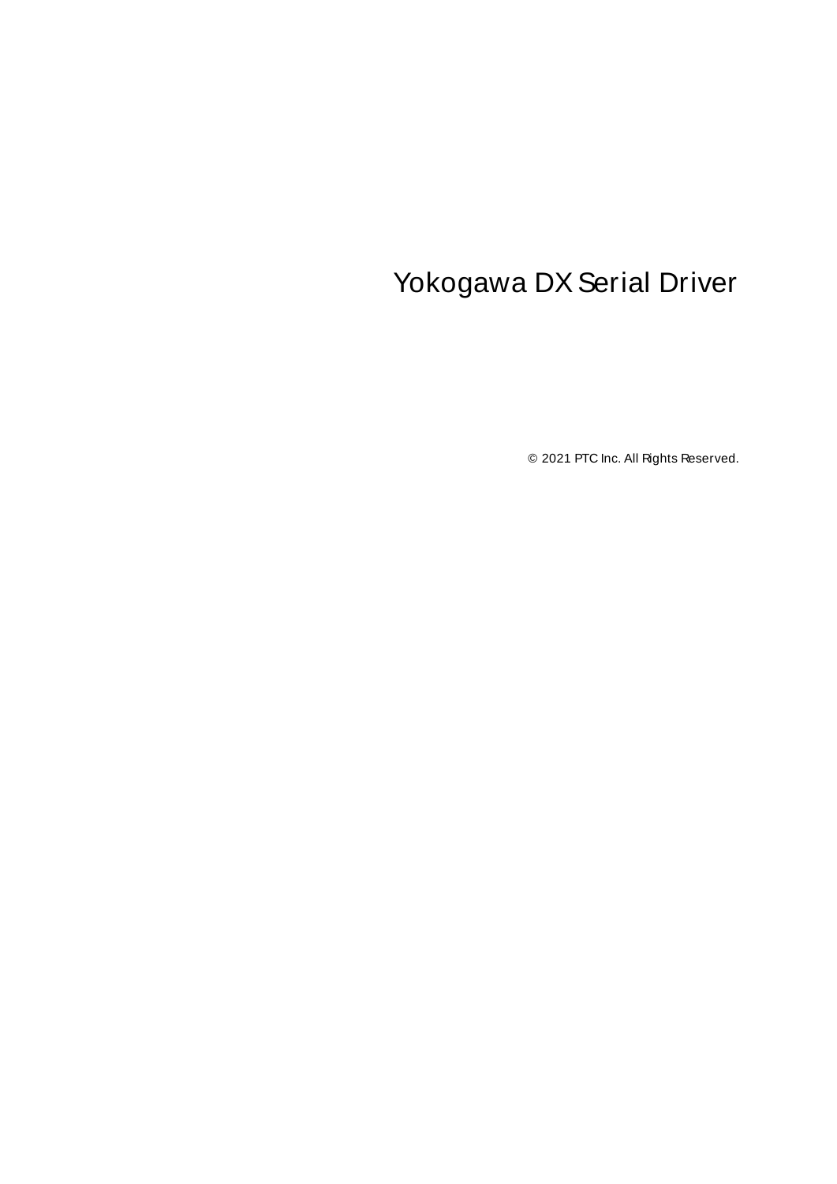# Yokogawa DX Serial Driver

© 2021 PTC Inc. All Rights Reserved.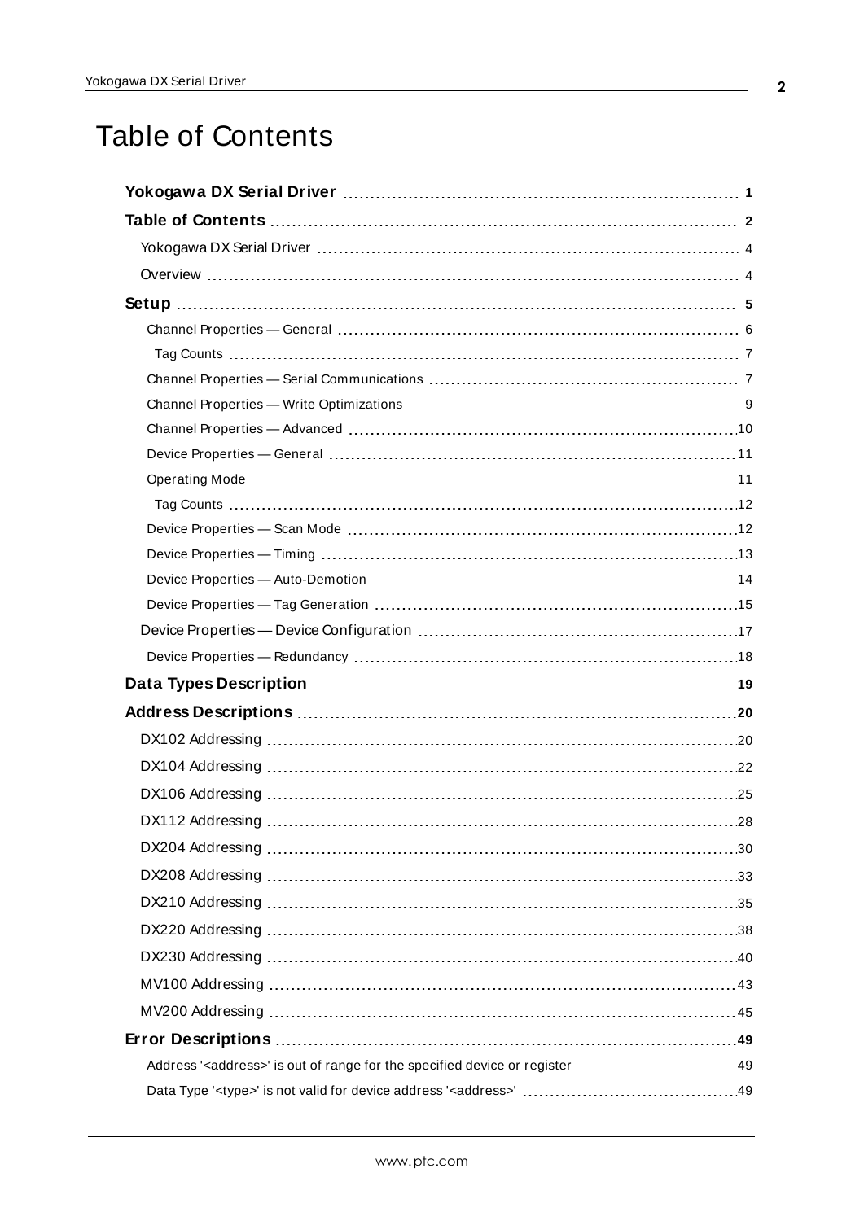# Table of Contents

**Yokogawa DX Serial Driver** 1

**Table of Contents** 2

Yokogawa DX Serial Driver 4

Overview 4

**Setup** 5

- Channel Properties — General 6
  - Tag Counts 7
- Channel Properties — Serial Communications 7
- Channel Properties — Write Optimizations 9
- Channel Properties — Advanced 10
- Device Properties — General 11
- Operating Mode 11
  - Tag Counts 12
- Device Properties — Scan Mode 12
- Device Properties — Timing 13
- Device Properties — Auto-Demotion 14
- Device Properties — Tag Generation 15

Device Properties — Device Configuration 17

- Device Properties — Redundancy 18

**Data Types Description** 19

**Address Descriptions** 20

DX102 Addressing 20

DX104 Addressing 22

DX106 Addressing 25

DX112 Addressing 28

DX204 Addressing 30

DX208 Addressing 33

DX210 Addressing 35

DX220 Addressing 38

DX230 Addressing 40

MV100 Addressing 43

MV200 Addressing 45

**Error Descriptions** 49

- Address '<address>' is out of range for the specified device or register 49
- Data Type '<type>' is not valid for device address '<address>' 49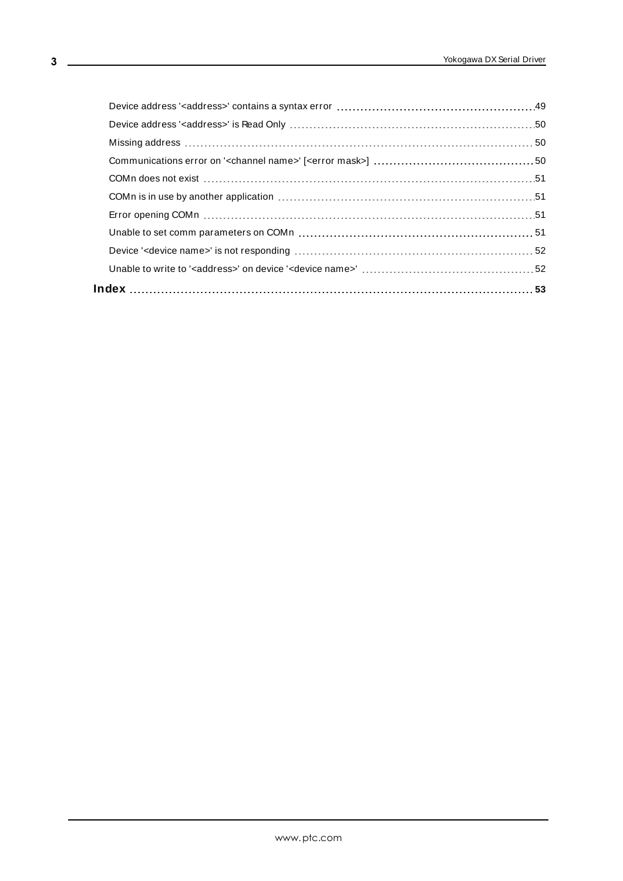Device address '<address>' contains a syntax error ..... 49
Device address '<address>' is Read Only ..... 50
Missing address ..... 50
Communications error on '<channel name>' [<error mask>] ..... 50
COMn does not exist ..... 51
COMn is in use by another application ..... 51
Error opening COMn ..... 51
Unable to set comm parameters on COMn ..... 51
Device '<device name>' is not responding ..... 52
Unable to write to '<address>' on device '<device name>' ..... 52

**Index ..... 53**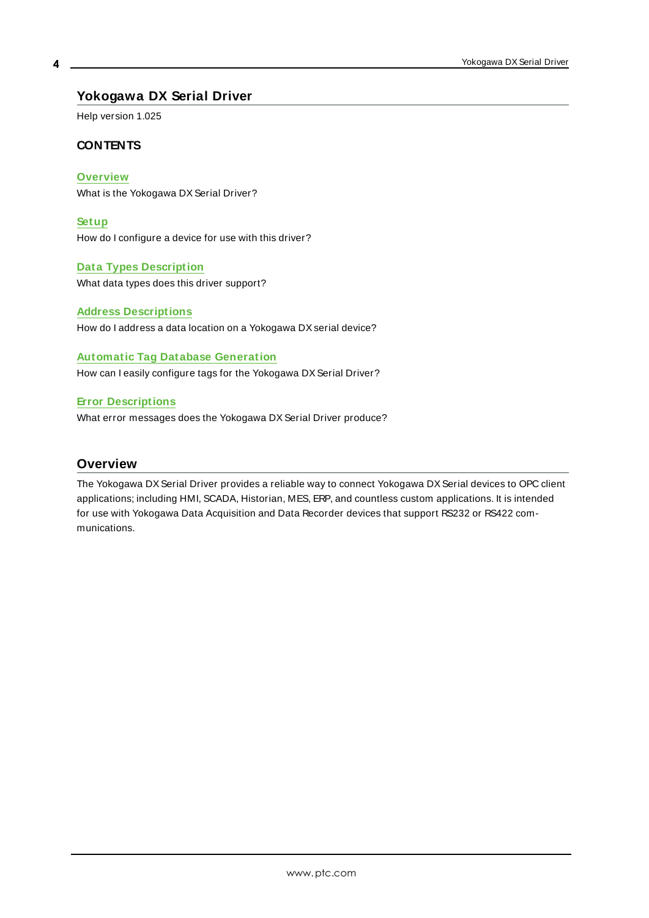# Yokogawa DX Serial Driver

Help version 1.025

### CONTENTS

**Overview**
What is the Yokogawa DX Serial Driver?

**Setup**
How do I configure a device for use with this driver?

**Data Types Description**
What data types does this driver support?

**Address Descriptions**
How do I address a data location on a Yokogawa DX serial device?

**Automatic Tag Database Generation**
How can I easily configure tags for the Yokogawa DX Serial Driver?

**Error Descriptions**
What error messages does the Yokogawa DX Serial Driver produce?

## Overview

The Yokogawa DX Serial Driver provides a reliable way to connect Yokogawa DX Serial devices to OPC client applications; including HMI, SCADA, Historian, MES, ERP, and countless custom applications. It is intended for use with Yokogawa Data Acquisition and Data Recorder devices that support RS232 or RS422 communications.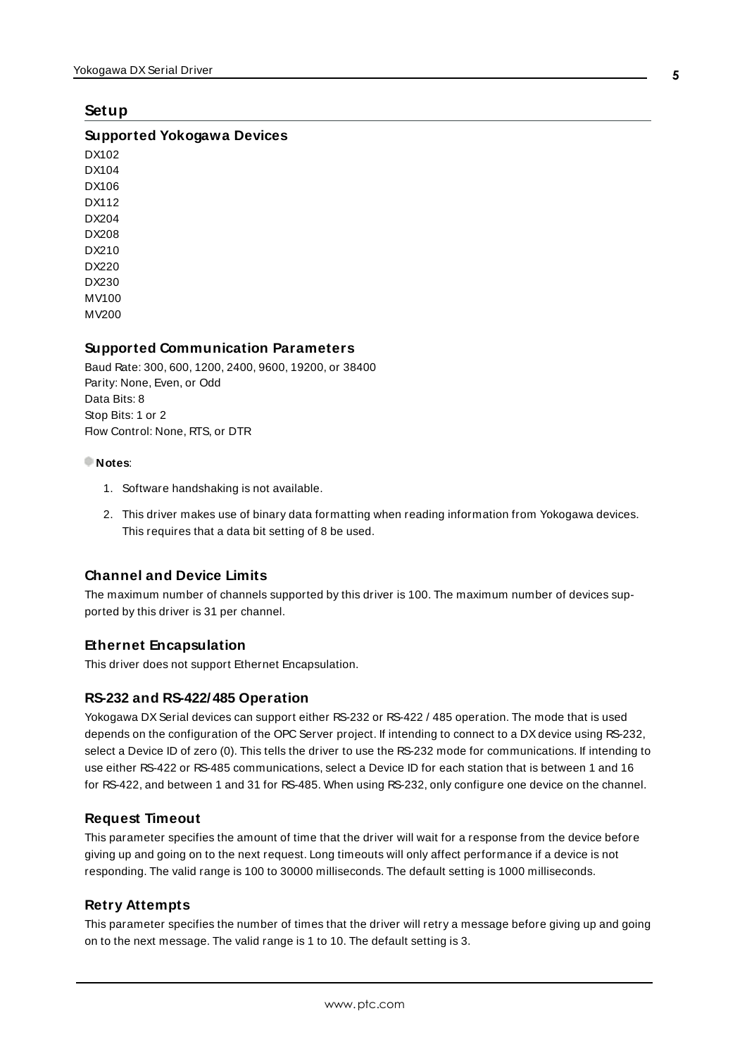# Setup

## Supported Yokogawa Devices

DX102
DX104
DX106
DX112
DX204
DX208
DX210
DX220
DX230
MV100
MV200

## Supported Communication Parameters

Baud Rate: 300, 600, 1200, 2400, 9600, 19200, or 38400
Parity: None, Even, or Odd
Data Bits: 8
Stop Bits: 1 or 2
Flow Control: None, RTS, or DTR

**Notes**:

1. Software handshaking is not available.
2. This driver makes use of binary data formatting when reading information from Yokogawa devices. This requires that a data bit setting of 8 be used.

## Channel and Device Limits

The maximum number of channels supported by this driver is 100. The maximum number of devices supported by this driver is 31 per channel.

## Ethernet Encapsulation

This driver does not support Ethernet Encapsulation.

## RS-232 and RS-422/485 Operation

Yokogawa DX Serial devices can support either RS-232 or RS-422 / 485 operation. The mode that is used depends on the configuration of the OPC Server project. If intending to connect to a DX device using RS-232, select a Device ID of zero (0). This tells the driver to use the RS-232 mode for communications. If intending to use either RS-422 or RS-485 communications, select a Device ID for each station that is between 1 and 16 for RS-422, and between 1 and 31 for RS-485. When using RS-232, only configure one device on the channel.

## Request Timeout

This parameter specifies the amount of time that the driver will wait for a response from the device before giving up and going on to the next request. Long timeouts will only affect performance if a device is not responding. The valid range is 100 to 30000 milliseconds. The default setting is 1000 milliseconds.

## Retry Attempts

This parameter specifies the number of times that the driver will retry a message before giving up and going on to the next message. The valid range is 1 to 10. The default setting is 3.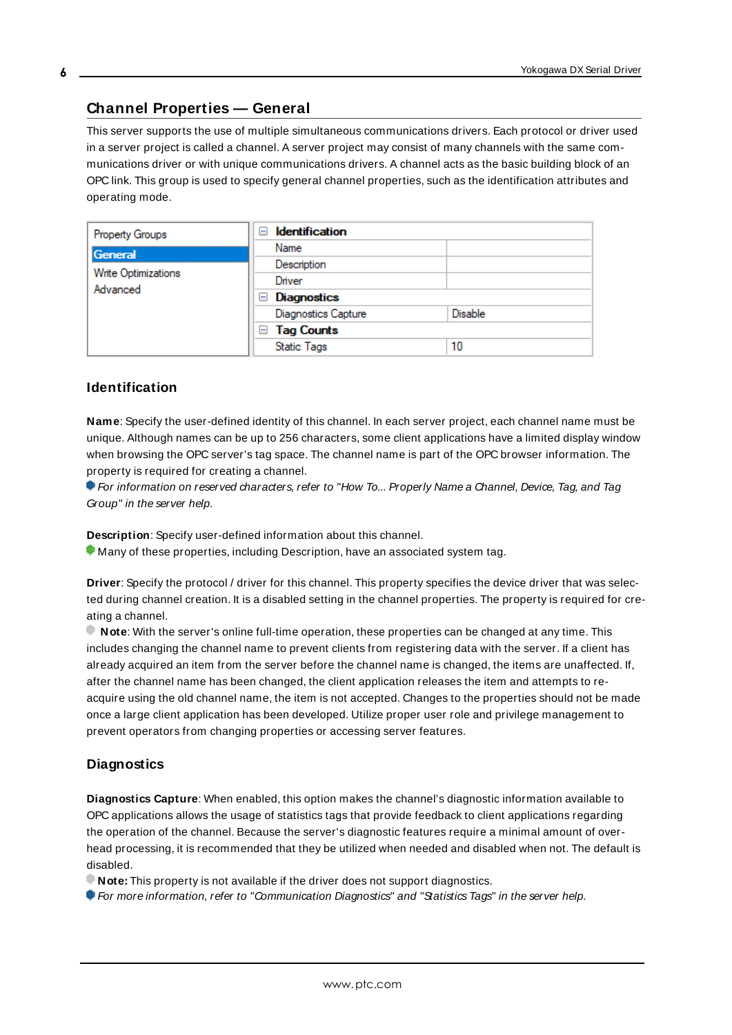## Channel Properties — General

This server supports the use of multiple simultaneous communications drivers. Each protocol or driver used in a server project is called a channel. A server project may consist of many channels with the same communications driver or with unique communications drivers. A channel acts as the basic building block of an OPC link. This group is used to specify general channel properties, such as the identification attributes and operating mode.

| Property Groups | Identification | |
|---|---|---|
| **General** | Name | |
| Write Optimizations | Description | |
| Advanced | Driver | |
| | **Diagnostics** | |
| | Diagnostics Capture | Disable |
| | **Tag Counts** | |
| | Static Tags | 10 |

### Identification

**Name**: Specify the user-defined identity of this channel. In each server project, each channel name must be unique. Although names can be up to 256 characters, some client applications have a limited display window when browsing the OPC server's tag space. The channel name is part of the OPC browser information. The property is required for creating a channel.

*For information on reserved characters, refer to "How To... Properly Name a Channel, Device, Tag, and Tag Group" in the server help.*

**Description**: Specify user-defined information about this channel.

Many of these properties, including Description, have an associated system tag.

**Driver**: Specify the protocol / driver for this channel. This property specifies the device driver that was selected during channel creation. It is a disabled setting in the channel properties. The property is required for creating a channel.

**Note**: With the server's online full-time operation, these properties can be changed at any time. This includes changing the channel name to prevent clients from registering data with the server. If a client has already acquired an item from the server before the channel name is changed, the items are unaffected. If, after the channel name has been changed, the client application releases the item and attempts to re-acquire using the old channel name, the item is not accepted. Changes to the properties should not be made once a large client application has been developed. Utilize proper user role and privilege management to prevent operators from changing properties or accessing server features.

### Diagnostics

**Diagnostics Capture**: When enabled, this option makes the channel's diagnostic information available to OPC applications allows the usage of statistics tags that provide feedback to client applications regarding the operation of the channel. Because the server's diagnostic features require a minimal amount of overhead processing, it is recommended that they be utilized when needed and disabled when not. The default is disabled.

**Note:** This property is not available if the driver does not support diagnostics.

*For more information, refer to "Communication Diagnostics" and "Statistics Tags" in the server help.*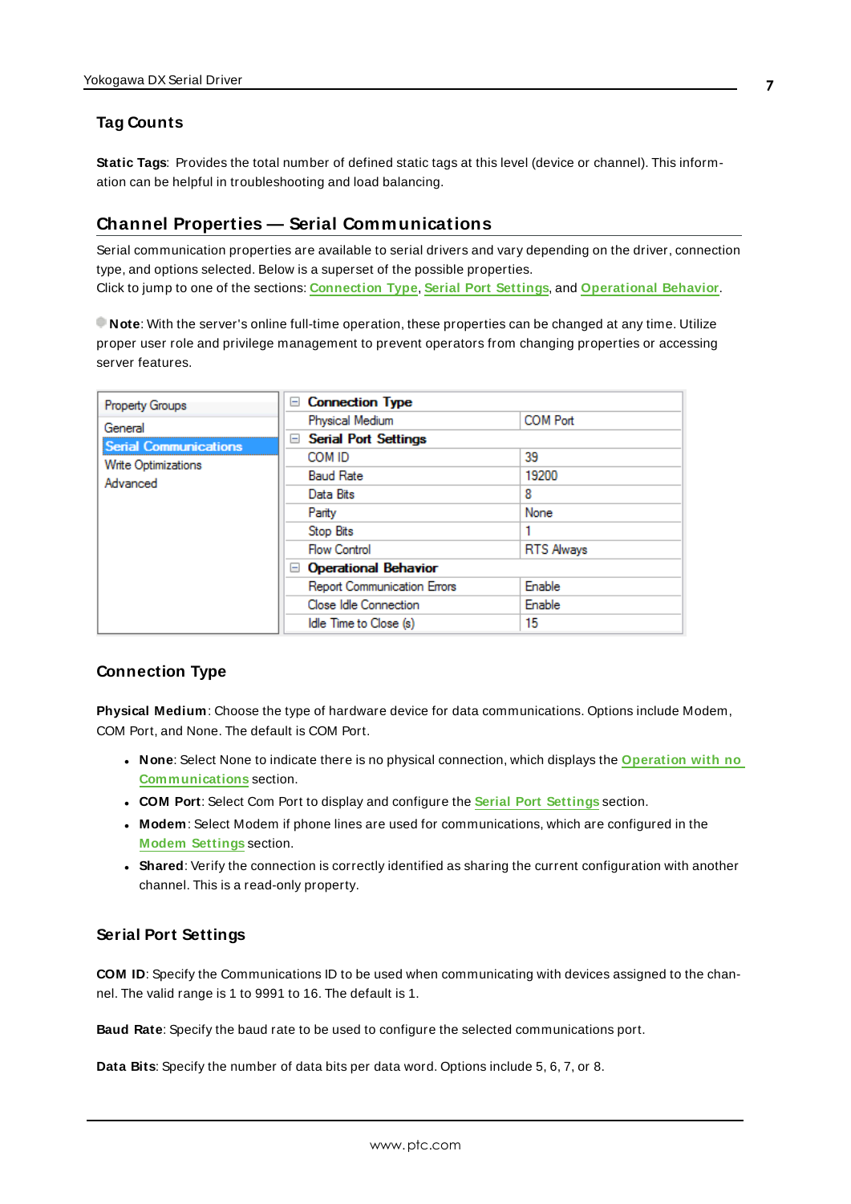### Tag Counts

**Static Tags**: Provides the total number of defined static tags at this level (device or channel). This information can be helpful in troubleshooting and load balancing.

## Channel Properties — Serial Communications

Serial communication properties are available to serial drivers and vary depending on the driver, connection type, and options selected. Below is a superset of the possible properties.
Click to jump to one of the sections: Connection Type, Serial Port Settings, and Operational Behavior.

**Note**: With the server's online full-time operation, these properties can be changed at any time. Utilize proper user role and privilege management to prevent operators from changing properties or accessing server features.

| Property Groups | | |
|---|---|---|
| General | **Connection Type** | |
| **Serial Communications** | Physical Medium | COM Port |
| Write Optimizations | **Serial Port Settings** | |
| Advanced | COM ID | 39 |
| | Baud Rate | 19200 |
| | Data Bits | 8 |
| | Parity | None |
| | Stop Bits | 1 |
| | Flow Control | RTS Always |
| | **Operational Behavior** | |
| | Report Communication Errors | Enable |
| | Close Idle Connection | Enable |
| | Idle Time to Close (s) | 15 |

### Connection Type

**Physical Medium**: Choose the type of hardware device for data communications. Options include Modem, COM Port, and None. The default is COM Port.

- **None**: Select None to indicate there is no physical connection, which displays the Operation with no Communications section.
- **COM Port**: Select Com Port to display and configure the Serial Port Settings section.
- **Modem**: Select Modem if phone lines are used for communications, which are configured in the Modem Settings section.
- **Shared**: Verify the connection is correctly identified as sharing the current configuration with another channel. This is a read-only property.

### Serial Port Settings

**COM ID**: Specify the Communications ID to be used when communicating with devices assigned to the channel. The valid range is 1 to 9991 to 16. The default is 1.

**Baud Rate**: Specify the baud rate to be used to configure the selected communications port.

**Data Bits**: Specify the number of data bits per data word. Options include 5, 6, 7, or 8.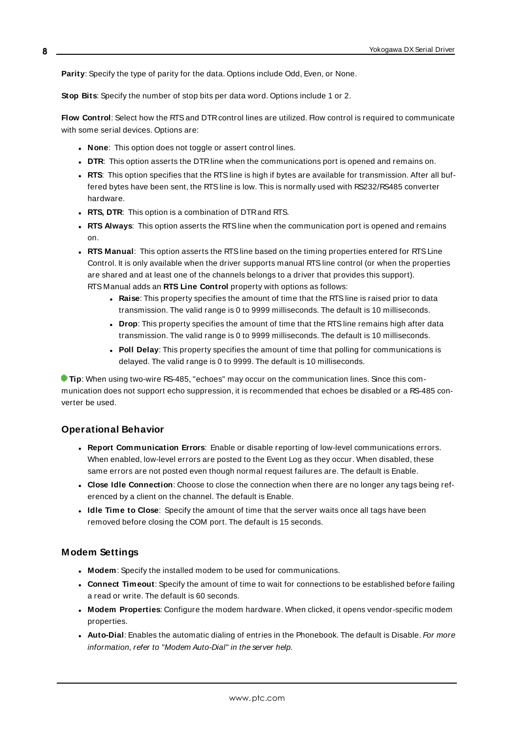**Parity**: Specify the type of parity for the data. Options include Odd, Even, or None.

**Stop Bits**: Specify the number of stop bits per data word. Options include 1 or 2.

**Flow Control**: Select how the RTS and DTR control lines are utilized. Flow control is required to communicate with some serial devices. Options are:

- **None**: This option does not toggle or assert control lines.
- **DTR**: This option asserts the DTR line when the communications port is opened and remains on.
- **RTS**: This option specifies that the RTS line is high if bytes are available for transmission. After all buffered bytes have been sent, the RTS line is low. This is normally used with RS232/RS485 converter hardware.
- **RTS, DTR**: This option is a combination of DTR and RTS.
- **RTS Always**: This option asserts the RTS line when the communication port is opened and remains on.
- **RTS Manual**: This option asserts the RTS line based on the timing properties entered for RTS Line Control. It is only available when the driver supports manual RTS line control (or when the properties are shared and at least one of the channels belongs to a driver that provides this support). RTS Manual adds an **RTS Line Control** property with options as follows:
  - **Raise**: This property specifies the amount of time that the RTS line is raised prior to data transmission. The valid range is 0 to 9999 milliseconds. The default is 10 milliseconds.
  - **Drop**: This property specifies the amount of time that the RTS line remains high after data transmission. The valid range is 0 to 9999 milliseconds. The default is 10 milliseconds.
  - **Poll Delay**: This property specifies the amount of time that polling for communications is delayed. The valid range is 0 to 9999. The default is 10 milliseconds.

**Tip**: When using two-wire RS-485, "echoes" may occur on the communication lines. Since this communication does not support echo suppression, it is recommended that echoes be disabled or a RS-485 converter be used.

## Operational Behavior

- **Report Communication Errors**: Enable or disable reporting of low-level communications errors. When enabled, low-level errors are posted to the Event Log as they occur. When disabled, these same errors are not posted even though normal request failures are. The default is Enable.
- **Close Idle Connection**: Choose to close the connection when there are no longer any tags being referenced by a client on the channel. The default is Enable.
- **Idle Time to Close**: Specify the amount of time that the server waits once all tags have been removed before closing the COM port. The default is 15 seconds.

## Modem Settings

- **Modem**: Specify the installed modem to be used for communications.
- **Connect Timeout**: Specify the amount of time to wait for connections to be established before failing a read or write. The default is 60 seconds.
- **Modem Properties**: Configure the modem hardware. When clicked, it opens vendor-specific modem properties.
- **Auto-Dial**: Enables the automatic dialing of entries in the Phonebook. The default is Disable. *For more information, refer to "Modem Auto-Dial" in the server help.*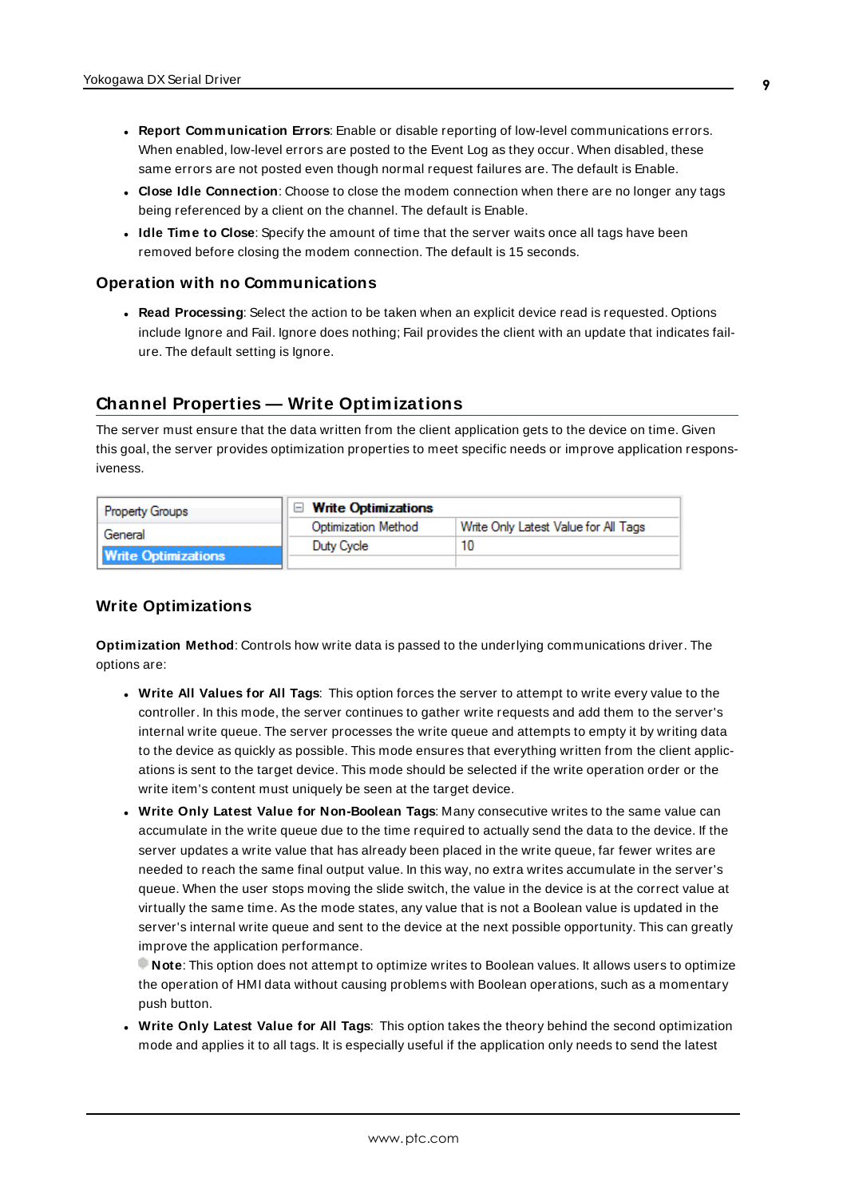- **Report Communication Errors**: Enable or disable reporting of low-level communications errors. When enabled, low-level errors are posted to the Event Log as they occur. When disabled, these same errors are not posted even though normal request failures are. The default is Enable.
- **Close Idle Connection**: Choose to close the modem connection when there are no longer any tags being referenced by a client on the channel. The default is Enable.
- **Idle Time to Close**: Specify the amount of time that the server waits once all tags have been removed before closing the modem connection. The default is 15 seconds.

### Operation with no Communications

- **Read Processing**: Select the action to be taken when an explicit device read is requested. Options include Ignore and Fail. Ignore does nothing; Fail provides the client with an update that indicates failure. The default setting is Ignore.

## Channel Properties — Write Optimizations

The server must ensure that the data written from the client application gets to the device on time. Given this goal, the server provides optimization properties to meet specific needs or improve application responsiveness.

| Property Groups | Write Optimizations | |
|---|---|---|
| General | Optimization Method | Write Only Latest Value for All Tags |
| Write Optimizations | Duty Cycle | 10 |

### Write Optimizations

**Optimization Method**: Controls how write data is passed to the underlying communications driver. The options are:

- **Write All Values for All Tags**: This option forces the server to attempt to write every value to the controller. In this mode, the server continues to gather write requests and add them to the server's internal write queue. The server processes the write queue and attempts to empty it by writing data to the device as quickly as possible. This mode ensures that everything written from the client applications is sent to the target device. This mode should be selected if the write operation order or the write item's content must uniquely be seen at the target device.
- **Write Only Latest Value for Non-Boolean Tags**: Many consecutive writes to the same value can accumulate in the write queue due to the time required to actually send the data to the device. If the server updates a write value that has already been placed in the write queue, far fewer writes are needed to reach the same final output value. In this way, no extra writes accumulate in the server's queue. When the user stops moving the slide switch, the value in the device is at the correct value at virtually the same time. As the mode states, any value that is not a Boolean value is updated in the server's internal write queue and sent to the device at the next possible opportunity. This can greatly improve the application performance.

  **Note**: This option does not attempt to optimize writes to Boolean values. It allows users to optimize the operation of HMI data without causing problems with Boolean operations, such as a momentary push button.
- **Write Only Latest Value for All Tags**: This option takes the theory behind the second optimization mode and applies it to all tags. It is especially useful if the application only needs to send the latest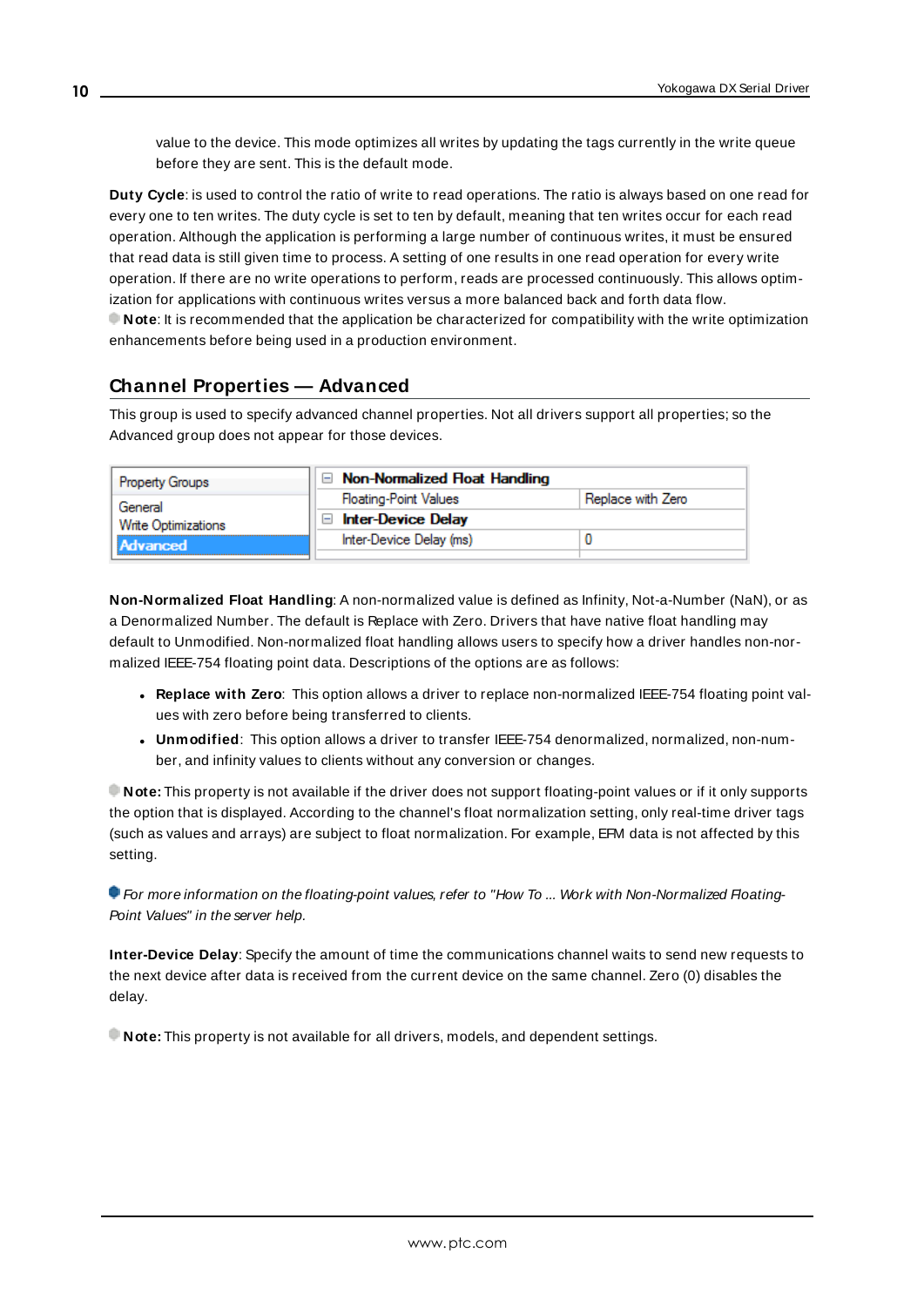value to the device. This mode optimizes all writes by updating the tags currently in the write queue before they are sent. This is the default mode.

**Duty Cycle**: is used to control the ratio of write to read operations. The ratio is always based on one read for every one to ten writes. The duty cycle is set to ten by default, meaning that ten writes occur for each read operation. Although the application is performing a large number of continuous writes, it must be ensured that read data is still given time to process. A setting of one results in one read operation for every write operation. If there are no write operations to perform, reads are processed continuously. This allows optimization for applications with continuous writes versus a more balanced back and forth data flow.

**Note**: It is recommended that the application be characterized for compatibility with the write optimization enhancements before being used in a production environment.

## Channel Properties — Advanced

This group is used to specify advanced channel properties. Not all drivers support all properties; so the Advanced group does not appear for those devices.

| Property Groups | Property | Value |
|---|---|---|
| General | **Non-Normalized Float Handling** | |
| Write Optimizations | Floating-Point Values | Replace with Zero |
| **Advanced** | **Inter-Device Delay** | |
| | Inter-Device Delay (ms) | 0 |

**Non-Normalized Float Handling**: A non-normalized value is defined as Infinity, Not-a-Number (NaN), or as a Denormalized Number. The default is Replace with Zero. Drivers that have native float handling may default to Unmodified. Non-normalized float handling allows users to specify how a driver handles non-normalized IEEE-754 floating point data. Descriptions of the options are as follows:

- **Replace with Zero**: This option allows a driver to replace non-normalized IEEE-754 floating point values with zero before being transferred to clients.
- **Unmodified**: This option allows a driver to transfer IEEE-754 denormalized, normalized, non-number, and infinity values to clients without any conversion or changes.

**Note:** This property is not available if the driver does not support floating-point values or if it only supports the option that is displayed. According to the channel's float normalization setting, only real-time driver tags (such as values and arrays) are subject to float normalization. For example, EFM data is not affected by this setting.

*For more information on the floating-point values, refer to "How To ... Work with Non-Normalized Floating-Point Values" in the server help.*

**Inter-Device Delay**: Specify the amount of time the communications channel waits to send new requests to the next device after data is received from the current device on the same channel. Zero (0) disables the delay.

**Note:** This property is not available for all drivers, models, and dependent settings.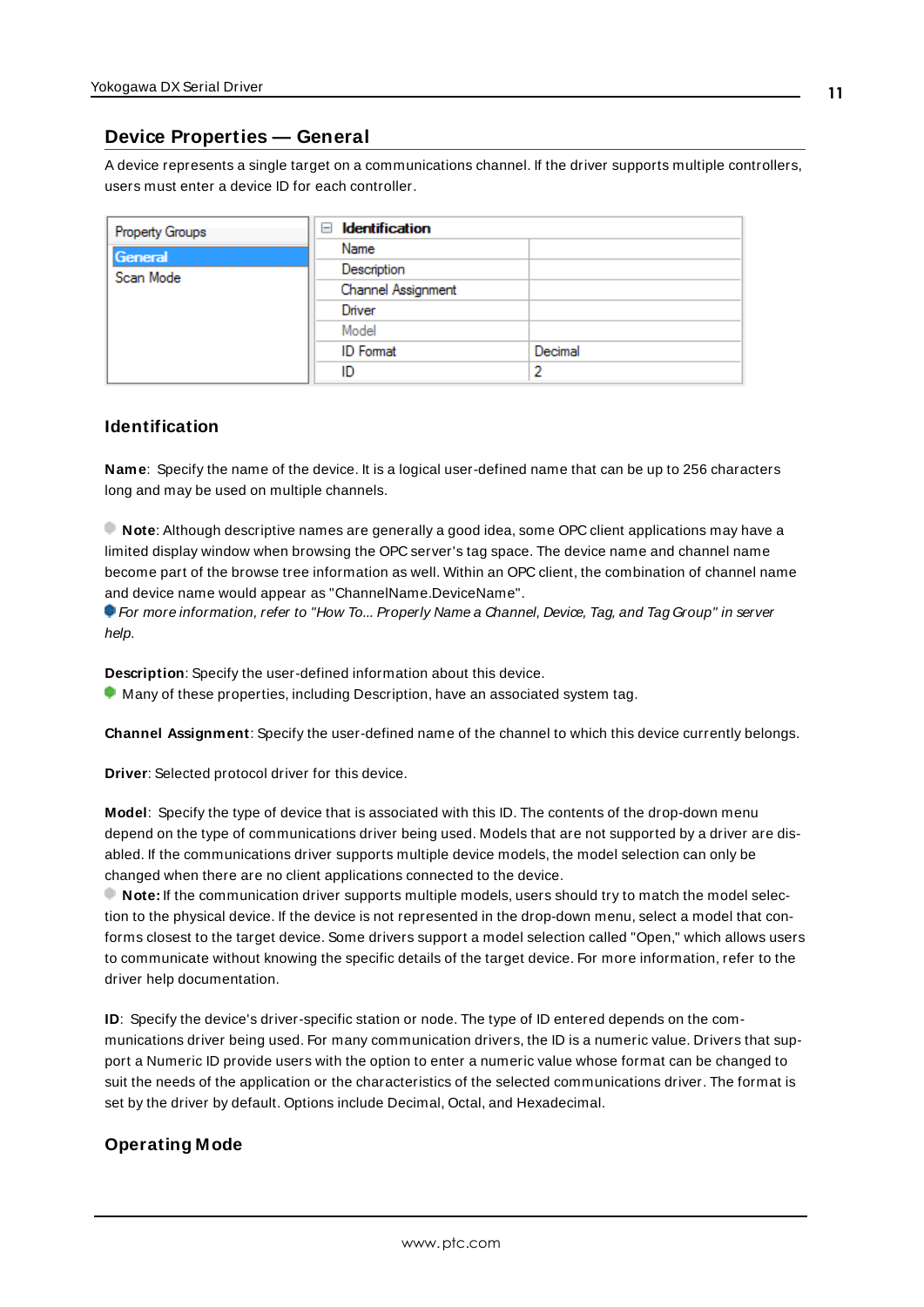## Device Properties — General

A device represents a single target on a communications channel. If the driver supports multiple controllers, users must enter a device ID for each controller.

| Property Groups | Identification | |
|---|---|---|
| General | Name | |
| Scan Mode | Description | |
| | Channel Assignment | |
| | Driver | |
| | Model | |
| | ID Format | Decimal |
| | ID | 2 |

### Identification

**Name**: Specify the name of the device. It is a logical user-defined name that can be up to 256 characters long and may be used on multiple channels.

**Note**: Although descriptive names are generally a good idea, some OPC client applications may have a limited display window when browsing the OPC server's tag space. The device name and channel name become part of the browse tree information as well. Within an OPC client, the combination of channel name and device name would appear as "ChannelName.DeviceName".

*For more information, refer to "How To... Properly Name a Channel, Device, Tag, and Tag Group" in server help.*

**Description**: Specify the user-defined information about this device.

Many of these properties, including Description, have an associated system tag.

**Channel Assignment**: Specify the user-defined name of the channel to which this device currently belongs.

**Driver**: Selected protocol driver for this device.

**Model**: Specify the type of device that is associated with this ID. The contents of the drop-down menu depend on the type of communications driver being used. Models that are not supported by a driver are disabled. If the communications driver supports multiple device models, the model selection can only be changed when there are no client applications connected to the device.

**Note:** If the communication driver supports multiple models, users should try to match the model selection to the physical device. If the device is not represented in the drop-down menu, select a model that conforms closest to the target device. Some drivers support a model selection called "Open," which allows users to communicate without knowing the specific details of the target device. For more information, refer to the driver help documentation.

**ID**: Specify the device's driver-specific station or node. The type of ID entered depends on the communications driver being used. For many communication drivers, the ID is a numeric value. Drivers that support a Numeric ID provide users with the option to enter a numeric value whose format can be changed to suit the needs of the application or the characteristics of the selected communications driver. The format is set by the driver by default. Options include Decimal, Octal, and Hexadecimal.

### Operating Mode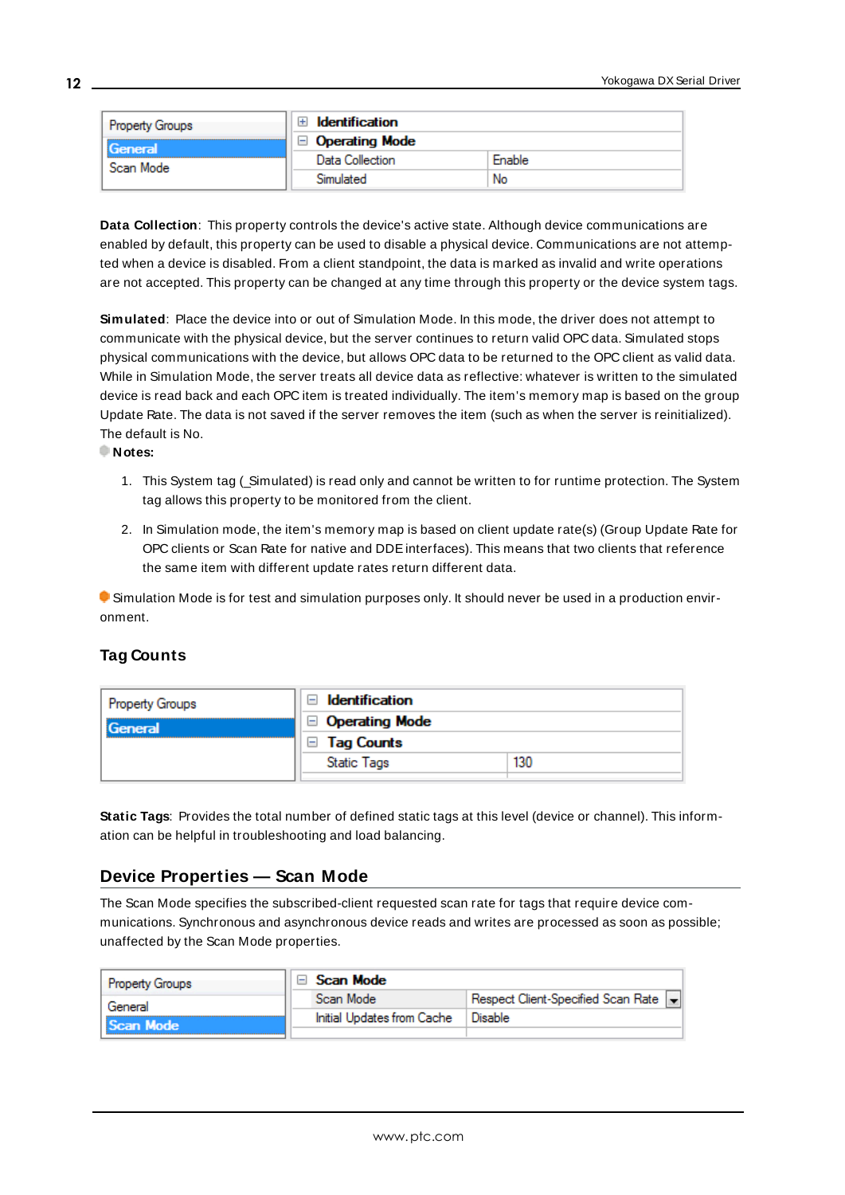| Property Groups | Identification | |
|---|---|---|
| General | Operating Mode | |
| Scan Mode | Data Collection | Enable |
| | Simulated | No |

**Data Collection**: This property controls the device's active state. Although device communications are enabled by default, this property can be used to disable a physical device. Communications are not attempted when a device is disabled. From a client standpoint, the data is marked as invalid and write operations are not accepted. This property can be changed at any time through this property or the device system tags.

**Simulated**: Place the device into or out of Simulation Mode. In this mode, the driver does not attempt to communicate with the physical device, but the server continues to return valid OPC data. Simulated stops physical communications with the device, but allows OPC data to be returned to the OPC client as valid data. While in Simulation Mode, the server treats all device data as reflective: whatever is written to the simulated device is read back and each OPC item is treated individually. The item's memory map is based on the group Update Rate. The data is not saved if the server removes the item (such as when the server is reinitialized). The default is No.

**Notes:**

1. This System tag (_Simulated) is read only and cannot be written to for runtime protection. The System tag allows this property to be monitored from the client.

2. In Simulation mode, the item's memory map is based on client update rate(s) (Group Update Rate for OPC clients or Scan Rate for native and DDE interfaces). This means that two clients that reference the same item with different update rates return different data.

Simulation Mode is for test and simulation purposes only. It should never be used in a production environment.

### Tag Counts

| Property Groups | Identification | |
|---|---|---|
| General | Operating Mode | |
| | Tag Counts | |
| | Static Tags | 130 |

**Static Tags**: Provides the total number of defined static tags at this level (device or channel). This information can be helpful in troubleshooting and load balancing.

## Device Properties — Scan Mode

The Scan Mode specifies the subscribed-client requested scan rate for tags that require device communications. Synchronous and asynchronous device reads and writes are processed as soon as possible; unaffected by the Scan Mode properties.

| Property Groups | Scan Mode | |
|---|---|---|
| General | Scan Mode | Respect Client-Specified Scan Rate |
| Scan Mode | Initial Updates from Cache | Disable |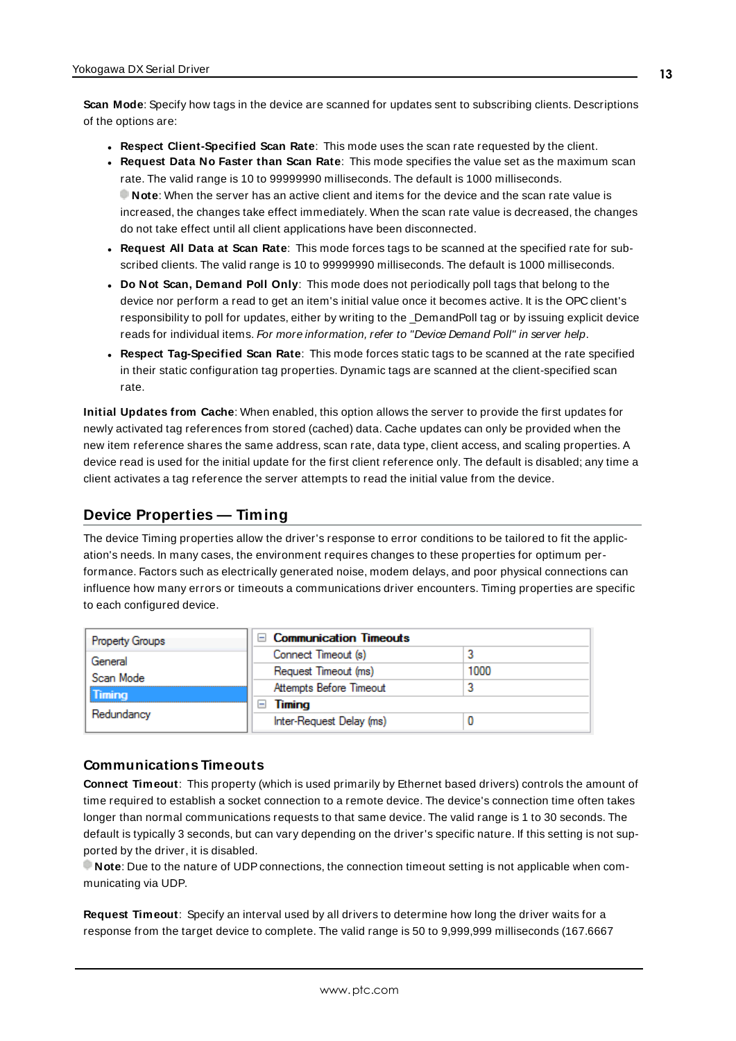**Scan Mode**: Specify how tags in the device are scanned for updates sent to subscribing clients. Descriptions of the options are:

- **Respect Client-Specified Scan Rate**: This mode uses the scan rate requested by the client.
- **Request Data No Faster than Scan Rate**: This mode specifies the value set as the maximum scan rate. The valid range is 10 to 99999990 milliseconds. The default is 1000 milliseconds.
  **Note**: When the server has an active client and items for the device and the scan rate value is increased, the changes take effect immediately. When the scan rate value is decreased, the changes do not take effect until all client applications have been disconnected.
- **Request All Data at Scan Rate**: This mode forces tags to be scanned at the specified rate for subscribed clients. The valid range is 10 to 99999990 milliseconds. The default is 1000 milliseconds.
- **Do Not Scan, Demand Poll Only**: This mode does not periodically poll tags that belong to the device nor perform a read to get an item's initial value once it becomes active. It is the OPC client's responsibility to poll for updates, either by writing to the _DemandPoll tag or by issuing explicit device reads for individual items. *For more information, refer to "Device Demand Poll" in server help*.
- **Respect Tag-Specified Scan Rate**: This mode forces static tags to be scanned at the rate specified in their static configuration tag properties. Dynamic tags are scanned at the client-specified scan rate.

**Initial Updates from Cache**: When enabled, this option allows the server to provide the first updates for newly activated tag references from stored (cached) data. Cache updates can only be provided when the new item reference shares the same address, scan rate, data type, client access, and scaling properties. A device read is used for the initial update for the first client reference only. The default is disabled; any time a client activates a tag reference the server attempts to read the initial value from the device.

## Device Properties — Timing

The device Timing properties allow the driver's response to error conditions to be tailored to fit the application's needs. In many cases, the environment requires changes to these properties for optimum performance. Factors such as electrically generated noise, modem delays, and poor physical connections can influence how many errors or timeouts a communications driver encounters. Timing properties are specific to each configured device.

| Property Groups | Property | Value |
|---|---|---|
| General | **Communication Timeouts** | |
| Scan Mode | Connect Timeout (s) | 3 |
| **Timing** | Request Timeout (ms) | 1000 |
| Redundancy | Attempts Before Timeout | 3 |
| | **Timing** | |
| | Inter-Request Delay (ms) | 0 |

### Communications Timeouts

**Connect Timeout**: This property (which is used primarily by Ethernet based drivers) controls the amount of time required to establish a socket connection to a remote device. The device's connection time often takes longer than normal communications requests to that same device. The valid range is 1 to 30 seconds. The default is typically 3 seconds, but can vary depending on the driver's specific nature. If this setting is not supported by the driver, it is disabled.
**Note**: Due to the nature of UDP connections, the connection timeout setting is not applicable when communicating via UDP.

**Request Timeout**: Specify an interval used by all drivers to determine how long the driver waits for a response from the target device to complete. The valid range is 50 to 9,999,999 milliseconds (167.6667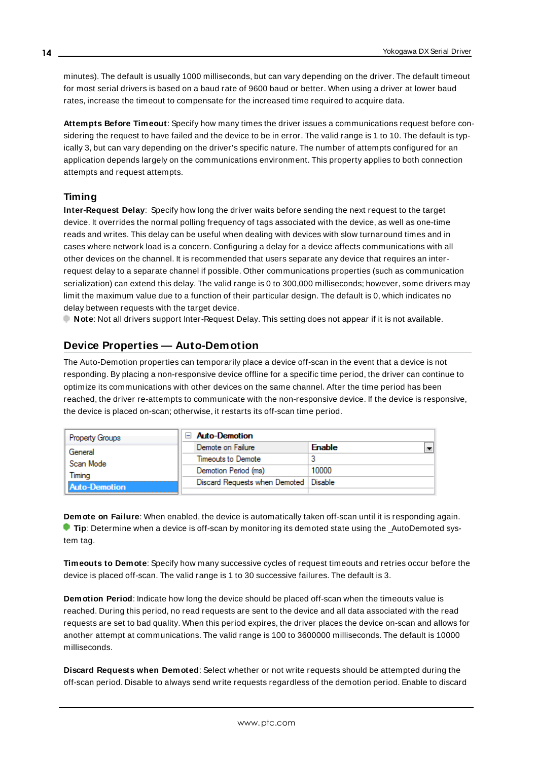minutes). The default is usually 1000 milliseconds, but can vary depending on the driver. The default timeout for most serial drivers is based on a baud rate of 9600 baud or better. When using a driver at lower baud rates, increase the timeout to compensate for the increased time required to acquire data.

**Attempts Before Timeout**: Specify how many times the driver issues a communications request before considering the request to have failed and the device to be in error. The valid range is 1 to 10. The default is typically 3, but can vary depending on the driver's specific nature. The number of attempts configured for an application depends largely on the communications environment. This property applies to both connection attempts and request attempts.

### Timing

**Inter-Request Delay**: Specify how long the driver waits before sending the next request to the target device. It overrides the normal polling frequency of tags associated with the device, as well as one-time reads and writes. This delay can be useful when dealing with devices with slow turnaround times and in cases where network load is a concern. Configuring a delay for a device affects communications with all other devices on the channel. It is recommended that users separate any device that requires an inter-request delay to a separate channel if possible. Other communications properties (such as communication serialization) can extend this delay. The valid range is 0 to 300,000 milliseconds; however, some drivers may limit the maximum value due to a function of their particular design. The default is 0, which indicates no delay between requests with the target device.

**Note**: Not all drivers support Inter-Request Delay. This setting does not appear if it is not available.

## Device Properties — Auto-Demotion

The Auto-Demotion properties can temporarily place a device off-scan in the event that a device is not responding. By placing a non-responsive device offline for a specific time period, the driver can continue to optimize its communications with other devices on the same channel. After the time period has been reached, the driver re-attempts to communicate with the non-responsive device. If the device is responsive, the device is placed on-scan; otherwise, it restarts its off-scan time period.

| Property Groups | Auto-Demotion | |
|---|---|---|
| General | Demote on Failure | Enable |
| Scan Mode | Timeouts to Demote | 3 |
| Timing | Demotion Period (ms) | 10000 |
| **Auto-Demotion** | Discard Requests when Demoted | Disable |

**Demote on Failure**: When enabled, the device is automatically taken off-scan until it is responding again.

**Tip**: Determine when a device is off-scan by monitoring its demoted state using the _AutoDemoted system tag.

**Timeouts to Demote**: Specify how many successive cycles of request timeouts and retries occur before the device is placed off-scan. The valid range is 1 to 30 successive failures. The default is 3.

**Demotion Period**: Indicate how long the device should be placed off-scan when the timeouts value is reached. During this period, no read requests are sent to the device and all data associated with the read requests are set to bad quality. When this period expires, the driver places the device on-scan and allows for another attempt at communications. The valid range is 100 to 3600000 milliseconds. The default is 10000 milliseconds.

**Discard Requests when Demoted**: Select whether or not write requests should be attempted during the off-scan period. Disable to always send write requests regardless of the demotion period. Enable to discard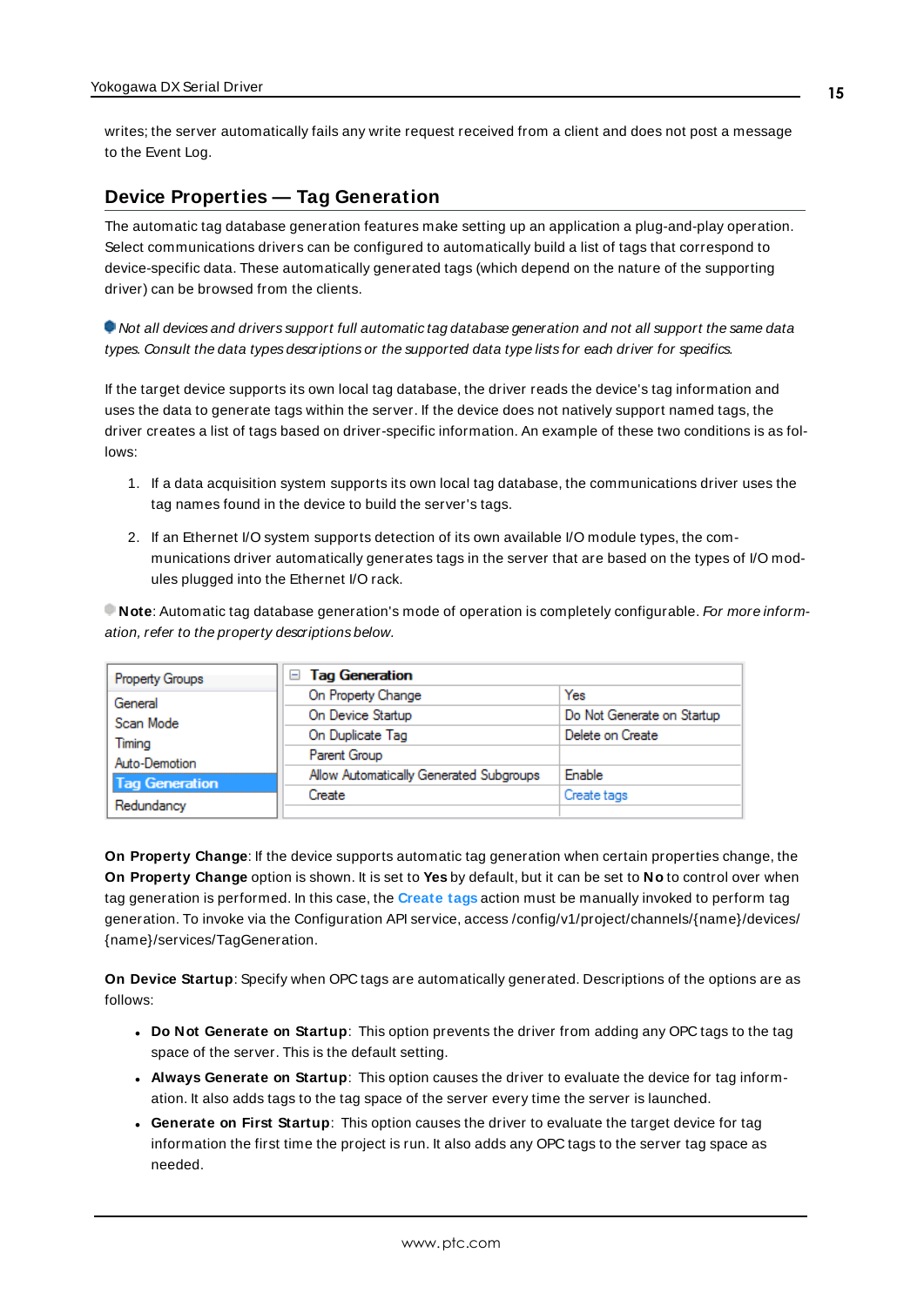writes; the server automatically fails any write request received from a client and does not post a message to the Event Log.

## Device Properties — Tag Generation

The automatic tag database generation features make setting up an application a plug-and-play operation. Select communications drivers can be configured to automatically build a list of tags that correspond to device-specific data. These automatically generated tags (which depend on the nature of the supporting driver) can be browsed from the clients.

*Not all devices and drivers support full automatic tag database generation and not all support the same data types. Consult the data types descriptions or the supported data type lists for each driver for specifics.*

If the target device supports its own local tag database, the driver reads the device's tag information and uses the data to generate tags within the server. If the device does not natively support named tags, the driver creates a list of tags based on driver-specific information. An example of these two conditions is as follows:

1. If a data acquisition system supports its own local tag database, the communications driver uses the tag names found in the device to build the server's tags.

2. If an Ethernet I/O system supports detection of its own available I/O module types, the communications driver automatically generates tags in the server that are based on the types of I/O modules plugged into the Ethernet I/O rack.

**Note**: Automatic tag database generation's mode of operation is completely configurable. *For more information, refer to the property descriptions below.*

| Property Groups |
| --- |
| General |
| Scan Mode |
| Timing |
| Auto-Demotion |
| **Tag Generation** |
| Redundancy |

| Tag Generation | |
| --- | --- |
| On Property Change | Yes |
| On Device Startup | Do Not Generate on Startup |
| On Duplicate Tag | Delete on Create |
| Parent Group | |
| Allow Automatically Generated Subgroups | Enable |
| Create | Create tags |

**On Property Change**: If the device supports automatic tag generation when certain properties change, the **On Property Change** option is shown. It is set to **Yes** by default, but it can be set to **No** to control over when tag generation is performed. In this case, the **Create tags** action must be manually invoked to perform tag generation. To invoke via the Configuration API service, access /config/v1/project/channels/{name}/devices/{name}/services/TagGeneration.

**On Device Startup**: Specify when OPC tags are automatically generated. Descriptions of the options are as follows:

- **Do Not Generate on Startup**: This option prevents the driver from adding any OPC tags to the tag space of the server. This is the default setting.
- **Always Generate on Startup**: This option causes the driver to evaluate the device for tag information. It also adds tags to the tag space of the server every time the server is launched.
- **Generate on First Startup**: This option causes the driver to evaluate the target device for tag information the first time the project is run. It also adds any OPC tags to the server tag space as needed.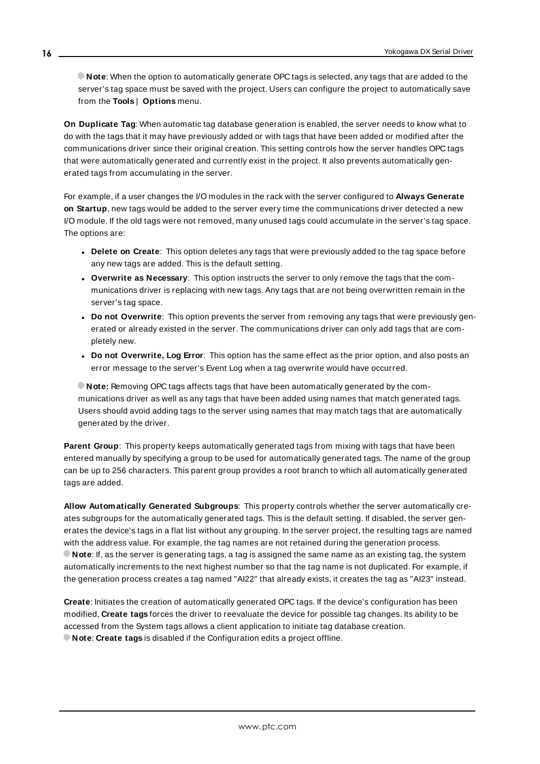**Note**: When the option to automatically generate OPC tags is selected, any tags that are added to the server's tag space must be saved with the project. Users can configure the project to automatically save from the **Tools** | **Options** menu.

**On Duplicate Tag**: When automatic tag database generation is enabled, the server needs to know what to do with the tags that it may have previously added or with tags that have been added or modified after the communications driver since their original creation. This setting controls how the server handles OPC tags that were automatically generated and currently exist in the project. It also prevents automatically generated tags from accumulating in the server.

For example, if a user changes the I/O modules in the rack with the server configured to **Always Generate on Startup**, new tags would be added to the server every time the communications driver detected a new I/O module. If the old tags were not removed, many unused tags could accumulate in the server's tag space. The options are:

- **Delete on Create**: This option deletes any tags that were previously added to the tag space before any new tags are added. This is the default setting.
- **Overwrite as Necessary**: This option instructs the server to only remove the tags that the communications driver is replacing with new tags. Any tags that are not being overwritten remain in the server's tag space.
- **Do not Overwrite**: This option prevents the server from removing any tags that were previously generated or already existed in the server. The communications driver can only add tags that are completely new.
- **Do not Overwrite, Log Error**: This option has the same effect as the prior option, and also posts an error message to the server's Event Log when a tag overwrite would have occurred.

**Note:** Removing OPC tags affects tags that have been automatically generated by the communications driver as well as any tags that have been added using names that match generated tags. Users should avoid adding tags to the server using names that may match tags that are automatically generated by the driver.

**Parent Group**: This property keeps automatically generated tags from mixing with tags that have been entered manually by specifying a group to be used for automatically generated tags. The name of the group can be up to 256 characters. This parent group provides a root branch to which all automatically generated tags are added.

**Allow Automatically Generated Subgroups**: This property controls whether the server automatically creates subgroups for the automatically generated tags. This is the default setting. If disabled, the server generates the device's tags in a flat list without any grouping. In the server project, the resulting tags are named with the address value. For example, the tag names are not retained during the generation process.
**Note**: If, as the server is generating tags, a tag is assigned the same name as an existing tag, the system automatically increments to the next highest number so that the tag name is not duplicated. For example, if the generation process creates a tag named "AI22" that already exists, it creates the tag as "AI23" instead.

**Create**: Initiates the creation of automatically generated OPC tags. If the device's configuration has been modified, **Create tags** forces the driver to reevaluate the device for possible tag changes. Its ability to be accessed from the System tags allows a client application to initiate tag database creation.
**Note**: **Create tags** is disabled if the Configuration edits a project offline.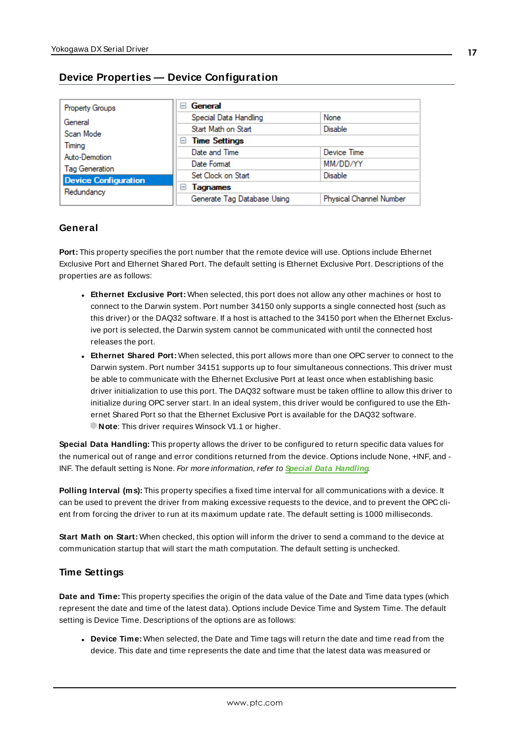## Device Properties — Device Configuration

| Property Groups | | |
|---|---|---|
| General | **General** | |
| Scan Mode | Special Data Handling | None |
| Timing | Start Math on Start | Disable |
| Auto-Demotion | **Time Settings** | |
| Tag Generation | Date and Time | Device Time |
| **Device Configuration** | Date Format | MM/DD/YY |
| Redundancy | Set Clock on Start | Disable |
| | **Tagnames** | |
| | Generate Tag Database Using | Physical Channel Number |

### General

**Port:** This property specifies the port number that the remote device will use. Options include Ethernet Exclusive Port and Ethernet Shared Port. The default setting is Ethernet Exclusive Port. Descriptions of the properties are as follows:

- **Ethernet Exclusive Port:** When selected, this port does not allow any other machines or host to connect to the Darwin system. Port number 34150 only supports a single connected host (such as this driver) or the DAQ32 software. If a host is attached to the 34150 port when the Ethernet Exclusive port is selected, the Darwin system cannot be communicated with until the connected host releases the port.
- **Ethernet Shared Port:** When selected, this port allows more than one OPC server to connect to the Darwin system. Port number 34151 supports up to four simultaneous connections. This driver must be able to communicate with the Ethernet Exclusive Port at least once when establishing basic driver initialization to use this port. The DAQ32 software must be taken offline to allow this driver to initialize during OPC server start. In an ideal system, this driver would be configured to use the Ethernet Shared Port so that the Ethernet Exclusive Port is available for the DAQ32 software.
  **Note**: This driver requires Winsock V1.1 or higher.

**Special Data Handling:** This property allows the driver to be configured to return specific data values for the numerical out of range and error conditions returned from the device. Options include None, +INF, and -INF. The default setting is None. *For more information, refer to* ***Special Data Handling***.

**Polling Interval (ms):** This property specifies a fixed time interval for all communications with a device. It can be used to prevent the driver from making excessive requests to the device, and to prevent the OPC client from forcing the driver to run at its maximum update rate. The default setting is 1000 milliseconds.

**Start Math on Start:** When checked, this option will inform the driver to send a command to the device at communication startup that will start the math computation. The default setting is unchecked.

### Time Settings

**Date and Time:** This property specifies the origin of the data value of the Date and Time data types (which represent the date and time of the latest data). Options include Device Time and System Time. The default setting is Device Time. Descriptions of the options are as follows:

- **Device Time:** When selected, the Date and Time tags will return the date and time read from the device. This date and time represents the date and time that the latest data was measured or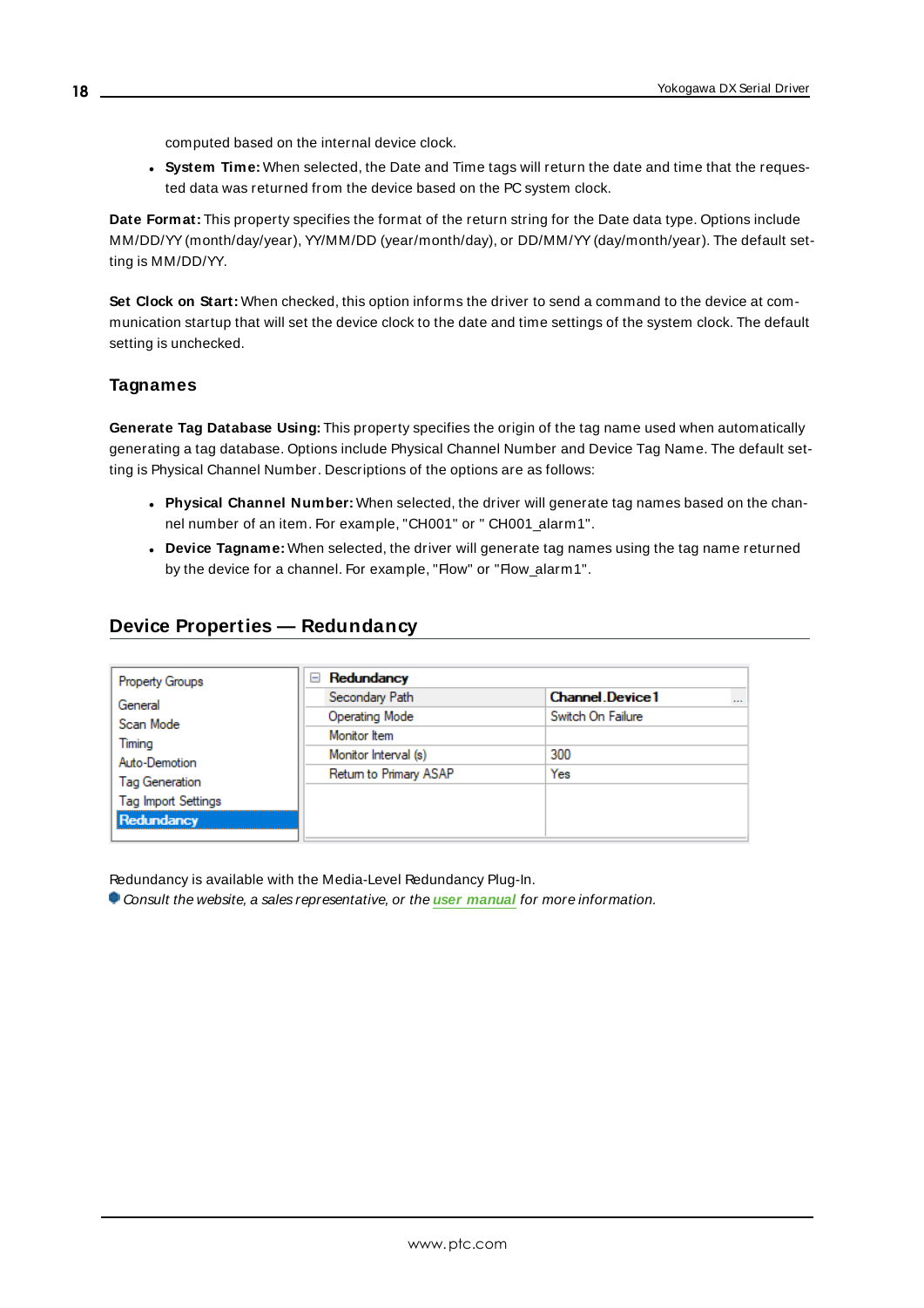computed based on the internal device clock.

- **System Time:** When selected, the Date and Time tags will return the date and time that the requested data was returned from the device based on the PC system clock.

**Date Format:** This property specifies the format of the return string for the Date data type. Options include MM/DD/YY (month/day/year), YY/MM/DD (year/month/day), or DD/MM/YY (day/month/year). The default setting is MM/DD/YY.

**Set Clock on Start:** When checked, this option informs the driver to send a command to the device at communication startup that will set the device clock to the date and time settings of the system clock. The default setting is unchecked.

### Tagnames

**Generate Tag Database Using:** This property specifies the origin of the tag name used when automatically generating a tag database. Options include Physical Channel Number and Device Tag Name. The default setting is Physical Channel Number. Descriptions of the options are as follows:

- **Physical Channel Number:** When selected, the driver will generate tag names based on the channel number of an item. For example, "CH001" or " CH001_alarm1".
- **Device Tagname:** When selected, the driver will generate tag names using the tag name returned by the device for a channel. For example, "Flow" or "Flow_alarm1".

## Device Properties — Redundancy

| Property Groups | Redundancy | |
|---|---|---|
| General | Secondary Path | Channel.Device1 |
| Scan Mode | Operating Mode | Switch On Failure |
| Timing | Monitor Item | |
| Auto-Demotion | Monitor Interval (s) | 300 |
| Tag Generation | Return to Primary ASAP | Yes |
| Tag Import Settings | | |
| **Redundancy** | | |

Redundancy is available with the Media-Level Redundancy Plug-In.

*Consult the website, a sales representative, or the **user manual** for more information.*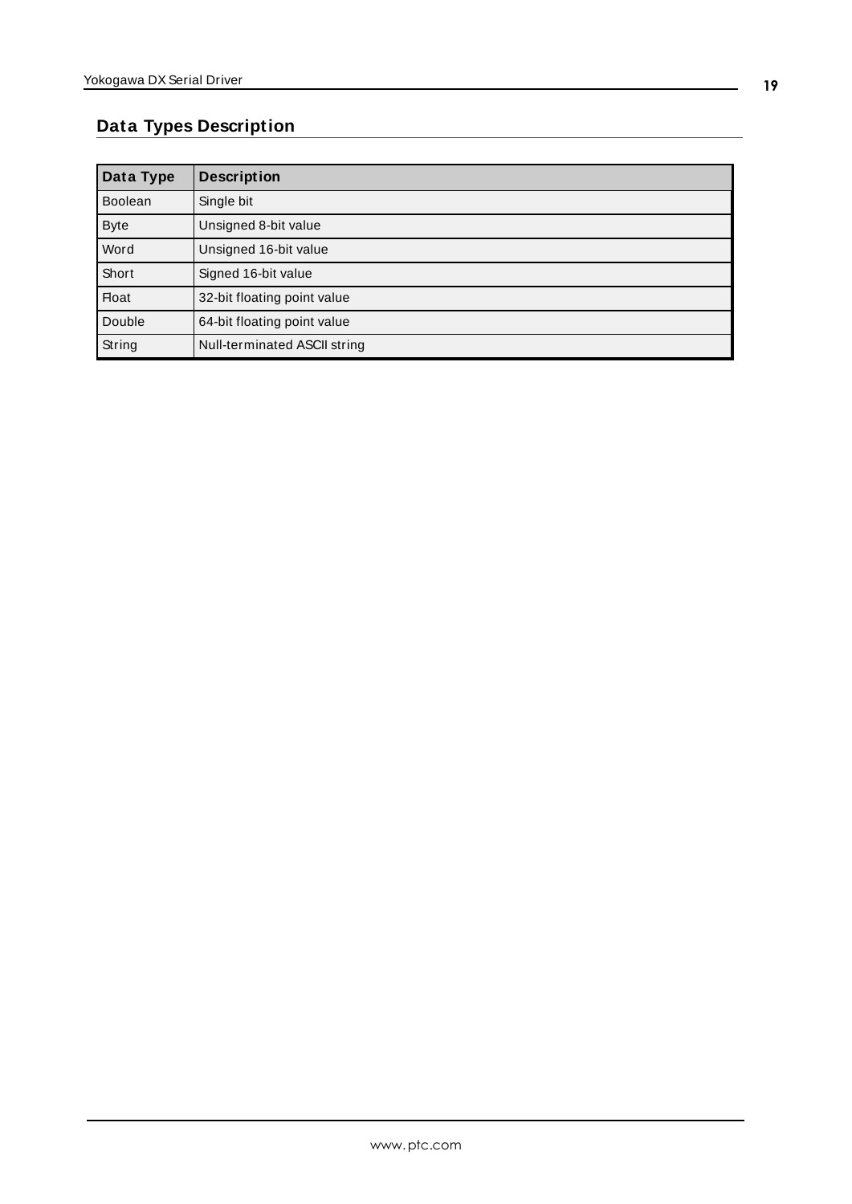# Data Types Description

| Data Type | Description |
|---|---|
| Boolean | Single bit |
| Byte | Unsigned 8-bit value |
| Word | Unsigned 16-bit value |
| Short | Signed 16-bit value |
| Float | 32-bit floating point value |
| Double | 64-bit floating point value |
| String | Null-terminated ASCII string |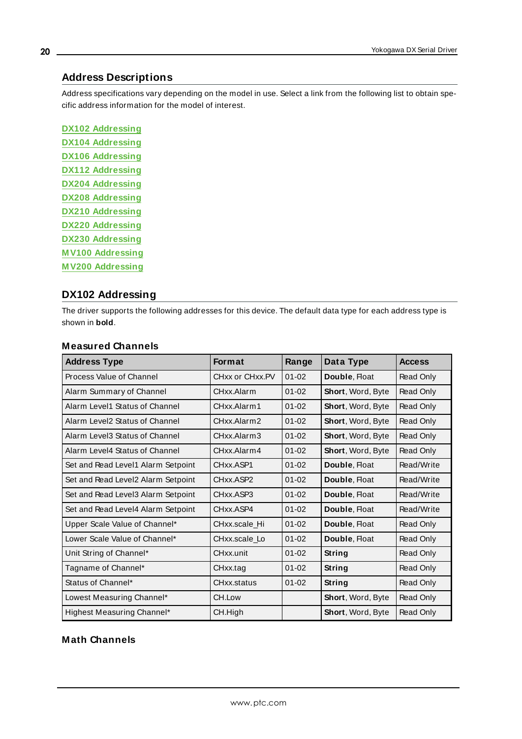## Address Descriptions

Address specifications vary depending on the model in use. Select a link from the following list to obtain specific address information for the model of interest.

**DX102 Addressing**
**DX104 Addressing**
**DX106 Addressing**
**DX112 Addressing**
**DX204 Addressing**
**DX208 Addressing**
**DX210 Addressing**
**DX220 Addressing**
**DX230 Addressing**
**MV100 Addressing**
**MV200 Addressing**

## DX102 Addressing

The driver supports the following addresses for this device. The default data type for each address type is shown in **bold**.

### Measured Channels

| Address Type | Format | Range | Data Type | Access |
|---|---|---|---|---|
| Process Value of Channel | CHxx or CHxx.PV | 01-02 | **Double**, Float | Read Only |
| Alarm Summary of Channel | CHxx.Alarm | 01-02 | **Short**, Word, Byte | Read Only |
| Alarm Level1 Status of Channel | CHxx.Alarm1 | 01-02 | **Short**, Word, Byte | Read Only |
| Alarm Level2 Status of Channel | CHxx.Alarm2 | 01-02 | **Short**, Word, Byte | Read Only |
| Alarm Level3 Status of Channel | CHxx.Alarm3 | 01-02 | **Short**, Word, Byte | Read Only |
| Alarm Level4 Status of Channel | CHxx.Alarm4 | 01-02 | **Short**, Word, Byte | Read Only |
| Set and Read Level1 Alarm Setpoint | CHxx.ASP1 | 01-02 | **Double**, Float | Read/Write |
| Set and Read Level2 Alarm Setpoint | CHxx.ASP2 | 01-02 | **Double**, Float | Read/Write |
| Set and Read Level3 Alarm Setpoint | CHxx.ASP3 | 01-02 | **Double**, Float | Read/Write |
| Set and Read Level4 Alarm Setpoint | CHxx.ASP4 | 01-02 | **Double**, Float | Read/Write |
| Upper Scale Value of Channel* | CHxx.scale_Hi | 01-02 | **Double**, Float | Read Only |
| Lower Scale Value of Channel* | CHxx.scale_Lo | 01-02 | **Double**, Float | Read Only |
| Unit String of Channel* | CHxx.unit | 01-02 | **String** | Read Only |
| Tagname of Channel* | CHxx.tag | 01-02 | **String** | Read Only |
| Status of Channel* | CHxx.status | 01-02 | **String** | Read Only |
| Lowest Measuring Channel* | CH.Low | | **Short**, Word, Byte | Read Only |
| Highest Measuring Channel* | CH.High | | **Short**, Word, Byte | Read Only |

### Math Channels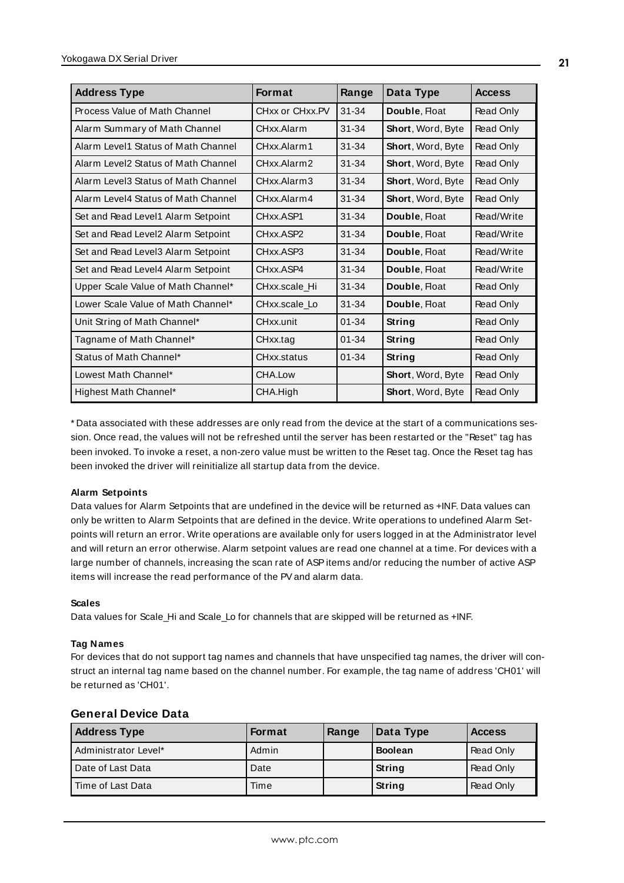| Address Type | Format | Range | Data Type | Access |
| --- | --- | --- | --- | --- |
| Process Value of Math Channel | CHxx or CHxx.PV | 31-34 | **Double**, Float | Read Only |
| Alarm Summary of Math Channel | CHxx.Alarm | 31-34 | **Short**, Word, Byte | Read Only |
| Alarm Level1 Status of Math Channel | CHxx.Alarm1 | 31-34 | **Short**, Word, Byte | Read Only |
| Alarm Level2 Status of Math Channel | CHxx.Alarm2 | 31-34 | **Short**, Word, Byte | Read Only |
| Alarm Level3 Status of Math Channel | CHxx.Alarm3 | 31-34 | **Short**, Word, Byte | Read Only |
| Alarm Level4 Status of Math Channel | CHxx.Alarm4 | 31-34 | **Short**, Word, Byte | Read Only |
| Set and Read Level1 Alarm Setpoint | CHxx.ASP1 | 31-34 | **Double**, Float | Read/Write |
| Set and Read Level2 Alarm Setpoint | CHxx.ASP2 | 31-34 | **Double**, Float | Read/Write |
| Set and Read Level3 Alarm Setpoint | CHxx.ASP3 | 31-34 | **Double**, Float | Read/Write |
| Set and Read Level4 Alarm Setpoint | CHxx.ASP4 | 31-34 | **Double**, Float | Read/Write |
| Upper Scale Value of Math Channel* | CHxx.scale_Hi | 31-34 | **Double**, Float | Read Only |
| Lower Scale Value of Math Channel* | CHxx.scale_Lo | 31-34 | **Double**, Float | Read Only |
| Unit String of Math Channel* | CHxx.unit | 01-34 | **String** | Read Only |
| Tagname of Math Channel* | CHxx.tag | 01-34 | **String** | Read Only |
| Status of Math Channel* | CHxx.status | 01-34 | **String** | Read Only |
| Lowest Math Channel* | CHA.Low | | **Short**, Word, Byte | Read Only |
| Highest Math Channel* | CHA.High | | **Short**, Word, Byte | Read Only |

* Data associated with these addresses are only read from the device at the start of a communications session. Once read, the values will not be refreshed until the server has been restarted or the "Reset" tag has been invoked. To invoke a reset, a non-zero value must be written to the Reset tag. Once the Reset tag has been invoked the driver will reinitialize all startup data from the device.

**Alarm Setpoints**

Data values for Alarm Setpoints that are undefined in the device will be returned as +INF. Data values can only be written to Alarm Setpoints that are defined in the device. Write operations to undefined Alarm Setpoints will return an error. Write operations are available only for users logged in at the Administrator level and will return an error otherwise. Alarm setpoint values are read one channel at a time. For devices with a large number of channels, increasing the scan rate of ASP items and/or reducing the number of active ASP items will increase the read performance of the PV and alarm data.

**Scales**

Data values for Scale_Hi and Scale_Lo for channels that are skipped will be returned as +INF.

**Tag Names**

For devices that do not support tag names and channels that have unspecified tag names, the driver will construct an internal tag name based on the channel number. For example, the tag name of address 'CH01' will be returned as 'CH01'.

## General Device Data

| Address Type | Format | Range | Data Type | Access |
| --- | --- | --- | --- | --- |
| Administrator Level* | Admin | | **Boolean** | Read Only |
| Date of Last Data | Date | | **String** | Read Only |
| Time of Last Data | Time | | **String** | Read Only |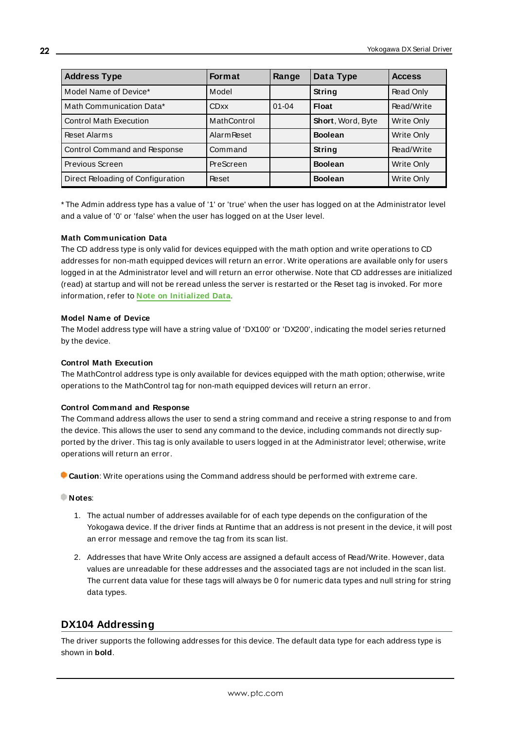| Address Type | Format | Range | Data Type | Access |
| --- | --- | --- | --- | --- |
| Model Name of Device* | Model | | **String** | Read Only |
| Math Communication Data* | CDxx | 01-04 | **Float** | Read/Write |
| Control Math Execution | MathControl | | **Short**, Word, Byte | Write Only |
| Reset Alarms | AlarmReset | | **Boolean** | Write Only |
| Control Command and Response | Command | | **String** | Read/Write |
| Previous Screen | PreScreen | | **Boolean** | Write Only |
| Direct Reloading of Configuration | Reset | | **Boolean** | Write Only |

* The Admin address type has a value of '1' or 'true' when the user has logged on at the Administrator level and a value of '0' or 'false' when the user has logged on at the User level.

**Math Communication Data**

The CD address type is only valid for devices equipped with the math option and write operations to CD addresses for non-math equipped devices will return an error. Write operations are available only for users logged in at the Administrator level and will return an error otherwise. Note that CD addresses are initialized (read) at startup and will not be reread unless the server is restarted or the Reset tag is invoked. For more information, refer to **Note on Initialized Data**.

**Model Name of Device**

The Model address type will have a string value of 'DX100' or 'DX200', indicating the model series returned by the device.

**Control Math Execution**

The MathControl address type is only available for devices equipped with the math option; otherwise, write operations to the MathControl tag for non-math equipped devices will return an error.

**Control Command and Response**

The Command address allows the user to send a string command and receive a string response to and from the device. This allows the user to send any command to the device, including commands not directly supported by the driver. This tag is only available to users logged in at the Administrator level; otherwise, write operations will return an error.

**Caution**: Write operations using the Command address should be performed with extreme care.

**Notes**:

1. The actual number of addresses available for of each type depends on the configuration of the Yokogawa device. If the driver finds at Runtime that an address is not present in the device, it will post an error message and remove the tag from its scan list.

2. Addresses that have Write Only access are assigned a default access of Read/Write. However, data values are unreadable for these addresses and the associated tags are not included in the scan list. The current data value for these tags will always be 0 for numeric data types and null string for string data types.

## DX104 Addressing

The driver supports the following addresses for this device. The default data type for each address type is shown in **bold**.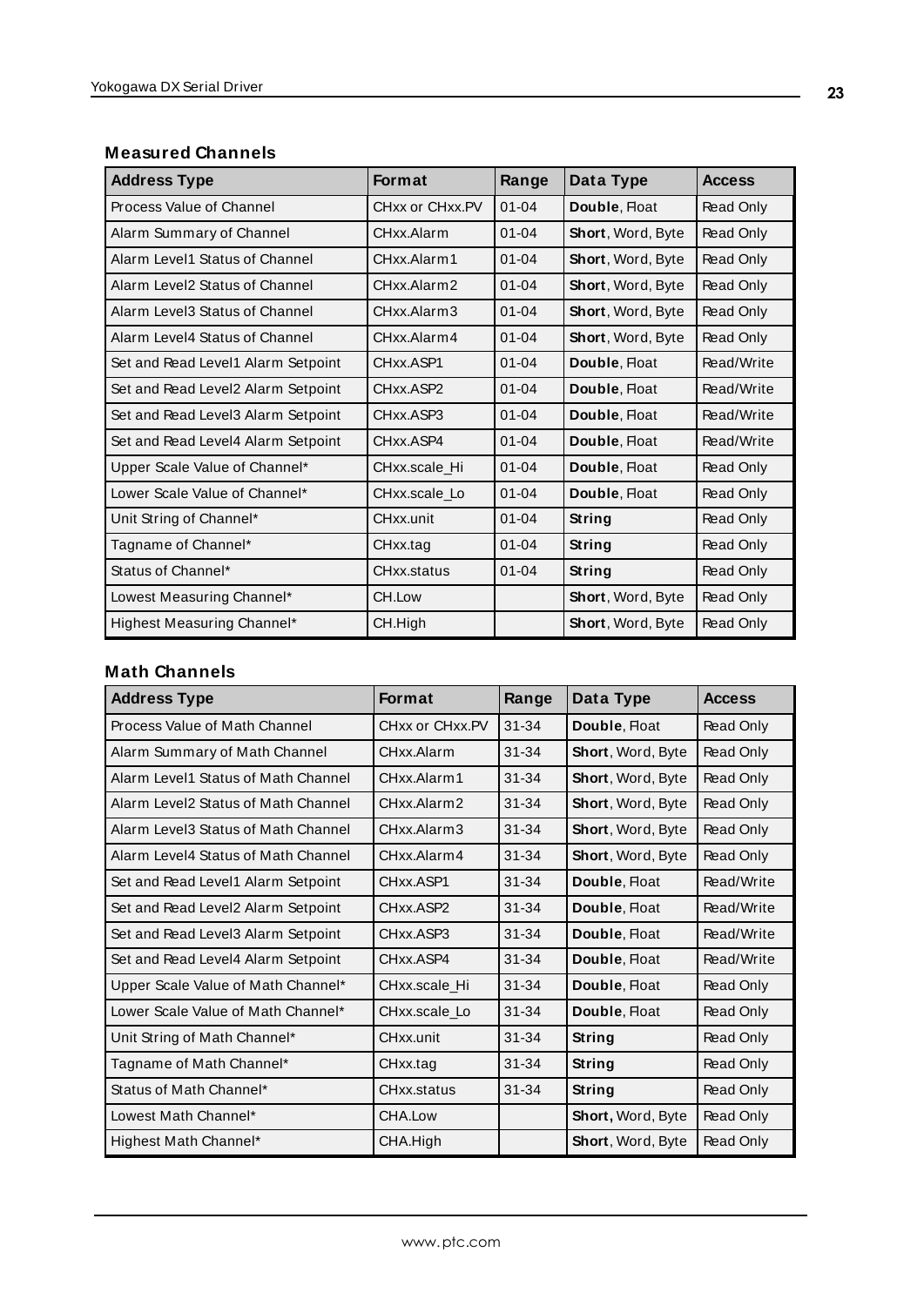### Measured Channels

| Address Type | Format | Range | Data Type | Access |
|---|---|---|---|---|
| Process Value of Channel | CHxx or CHxx.PV | 01-04 | **Double**, Float | Read Only |
| Alarm Summary of Channel | CHxx.Alarm | 01-04 | **Short**, Word, Byte | Read Only |
| Alarm Level1 Status of Channel | CHxx.Alarm1 | 01-04 | **Short**, Word, Byte | Read Only |
| Alarm Level2 Status of Channel | CHxx.Alarm2 | 01-04 | **Short**, Word, Byte | Read Only |
| Alarm Level3 Status of Channel | CHxx.Alarm3 | 01-04 | **Short**, Word, Byte | Read Only |
| Alarm Level4 Status of Channel | CHxx.Alarm4 | 01-04 | **Short**, Word, Byte | Read Only |
| Set and Read Level1 Alarm Setpoint | CHxx.ASP1 | 01-04 | **Double**, Float | Read/Write |
| Set and Read Level2 Alarm Setpoint | CHxx.ASP2 | 01-04 | **Double**, Float | Read/Write |
| Set and Read Level3 Alarm Setpoint | CHxx.ASP3 | 01-04 | **Double**, Float | Read/Write |
| Set and Read Level4 Alarm Setpoint | CHxx.ASP4 | 01-04 | **Double**, Float | Read/Write |
| Upper Scale Value of Channel* | CHxx.scale_Hi | 01-04 | **Double**, Float | Read Only |
| Lower Scale Value of Channel* | CHxx.scale_Lo | 01-04 | **Double**, Float | Read Only |
| Unit String of Channel* | CHxx.unit | 01-04 | **String** | Read Only |
| Tagname of Channel* | CHxx.tag | 01-04 | **String** | Read Only |
| Status of Channel* | CHxx.status | 01-04 | **String** | Read Only |
| Lowest Measuring Channel* | CH.Low | | **Short**, Word, Byte | Read Only |
| Highest Measuring Channel* | CH.High | | **Short**, Word, Byte | Read Only |

### Math Channels

| Address Type | Format | Range | Data Type | Access |
|---|---|---|---|---|
| Process Value of Math Channel | CHxx or CHxx.PV | 31-34 | **Double**, Float | Read Only |
| Alarm Summary of Math Channel | CHxx.Alarm | 31-34 | **Short**, Word, Byte | Read Only |
| Alarm Level1 Status of Math Channel | CHxx.Alarm1 | 31-34 | **Short**, Word, Byte | Read Only |
| Alarm Level2 Status of Math Channel | CHxx.Alarm2 | 31-34 | **Short**, Word, Byte | Read Only |
| Alarm Level3 Status of Math Channel | CHxx.Alarm3 | 31-34 | **Short**, Word, Byte | Read Only |
| Alarm Level4 Status of Math Channel | CHxx.Alarm4 | 31-34 | **Short**, Word, Byte | Read Only |
| Set and Read Level1 Alarm Setpoint | CHxx.ASP1 | 31-34 | **Double**, Float | Read/Write |
| Set and Read Level2 Alarm Setpoint | CHxx.ASP2 | 31-34 | **Double**, Float | Read/Write |
| Set and Read Level3 Alarm Setpoint | CHxx.ASP3 | 31-34 | **Double**, Float | Read/Write |
| Set and Read Level4 Alarm Setpoint | CHxx.ASP4 | 31-34 | **Double**, Float | Read/Write |
| Upper Scale Value of Math Channel* | CHxx.scale_Hi | 31-34 | **Double**, Float | Read Only |
| Lower Scale Value of Math Channel* | CHxx.scale_Lo | 31-34 | **Double**, Float | Read Only |
| Unit String of Math Channel* | CHxx.unit | 31-34 | **String** | Read Only |
| Tagname of Math Channel* | CHxx.tag | 31-34 | **String** | Read Only |
| Status of Math Channel* | CHxx.status | 31-34 | **String** | Read Only |
| Lowest Math Channel* | CHA.Low | | **Short**, Word, Byte | Read Only |
| Highest Math Channel* | CHA.High | | **Short**, Word, Byte | Read Only |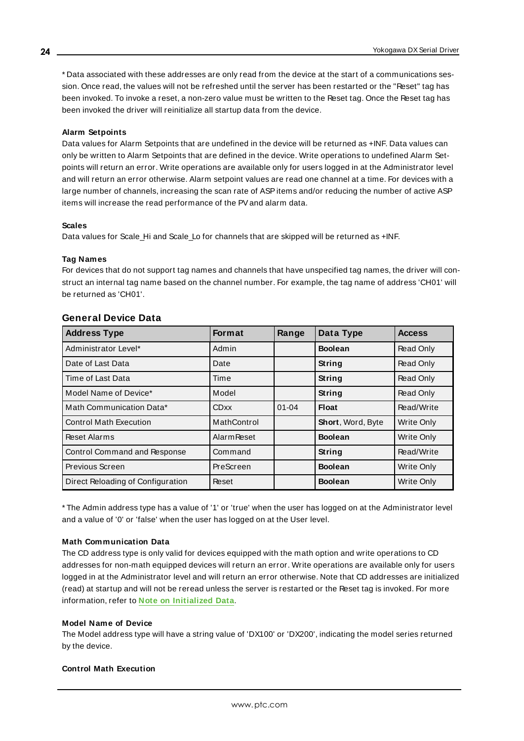* Data associated with these addresses are only read from the device at the start of a communications session. Once read, the values will not be refreshed until the server has been restarted or the "Reset" tag has been invoked. To invoke a reset, a non-zero value must be written to the Reset tag. Once the Reset tag has been invoked the driver will reinitialize all startup data from the device.

**Alarm Setpoints**
Data values for Alarm Setpoints that are undefined in the device will be returned as +INF. Data values can only be written to Alarm Setpoints that are defined in the device. Write operations to undefined Alarm Setpoints will return an error. Write operations are available only for users logged in at the Administrator level and will return an error otherwise. Alarm setpoint values are read one channel at a time. For devices with a large number of channels, increasing the scan rate of ASP items and/or reducing the number of active ASP items will increase the read performance of the PV and alarm data.

**Scales**
Data values for Scale_Hi and Scale_Lo for channels that are skipped will be returned as +INF.

**Tag Names**
For devices that do not support tag names and channels that have unspecified tag names, the driver will construct an internal tag name based on the channel number. For example, the tag name of address 'CH01' will be returned as 'CH01'.

## General Device Data

| Address Type | Format | Range | Data Type | Access |
|---|---|---|---|---|
| Administrator Level* | Admin | | **Boolean** | Read Only |
| Date of Last Data | Date | | **String** | Read Only |
| Time of Last Data | Time | | **String** | Read Only |
| Model Name of Device* | Model | | **String** | Read Only |
| Math Communication Data* | CDxx | 01-04 | **Float** | Read/Write |
| Control Math Execution | MathControl | | **Short**, Word, Byte | Write Only |
| Reset Alarms | AlarmReset | | **Boolean** | Write Only |
| Control Command and Response | Command | | **String** | Read/Write |
| Previous Screen | PreScreen | | **Boolean** | Write Only |
| Direct Reloading of Configuration | Reset | | **Boolean** | Write Only |

* The Admin address type has a value of '1' or 'true' when the user has logged on at the Administrator level and a value of '0' or 'false' when the user has logged on at the User level.

**Math Communication Data**
The CD address type is only valid for devices equipped with the math option and write operations to CD addresses for non-math equipped devices will return an error. Write operations are available only for users logged in at the Administrator level and will return an error otherwise. Note that CD addresses are initialized (read) at startup and will not be reread unless the server is restarted or the Reset tag is invoked. For more information, refer to **Note on Initialized Data**.

**Model Name of Device**
The Model address type will have a string value of 'DX100' or 'DX200', indicating the model series returned by the device.

**Control Math Execution**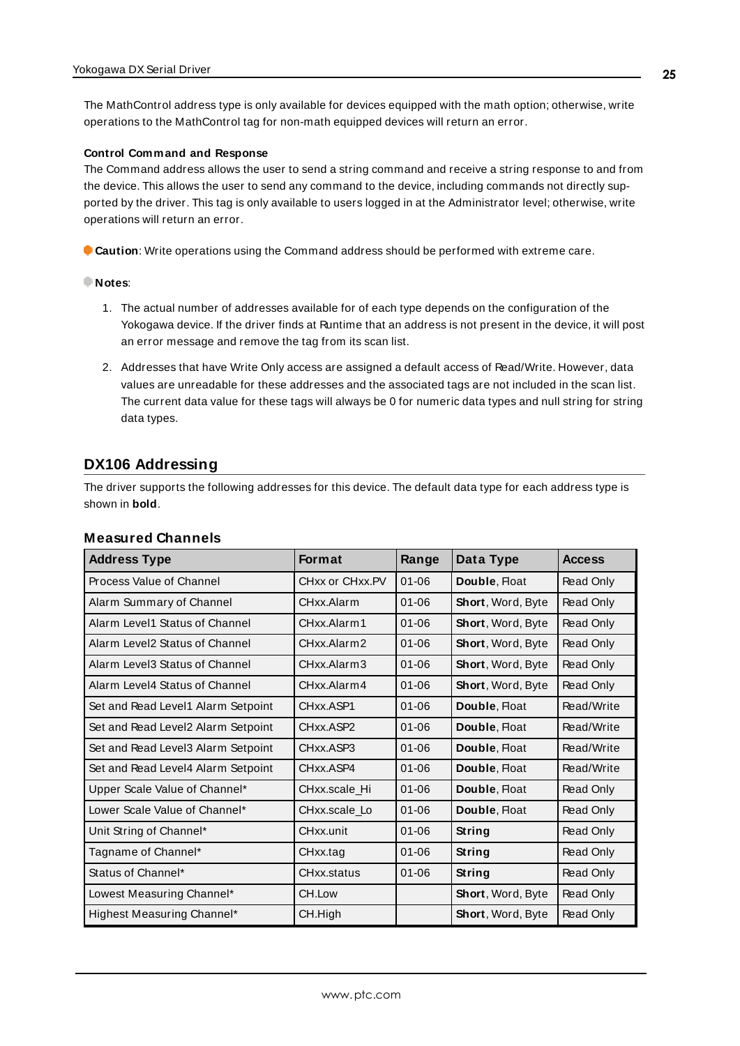The MathControl address type is only available for devices equipped with the math option; otherwise, write operations to the MathControl tag for non-math equipped devices will return an error.

**Control Command and Response**

The Command address allows the user to send a string command and receive a string response to and from the device. This allows the user to send any command to the device, including commands not directly supported by the driver. This tag is only available to users logged in at the Administrator level; otherwise, write operations will return an error.

**Caution**: Write operations using the Command address should be performed with extreme care.

**Notes**:

1. The actual number of addresses available for of each type depends on the configuration of the Yokogawa device. If the driver finds at Runtime that an address is not present in the device, it will post an error message and remove the tag from its scan list.
2. Addresses that have Write Only access are assigned a default access of Read/Write. However, data values are unreadable for these addresses and the associated tags are not included in the scan list. The current data value for these tags will always be 0 for numeric data types and null string for string data types.

## DX106 Addressing

The driver supports the following addresses for this device. The default data type for each address type is shown in **bold**.

### Measured Channels

| Address Type | Format | Range | Data Type | Access |
|---|---|---|---|---|
| Process Value of Channel | CHxx or CHxx.PV | 01-06 | **Double**, Float | Read Only |
| Alarm Summary of Channel | CHxx.Alarm | 01-06 | **Short**, Word, Byte | Read Only |
| Alarm Level1 Status of Channel | CHxx.Alarm1 | 01-06 | **Short**, Word, Byte | Read Only |
| Alarm Level2 Status of Channel | CHxx.Alarm2 | 01-06 | **Short**, Word, Byte | Read Only |
| Alarm Level3 Status of Channel | CHxx.Alarm3 | 01-06 | **Short**, Word, Byte | Read Only |
| Alarm Level4 Status of Channel | CHxx.Alarm4 | 01-06 | **Short**, Word, Byte | Read Only |
| Set and Read Level1 Alarm Setpoint | CHxx.ASP1 | 01-06 | **Double**, Float | Read/Write |
| Set and Read Level2 Alarm Setpoint | CHxx.ASP2 | 01-06 | **Double**, Float | Read/Write |
| Set and Read Level3 Alarm Setpoint | CHxx.ASP3 | 01-06 | **Double**, Float | Read/Write |
| Set and Read Level4 Alarm Setpoint | CHxx.ASP4 | 01-06 | **Double**, Float | Read/Write |
| Upper Scale Value of Channel* | CHxx.scale_Hi | 01-06 | **Double**, Float | Read Only |
| Lower Scale Value of Channel* | CHxx.scale_Lo | 01-06 | **Double**, Float | Read Only |
| Unit String of Channel* | CHxx.unit | 01-06 | **String** | Read Only |
| Tagname of Channel* | CHxx.tag | 01-06 | **String** | Read Only |
| Status of Channel* | CHxx.status | 01-06 | **String** | Read Only |
| Lowest Measuring Channel* | CH.Low | | **Short**, Word, Byte | Read Only |
| Highest Measuring Channel* | CH.High | | **Short**, Word, Byte | Read Only |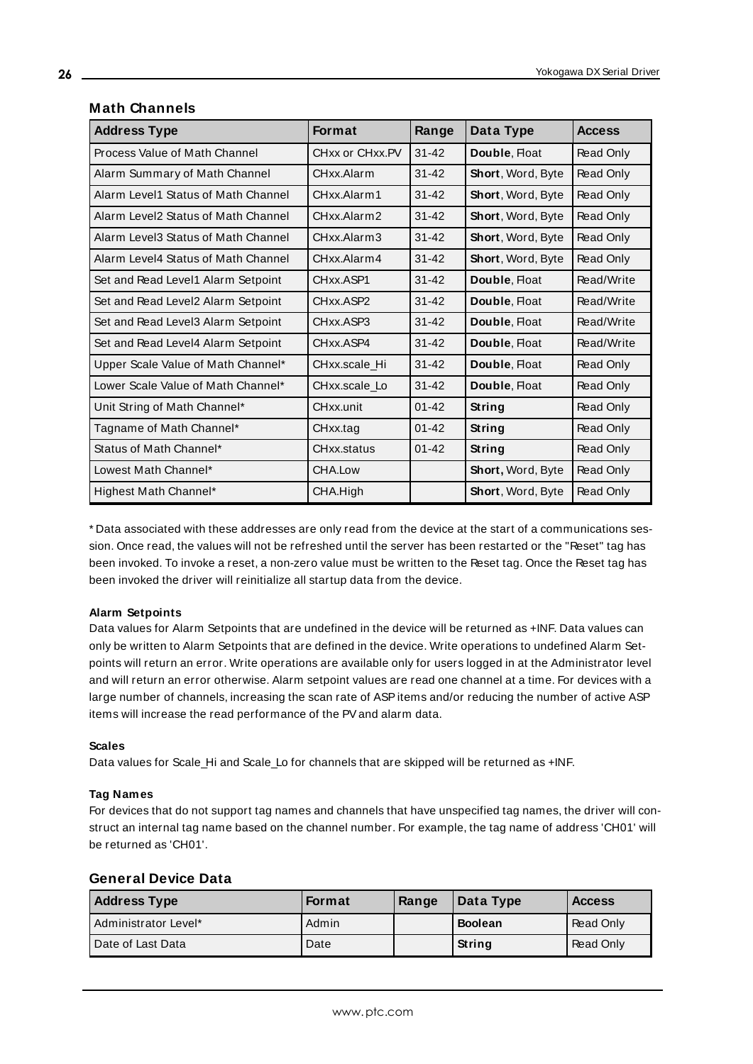## Math Channels

| Address Type | Format | Range | Data Type | Access |
|---|---|---|---|---|
| Process Value of Math Channel | CHxx or CHxx.PV | 31-42 | **Double**, Float | Read Only |
| Alarm Summary of Math Channel | CHxx.Alarm | 31-42 | **Short**, Word, Byte | Read Only |
| Alarm Level1 Status of Math Channel | CHxx.Alarm1 | 31-42 | **Short**, Word, Byte | Read Only |
| Alarm Level2 Status of Math Channel | CHxx.Alarm2 | 31-42 | **Short**, Word, Byte | Read Only |
| Alarm Level3 Status of Math Channel | CHxx.Alarm3 | 31-42 | **Short**, Word, Byte | Read Only |
| Alarm Level4 Status of Math Channel | CHxx.Alarm4 | 31-42 | **Short**, Word, Byte | Read Only |
| Set and Read Level1 Alarm Setpoint | CHxx.ASP1 | 31-42 | **Double**, Float | Read/Write |
| Set and Read Level2 Alarm Setpoint | CHxx.ASP2 | 31-42 | **Double**, Float | Read/Write |
| Set and Read Level3 Alarm Setpoint | CHxx.ASP3 | 31-42 | **Double**, Float | Read/Write |
| Set and Read Level4 Alarm Setpoint | CHxx.ASP4 | 31-42 | **Double**, Float | Read/Write |
| Upper Scale Value of Math Channel* | CHxx.scale_Hi | 31-42 | **Double**, Float | Read Only |
| Lower Scale Value of Math Channel* | CHxx.scale_Lo | 31-42 | **Double**, Float | Read Only |
| Unit String of Math Channel* | CHxx.unit | 01-42 | **String** | Read Only |
| Tagname of Math Channel* | CHxx.tag | 01-42 | **String** | Read Only |
| Status of Math Channel* | CHxx.status | 01-42 | **String** | Read Only |
| Lowest Math Channel* | CHA.Low | | **Short**, Word, Byte | Read Only |
| Highest Math Channel* | CHA.High | | **Short**, Word, Byte | Read Only |

* Data associated with these addresses are only read from the device at the start of a communications session. Once read, the values will not be refreshed until the server has been restarted or the "Reset" tag has been invoked. To invoke a reset, a non-zero value must be written to the Reset tag. Once the Reset tag has been invoked the driver will reinitialize all startup data from the device.

#### Alarm Setpoints

Data values for Alarm Setpoints that are undefined in the device will be returned as +INF. Data values can only be written to Alarm Setpoints that are defined in the device. Write operations to undefined Alarm Setpoints will return an error. Write operations are available only for users logged in at the Administrator level and will return an error otherwise. Alarm setpoint values are read one channel at a time. For devices with a large number of channels, increasing the scan rate of ASP items and/or reducing the number of active ASP items will increase the read performance of the PV and alarm data.

#### Scales

Data values for Scale_Hi and Scale_Lo for channels that are skipped will be returned as +INF.

#### Tag Names

For devices that do not support tag names and channels that have unspecified tag names, the driver will construct an internal tag name based on the channel number. For example, the tag name of address 'CH01' will be returned as 'CH01'.

## General Device Data

| Address Type | Format | Range | Data Type | Access |
|---|---|---|---|---|
| Administrator Level* | Admin | | **Boolean** | Read Only |
| Date of Last Data | Date | | **String** | Read Only |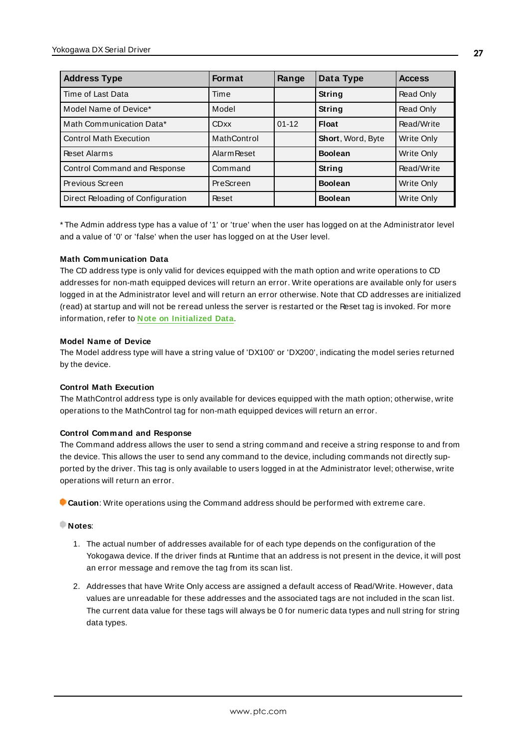| Address Type | Format | Range | Data Type | Access |
|---|---|---|---|---|
| Time of Last Data | Time | | **String** | Read Only |
| Model Name of Device* | Model | | **String** | Read Only |
| Math Communication Data* | CDxx | 01-12 | **Float** | Read/Write |
| Control Math Execution | MathControl | | **Short**, Word, Byte | Write Only |
| Reset Alarms | AlarmReset | | **Boolean** | Write Only |
| Control Command and Response | Command | | **String** | Read/Write |
| Previous Screen | PreScreen | | **Boolean** | Write Only |
| Direct Reloading of Configuration | Reset | | **Boolean** | Write Only |

* The Admin address type has a value of '1' or 'true' when the user has logged on at the Administrator level and a value of '0' or 'false' when the user has logged on at the User level.

**Math Communication Data**

The CD address type is only valid for devices equipped with the math option and write operations to CD addresses for non-math equipped devices will return an error. Write operations are available only for users logged in at the Administrator level and will return an error otherwise. Note that CD addresses are initialized (read) at startup and will not be reread unless the server is restarted or the Reset tag is invoked. For more information, refer to **Note on Initialized Data**.

**Model Name of Device**

The Model address type will have a string value of 'DX100' or 'DX200', indicating the model series returned by the device.

**Control Math Execution**

The MathControl address type is only available for devices equipped with the math option; otherwise, write operations to the MathControl tag for non-math equipped devices will return an error.

**Control Command and Response**

The Command address allows the user to send a string command and receive a string response to and from the device. This allows the user to send any command to the device, including commands not directly supported by the driver. This tag is only available to users logged in at the Administrator level; otherwise, write operations will return an error.

**Caution**: Write operations using the Command address should be performed with extreme care.

**Notes**:

1. The actual number of addresses available for of each type depends on the configuration of the Yokogawa device. If the driver finds at Runtime that an address is not present in the device, it will post an error message and remove the tag from its scan list.

2. Addresses that have Write Only access are assigned a default access of Read/Write. However, data values are unreadable for these addresses and the associated tags are not included in the scan list. The current data value for these tags will always be 0 for numeric data types and null string for string data types.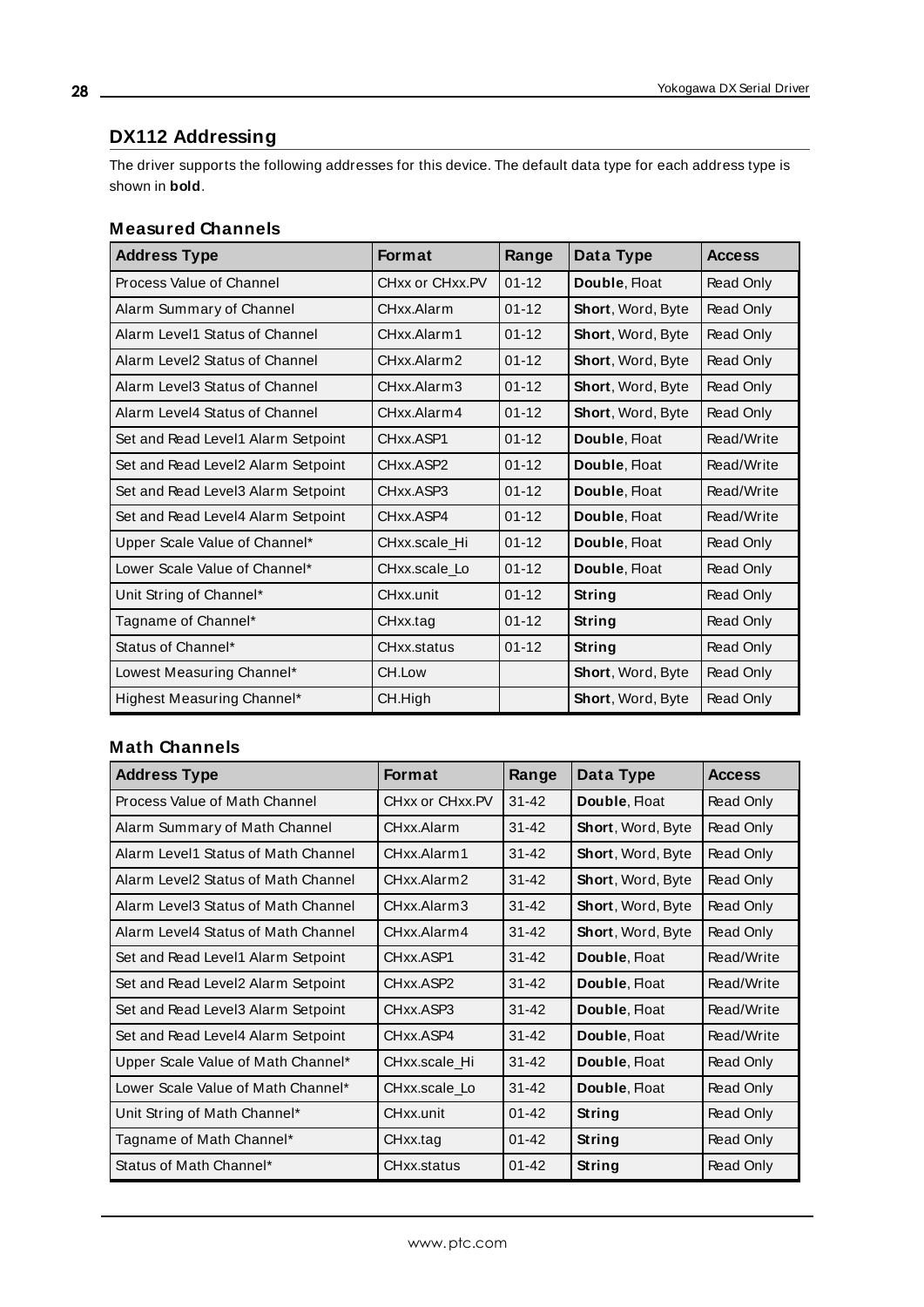## DX112 Addressing

The driver supports the following addresses for this device. The default data type for each address type is shown in **bold**.

### Measured Channels

| Address Type | Format | Range | Data Type | Access |
|---|---|---|---|---|
| Process Value of Channel | CHxx or CHxx.PV | 01-12 | **Double**, Float | Read Only |
| Alarm Summary of Channel | CHxx.Alarm | 01-12 | **Short**, Word, Byte | Read Only |
| Alarm Level1 Status of Channel | CHxx.Alarm1 | 01-12 | **Short**, Word, Byte | Read Only |
| Alarm Level2 Status of Channel | CHxx.Alarm2 | 01-12 | **Short**, Word, Byte | Read Only |
| Alarm Level3 Status of Channel | CHxx.Alarm3 | 01-12 | **Short**, Word, Byte | Read Only |
| Alarm Level4 Status of Channel | CHxx.Alarm4 | 01-12 | **Short**, Word, Byte | Read Only |
| Set and Read Level1 Alarm Setpoint | CHxx.ASP1 | 01-12 | **Double**, Float | Read/Write |
| Set and Read Level2 Alarm Setpoint | CHxx.ASP2 | 01-12 | **Double**, Float | Read/Write |
| Set and Read Level3 Alarm Setpoint | CHxx.ASP3 | 01-12 | **Double**, Float | Read/Write |
| Set and Read Level4 Alarm Setpoint | CHxx.ASP4 | 01-12 | **Double**, Float | Read/Write |
| Upper Scale Value of Channel* | CHxx.scale_Hi | 01-12 | **Double**, Float | Read Only |
| Lower Scale Value of Channel* | CHxx.scale_Lo | 01-12 | **Double**, Float | Read Only |
| Unit String of Channel* | CHxx.unit | 01-12 | **String** | Read Only |
| Tagname of Channel* | CHxx.tag | 01-12 | **String** | Read Only |
| Status of Channel* | CHxx.status | 01-12 | **String** | Read Only |
| Lowest Measuring Channel* | CH.Low | | **Short**, Word, Byte | Read Only |
| Highest Measuring Channel* | CH.High | | **Short**, Word, Byte | Read Only |

### Math Channels

| Address Type | Format | Range | Data Type | Access |
|---|---|---|---|---|
| Process Value of Math Channel | CHxx or CHxx.PV | 31-42 | **Double**, Float | Read Only |
| Alarm Summary of Math Channel | CHxx.Alarm | 31-42 | **Short**, Word, Byte | Read Only |
| Alarm Level1 Status of Math Channel | CHxx.Alarm1 | 31-42 | **Short**, Word, Byte | Read Only |
| Alarm Level2 Status of Math Channel | CHxx.Alarm2 | 31-42 | **Short**, Word, Byte | Read Only |
| Alarm Level3 Status of Math Channel | CHxx.Alarm3 | 31-42 | **Short**, Word, Byte | Read Only |
| Alarm Level4 Status of Math Channel | CHxx.Alarm4 | 31-42 | **Short**, Word, Byte | Read Only |
| Set and Read Level1 Alarm Setpoint | CHxx.ASP1 | 31-42 | **Double**, Float | Read/Write |
| Set and Read Level2 Alarm Setpoint | CHxx.ASP2 | 31-42 | **Double**, Float | Read/Write |
| Set and Read Level3 Alarm Setpoint | CHxx.ASP3 | 31-42 | **Double**, Float | Read/Write |
| Set and Read Level4 Alarm Setpoint | CHxx.ASP4 | 31-42 | **Double**, Float | Read/Write |
| Upper Scale Value of Math Channel* | CHxx.scale_Hi | 31-42 | **Double**, Float | Read Only |
| Lower Scale Value of Math Channel* | CHxx.scale_Lo | 31-42 | **Double**, Float | Read Only |
| Unit String of Math Channel* | CHxx.unit | 01-42 | **String** | Read Only |
| Tagname of Math Channel* | CHxx.tag | 01-42 | **String** | Read Only |
| Status of Math Channel* | CHxx.status | 01-42 | **String** | Read Only |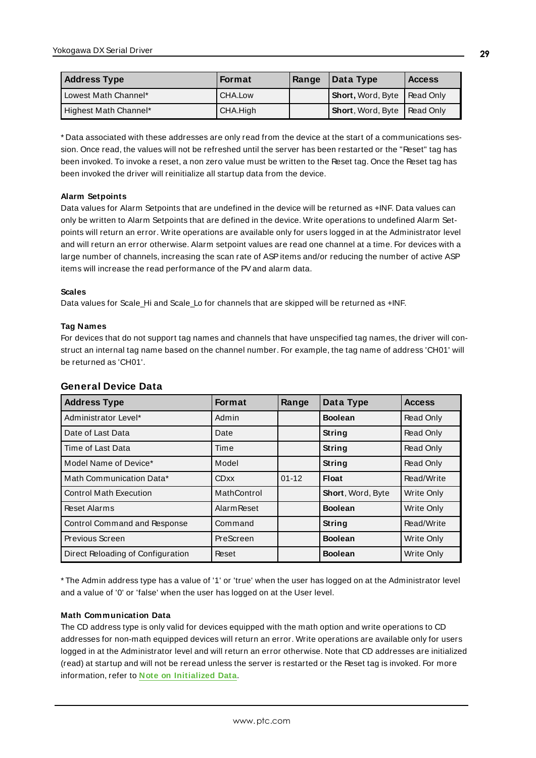| Address Type | Format | Range | Data Type | Access |
|---|---|---|---|---|
| Lowest Math Channel* | CHA.Low | | **Short,** Word, Byte | Read Only |
| Highest Math Channel* | CHA.High | | **Short**, Word, Byte | Read Only |

* Data associated with these addresses are only read from the device at the start of a communications session. Once read, the values will not be refreshed until the server has been restarted or the "Reset" tag has been invoked. To invoke a reset, a non zero value must be written to the Reset tag. Once the Reset tag has been invoked the driver will reinitialize all startup data from the device.

**Alarm Setpoints**

Data values for Alarm Setpoints that are undefined in the device will be returned as +INF. Data values can only be written to Alarm Setpoints that are defined in the device. Write operations to undefined Alarm Setpoints will return an error. Write operations are available only for users logged in at the Administrator level and will return an error otherwise. Alarm setpoint values are read one channel at a time. For devices with a large number of channels, increasing the scan rate of ASP items and/or reducing the number of active ASP items will increase the read performance of the PV and alarm data.

**Scales**

Data values for Scale_Hi and Scale_Lo for channels that are skipped will be returned as +INF.

**Tag Names**

For devices that do not support tag names and channels that have unspecified tag names, the driver will construct an internal tag name based on the channel number. For example, the tag name of address 'CH01' will be returned as 'CH01'.

## General Device Data

| Address Type | Format | Range | Data Type | Access |
|---|---|---|---|---|
| Administrator Level* | Admin | | **Boolean** | Read Only |
| Date of Last Data | Date | | **String** | Read Only |
| Time of Last Data | Time | | **String** | Read Only |
| Model Name of Device* | Model | | **String** | Read Only |
| Math Communication Data* | CDxx | 01-12 | **Float** | Read/Write |
| Control Math Execution | MathControl | | **Short**, Word, Byte | Write Only |
| Reset Alarms | AlarmReset | | **Boolean** | Write Only |
| Control Command and Response | Command | | **String** | Read/Write |
| Previous Screen | PreScreen | | **Boolean** | Write Only |
| Direct Reloading of Configuration | Reset | | **Boolean** | Write Only |

* The Admin address type has a value of '1' or 'true' when the user has logged on at the Administrator level and a value of '0' or 'false' when the user has logged on at the User level.

**Math Communication Data**

The CD address type is only valid for devices equipped with the math option and write operations to CD addresses for non-math equipped devices will return an error. Write operations are available only for users logged in at the Administrator level and will return an error otherwise. Note that CD addresses are initialized (read) at startup and will not be reread unless the server is restarted or the Reset tag is invoked. For more information, refer to **Note on Initialized Data**.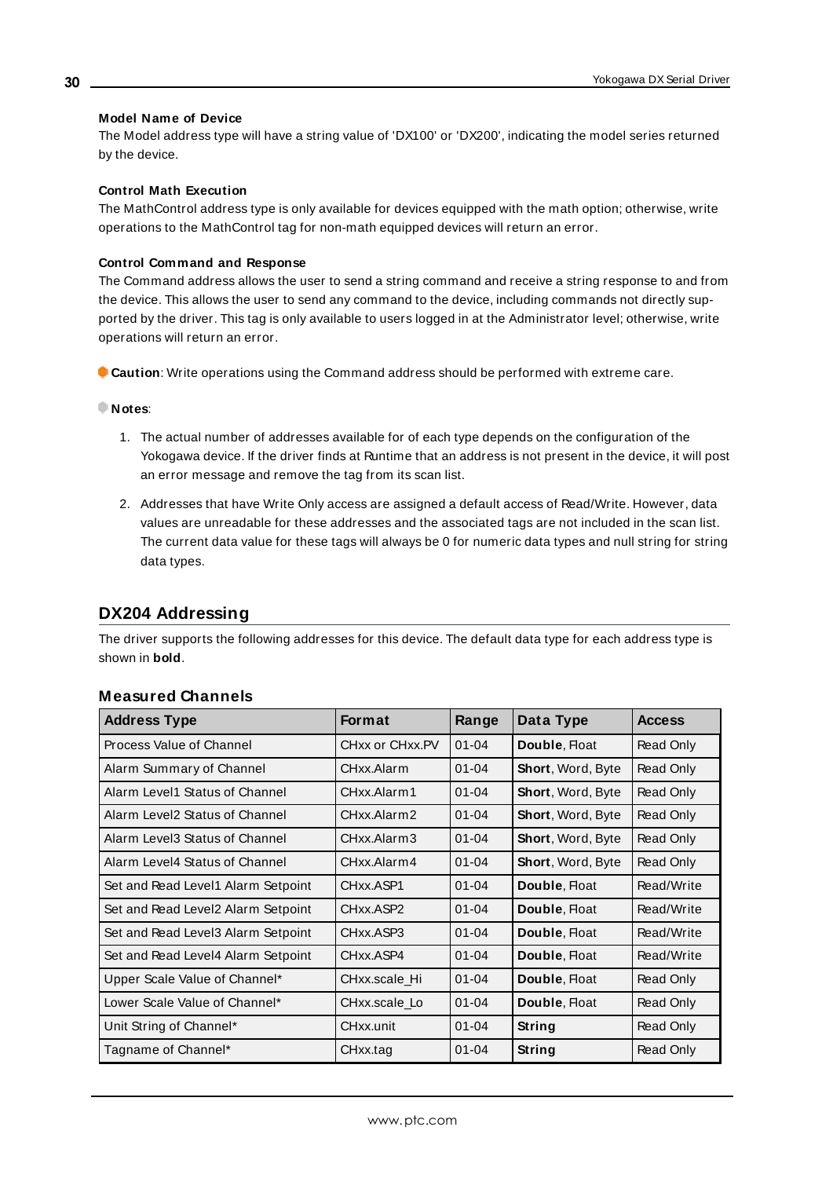**Model Name of Device**

The Model address type will have a string value of 'DX100' or 'DX200', indicating the model series returned by the device.

**Control Math Execution**

The MathControl address type is only available for devices equipped with the math option; otherwise, write operations to the MathControl tag for non-math equipped devices will return an error.

**Control Command and Response**

The Command address allows the user to send a string command and receive a string response to and from the device. This allows the user to send any command to the device, including commands not directly supported by the driver. This tag is only available to users logged in at the Administrator level; otherwise, write operations will return an error.

**Caution**: Write operations using the Command address should be performed with extreme care.

**Notes**:

1. The actual number of addresses available for of each type depends on the configuration of the Yokogawa device. If the driver finds at Runtime that an address is not present in the device, it will post an error message and remove the tag from its scan list.
2. Addresses that have Write Only access are assigned a default access of Read/Write. However, data values are unreadable for these addresses and the associated tags are not included in the scan list. The current data value for these tags will always be 0 for numeric data types and null string for string data types.

## DX204 Addressing

The driver supports the following addresses for this device. The default data type for each address type is shown in **bold**.

### Measured Channels

| Address Type | Format | Range | Data Type | Access |
|---|---|---|---|---|
| Process Value of Channel | CHxx or CHxx.PV | 01-04 | **Double**, Float | Read Only |
| Alarm Summary of Channel | CHxx.Alarm | 01-04 | **Short**, Word, Byte | Read Only |
| Alarm Level1 Status of Channel | CHxx.Alarm1 | 01-04 | **Short**, Word, Byte | Read Only |
| Alarm Level2 Status of Channel | CHxx.Alarm2 | 01-04 | **Short**, Word, Byte | Read Only |
| Alarm Level3 Status of Channel | CHxx.Alarm3 | 01-04 | **Short**, Word, Byte | Read Only |
| Alarm Level4 Status of Channel | CHxx.Alarm4 | 01-04 | **Short**, Word, Byte | Read Only |
| Set and Read Level1 Alarm Setpoint | CHxx.ASP1 | 01-04 | **Double**, Float | Read/Write |
| Set and Read Level2 Alarm Setpoint | CHxx.ASP2 | 01-04 | **Double**, Float | Read/Write |
| Set and Read Level3 Alarm Setpoint | CHxx.ASP3 | 01-04 | **Double**, Float | Read/Write |
| Set and Read Level4 Alarm Setpoint | CHxx.ASP4 | 01-04 | **Double**, Float | Read/Write |
| Upper Scale Value of Channel* | CHxx.scale_Hi | 01-04 | **Double**, Float | Read Only |
| Lower Scale Value of Channel* | CHxx.scale_Lo | 01-04 | **Double**, Float | Read Only |
| Unit String of Channel* | CHxx.unit | 01-04 | **String** | Read Only |
| Tagname of Channel* | CHxx.tag | 01-04 | **String** | Read Only |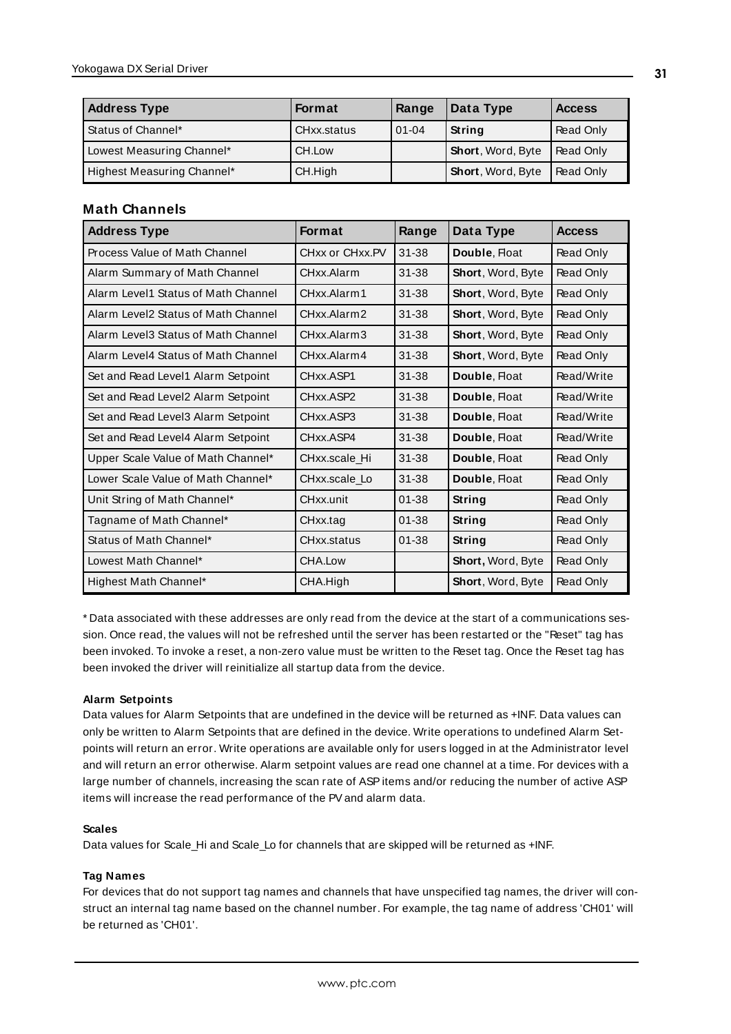| Address Type | Format | Range | Data Type | Access |
|---|---|---|---|---|
| Status of Channel* | CHxx.status | 01-04 | **String** | Read Only |
| Lowest Measuring Channel* | CH.Low | | **Short**, Word, Byte | Read Only |
| Highest Measuring Channel* | CH.High | | **Short**, Word, Byte | Read Only |

### Math Channels

| Address Type | Format | Range | Data Type | Access |
|---|---|---|---|---|
| Process Value of Math Channel | CHxx or CHxx.PV | 31-38 | **Double**, Float | Read Only |
| Alarm Summary of Math Channel | CHxx.Alarm | 31-38 | **Short**, Word, Byte | Read Only |
| Alarm Level1 Status of Math Channel | CHxx.Alarm1 | 31-38 | **Short**, Word, Byte | Read Only |
| Alarm Level2 Status of Math Channel | CHxx.Alarm2 | 31-38 | **Short**, Word, Byte | Read Only |
| Alarm Level3 Status of Math Channel | CHxx.Alarm3 | 31-38 | **Short**, Word, Byte | Read Only |
| Alarm Level4 Status of Math Channel | CHxx.Alarm4 | 31-38 | **Short**, Word, Byte | Read Only |
| Set and Read Level1 Alarm Setpoint | CHxx.ASP1 | 31-38 | **Double**, Float | Read/Write |
| Set and Read Level2 Alarm Setpoint | CHxx.ASP2 | 31-38 | **Double**, Float | Read/Write |
| Set and Read Level3 Alarm Setpoint | CHxx.ASP3 | 31-38 | **Double**, Float | Read/Write |
| Set and Read Level4 Alarm Setpoint | CHxx.ASP4 | 31-38 | **Double**, Float | Read/Write |
| Upper Scale Value of Math Channel* | CHxx.scale_Hi | 31-38 | **Double**, Float | Read Only |
| Lower Scale Value of Math Channel* | CHxx.scale_Lo | 31-38 | **Double**, Float | Read Only |
| Unit String of Math Channel* | CHxx.unit | 01-38 | **String** | Read Only |
| Tagname of Math Channel* | CHxx.tag | 01-38 | **String** | Read Only |
| Status of Math Channel* | CHxx.status | 01-38 | **String** | Read Only |
| Lowest Math Channel* | CHA.Low | | **Short,** Word, Byte | Read Only |
| Highest Math Channel* | CHA.High | | **Short**, Word, Byte | Read Only |

\* Data associated with these addresses are only read from the device at the start of a communications session. Once read, the values will not be refreshed until the server has been restarted or the "Reset" tag has been invoked. To invoke a reset, a non-zero value must be written to the Reset tag. Once the Reset tag has been invoked the driver will reinitialize all startup data from the device.

#### Alarm Setpoints

Data values for Alarm Setpoints that are undefined in the device will be returned as +INF. Data values can only be written to Alarm Setpoints that are defined in the device. Write operations to undefined Alarm Setpoints will return an error. Write operations are available only for users logged in at the Administrator level and will return an error otherwise. Alarm setpoint values are read one channel at a time. For devices with a large number of channels, increasing the scan rate of ASP items and/or reducing the number of active ASP items will increase the read performance of the PV and alarm data.

#### Scales

Data values for Scale_Hi and Scale_Lo for channels that are skipped will be returned as +INF.

#### Tag Names

For devices that do not support tag names and channels that have unspecified tag names, the driver will construct an internal tag name based on the channel number. For example, the tag name of address 'CH01' will be returned as 'CH01'.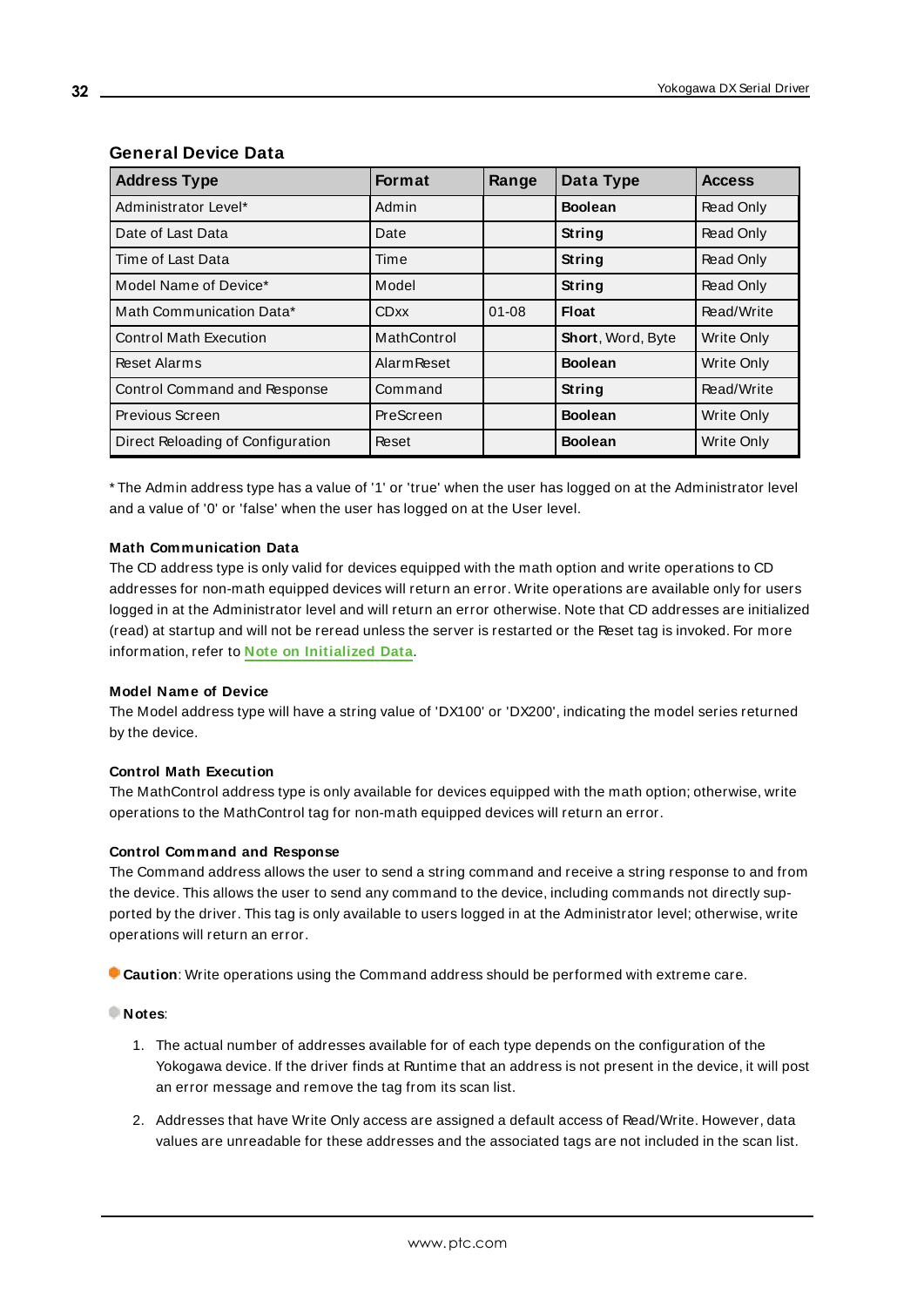### General Device Data

| Address Type | Format | Range | Data Type | Access |
|---|---|---|---|---|
| Administrator Level* | Admin | | **Boolean** | Read Only |
| Date of Last Data | Date | | **String** | Read Only |
| Time of Last Data | Time | | **String** | Read Only |
| Model Name of Device* | Model | | **String** | Read Only |
| Math Communication Data* | CDxx | 01-08 | **Float** | Read/Write |
| Control Math Execution | MathControl | | **Short**, Word, Byte | Write Only |
| Reset Alarms | AlarmReset | | **Boolean** | Write Only |
| Control Command and Response | Command | | **String** | Read/Write |
| Previous Screen | PreScreen | | **Boolean** | Write Only |
| Direct Reloading of Configuration | Reset | | **Boolean** | Write Only |

* The Admin address type has a value of '1' or 'true' when the user has logged on at the Administrator level and a value of '0' or 'false' when the user has logged on at the User level.

**Math Communication Data**

The CD address type is only valid for devices equipped with the math option and write operations to CD addresses for non-math equipped devices will return an error. Write operations are available only for users logged in at the Administrator level and will return an error otherwise. Note that CD addresses are initialized (read) at startup and will not be reread unless the server is restarted or the Reset tag is invoked. For more information, refer to **Note on Initialized Data**.

**Model Name of Device**

The Model address type will have a string value of 'DX100' or 'DX200', indicating the model series returned by the device.

**Control Math Execution**

The MathControl address type is only available for devices equipped with the math option; otherwise, write operations to the MathControl tag for non-math equipped devices will return an error.

**Control Command and Response**

The Command address allows the user to send a string command and receive a string response to and from the device. This allows the user to send any command to the device, including commands not directly supported by the driver. This tag is only available to users logged in at the Administrator level; otherwise, write operations will return an error.

**Caution**: Write operations using the Command address should be performed with extreme care.

**Notes**:

1. The actual number of addresses available for of each type depends on the configuration of the Yokogawa device. If the driver finds at Runtime that an address is not present in the device, it will post an error message and remove the tag from its scan list.
2. Addresses that have Write Only access are assigned a default access of Read/Write. However, data values are unreadable for these addresses and the associated tags are not included in the scan list.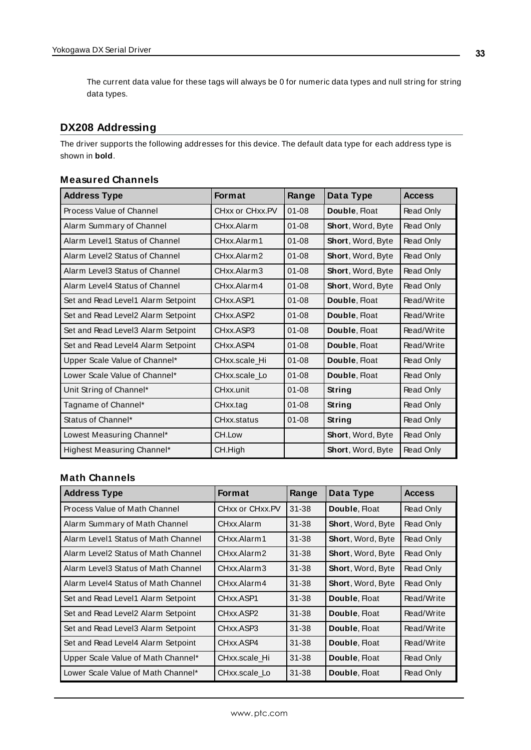The current data value for these tags will always be 0 for numeric data types and null string for string data types.

## DX208 Addressing

The driver supports the following addresses for this device. The default data type for each address type is shown in **bold**.

### Measured Channels

| Address Type | Format | Range | Data Type | Access |
|---|---|---|---|---|
| Process Value of Channel | CHxx or CHxx.PV | 01-08 | **Double**, Float | Read Only |
| Alarm Summary of Channel | CHxx.Alarm | 01-08 | **Short**, Word, Byte | Read Only |
| Alarm Level1 Status of Channel | CHxx.Alarm1 | 01-08 | **Short**, Word, Byte | Read Only |
| Alarm Level2 Status of Channel | CHxx.Alarm2 | 01-08 | **Short**, Word, Byte | Read Only |
| Alarm Level3 Status of Channel | CHxx.Alarm3 | 01-08 | **Short**, Word, Byte | Read Only |
| Alarm Level4 Status of Channel | CHxx.Alarm4 | 01-08 | **Short**, Word, Byte | Read Only |
| Set and Read Level1 Alarm Setpoint | CHxx.ASP1 | 01-08 | **Double**, Float | Read/Write |
| Set and Read Level2 Alarm Setpoint | CHxx.ASP2 | 01-08 | **Double**, Float | Read/Write |
| Set and Read Level3 Alarm Setpoint | CHxx.ASP3 | 01-08 | **Double**, Float | Read/Write |
| Set and Read Level4 Alarm Setpoint | CHxx.ASP4 | 01-08 | **Double**, Float | Read/Write |
| Upper Scale Value of Channel* | CHxx.scale_Hi | 01-08 | **Double**, Float | Read Only |
| Lower Scale Value of Channel* | CHxx.scale_Lo | 01-08 | **Double**, Float | Read Only |
| Unit String of Channel* | CHxx.unit | 01-08 | **String** | Read Only |
| Tagname of Channel* | CHxx.tag | 01-08 | **String** | Read Only |
| Status of Channel* | CHxx.status | 01-08 | **String** | Read Only |
| Lowest Measuring Channel* | CH.Low | | **Short**, Word, Byte | Read Only |
| Highest Measuring Channel* | CH.High | | **Short**, Word, Byte | Read Only |

### Math Channels

| Address Type | Format | Range | Data Type | Access |
|---|---|---|---|---|
| Process Value of Math Channel | CHxx or CHxx.PV | 31-38 | **Double**, Float | Read Only |
| Alarm Summary of Math Channel | CHxx.Alarm | 31-38 | **Short**, Word, Byte | Read Only |
| Alarm Level1 Status of Math Channel | CHxx.Alarm1 | 31-38 | **Short**, Word, Byte | Read Only |
| Alarm Level2 Status of Math Channel | CHxx.Alarm2 | 31-38 | **Short**, Word, Byte | Read Only |
| Alarm Level3 Status of Math Channel | CHxx.Alarm3 | 31-38 | **Short**, Word, Byte | Read Only |
| Alarm Level4 Status of Math Channel | CHxx.Alarm4 | 31-38 | **Short**, Word, Byte | Read Only |
| Set and Read Level1 Alarm Setpoint | CHxx.ASP1 | 31-38 | **Double**, Float | Read/Write |
| Set and Read Level2 Alarm Setpoint | CHxx.ASP2 | 31-38 | **Double**, Float | Read/Write |
| Set and Read Level3 Alarm Setpoint | CHxx.ASP3 | 31-38 | **Double**, Float | Read/Write |
| Set and Read Level4 Alarm Setpoint | CHxx.ASP4 | 31-38 | **Double**, Float | Read/Write |
| Upper Scale Value of Math Channel* | CHxx.scale_Hi | 31-38 | **Double**, Float | Read Only |
| Lower Scale Value of Math Channel* | CHxx.scale_Lo | 31-38 | **Double**, Float | Read Only |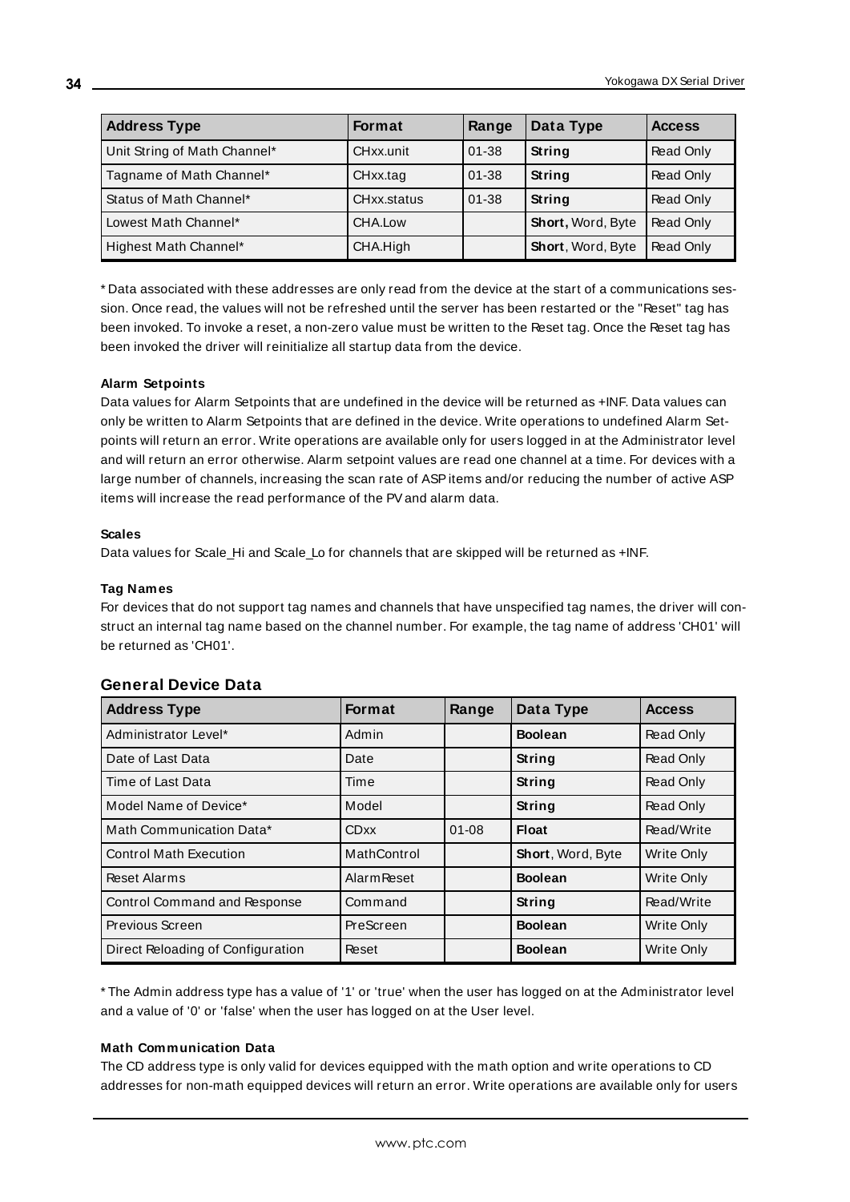| Address Type | Format | Range | Data Type | Access |
|---|---|---|---|---|
| Unit String of Math Channel* | CHxx.unit | 01-38 | **String** | Read Only |
| Tagname of Math Channel* | CHxx.tag | 01-38 | **String** | Read Only |
| Status of Math Channel* | CHxx.status | 01-38 | **String** | Read Only |
| Lowest Math Channel* | CHA.Low | | **Short,** Word, Byte | Read Only |
| Highest Math Channel* | CHA.High | | **Short**, Word, Byte | Read Only |

* Data associated with these addresses are only read from the device at the start of a communications session. Once read, the values will not be refreshed until the server has been restarted or the "Reset" tag has been invoked. To invoke a reset, a non-zero value must be written to the Reset tag. Once the Reset tag has been invoked the driver will reinitialize all startup data from the device.

**Alarm Setpoints**

Data values for Alarm Setpoints that are undefined in the device will be returned as +INF. Data values can only be written to Alarm Setpoints that are defined in the device. Write operations to undefined Alarm Setpoints will return an error. Write operations are available only for users logged in at the Administrator level and will return an error otherwise. Alarm setpoint values are read one channel at a time. For devices with a large number of channels, increasing the scan rate of ASP items and/or reducing the number of active ASP items will increase the read performance of the PV and alarm data.

**Scales**

Data values for Scale_Hi and Scale_Lo for channels that are skipped will be returned as +INF.

**Tag Names**

For devices that do not support tag names and channels that have unspecified tag names, the driver will construct an internal tag name based on the channel number. For example, the tag name of address 'CH01' will be returned as 'CH01'.

## General Device Data

| Address Type | Format | Range | Data Type | Access |
|---|---|---|---|---|
| Administrator Level* | Admin | | **Boolean** | Read Only |
| Date of Last Data | Date | | **String** | Read Only |
| Time of Last Data | Time | | **String** | Read Only |
| Model Name of Device* | Model | | **String** | Read Only |
| Math Communication Data* | CDxx | 01-08 | **Float** | Read/Write |
| Control Math Execution | MathControl | | **Short**, Word, Byte | Write Only |
| Reset Alarms | AlarmReset | | **Boolean** | Write Only |
| Control Command and Response | Command | | **String** | Read/Write |
| Previous Screen | PreScreen | | **Boolean** | Write Only |
| Direct Reloading of Configuration | Reset | | **Boolean** | Write Only |

* The Admin address type has a value of '1' or 'true' when the user has logged on at the Administrator level and a value of '0' or 'false' when the user has logged on at the User level.

**Math Communication Data**

The CD address type is only valid for devices equipped with the math option and write operations to CD addresses for non-math equipped devices will return an error. Write operations are available only for users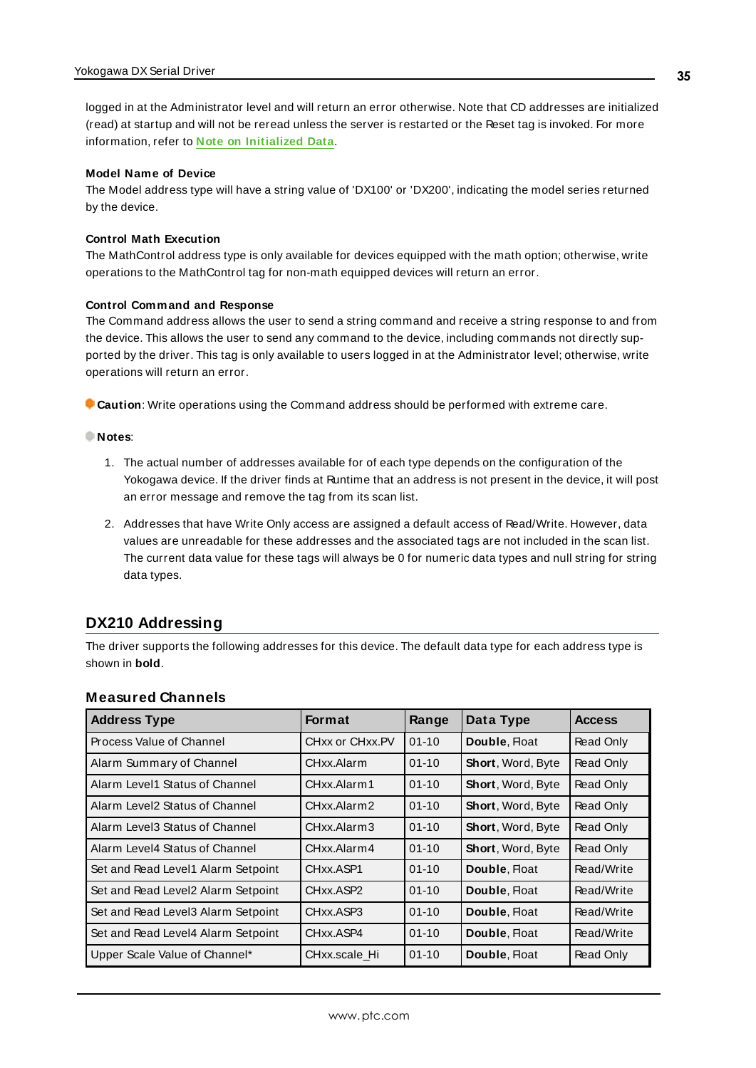logged in at the Administrator level and will return an error otherwise. Note that CD addresses are initialized (read) at startup and will not be reread unless the server is restarted or the Reset tag is invoked. For more information, refer to **Note on Initialized Data**.

**Model Name of Device**
The Model address type will have a string value of 'DX100' or 'DX200', indicating the model series returned by the device.

**Control Math Execution**
The MathControl address type is only available for devices equipped with the math option; otherwise, write operations to the MathControl tag for non-math equipped devices will return an error.

**Control Command and Response**
The Command address allows the user to send a string command and receive a string response to and from the device. This allows the user to send any command to the device, including commands not directly supported by the driver. This tag is only available to users logged in at the Administrator level; otherwise, write operations will return an error.

**Caution**: Write operations using the Command address should be performed with extreme care.

**Notes**:

1. The actual number of addresses available for of each type depends on the configuration of the Yokogawa device. If the driver finds at Runtime that an address is not present in the device, it will post an error message and remove the tag from its scan list.
2. Addresses that have Write Only access are assigned a default access of Read/Write. However, data values are unreadable for these addresses and the associated tags are not included in the scan list. The current data value for these tags will always be 0 for numeric data types and null string for string data types.

## DX210 Addressing

The driver supports the following addresses for this device. The default data type for each address type is shown in **bold**.

### Measured Channels

| Address Type | Format | Range | Data Type | Access |
|---|---|---|---|---|
| Process Value of Channel | CHxx or CHxx.PV | 01-10 | **Double**, Float | Read Only |
| Alarm Summary of Channel | CHxx.Alarm | 01-10 | **Short**, Word, Byte | Read Only |
| Alarm Level1 Status of Channel | CHxx.Alarm1 | 01-10 | **Short**, Word, Byte | Read Only |
| Alarm Level2 Status of Channel | CHxx.Alarm2 | 01-10 | **Short**, Word, Byte | Read Only |
| Alarm Level3 Status of Channel | CHxx.Alarm3 | 01-10 | **Short**, Word, Byte | Read Only |
| Alarm Level4 Status of Channel | CHxx.Alarm4 | 01-10 | **Short**, Word, Byte | Read Only |
| Set and Read Level1 Alarm Setpoint | CHxx.ASP1 | 01-10 | **Double**, Float | Read/Write |
| Set and Read Level2 Alarm Setpoint | CHxx.ASP2 | 01-10 | **Double**, Float | Read/Write |
| Set and Read Level3 Alarm Setpoint | CHxx.ASP3 | 01-10 | **Double**, Float | Read/Write |
| Set and Read Level4 Alarm Setpoint | CHxx.ASP4 | 01-10 | **Double**, Float | Read/Write |
| Upper Scale Value of Channel* | CHxx.scale_Hi | 01-10 | **Double**, Float | Read Only |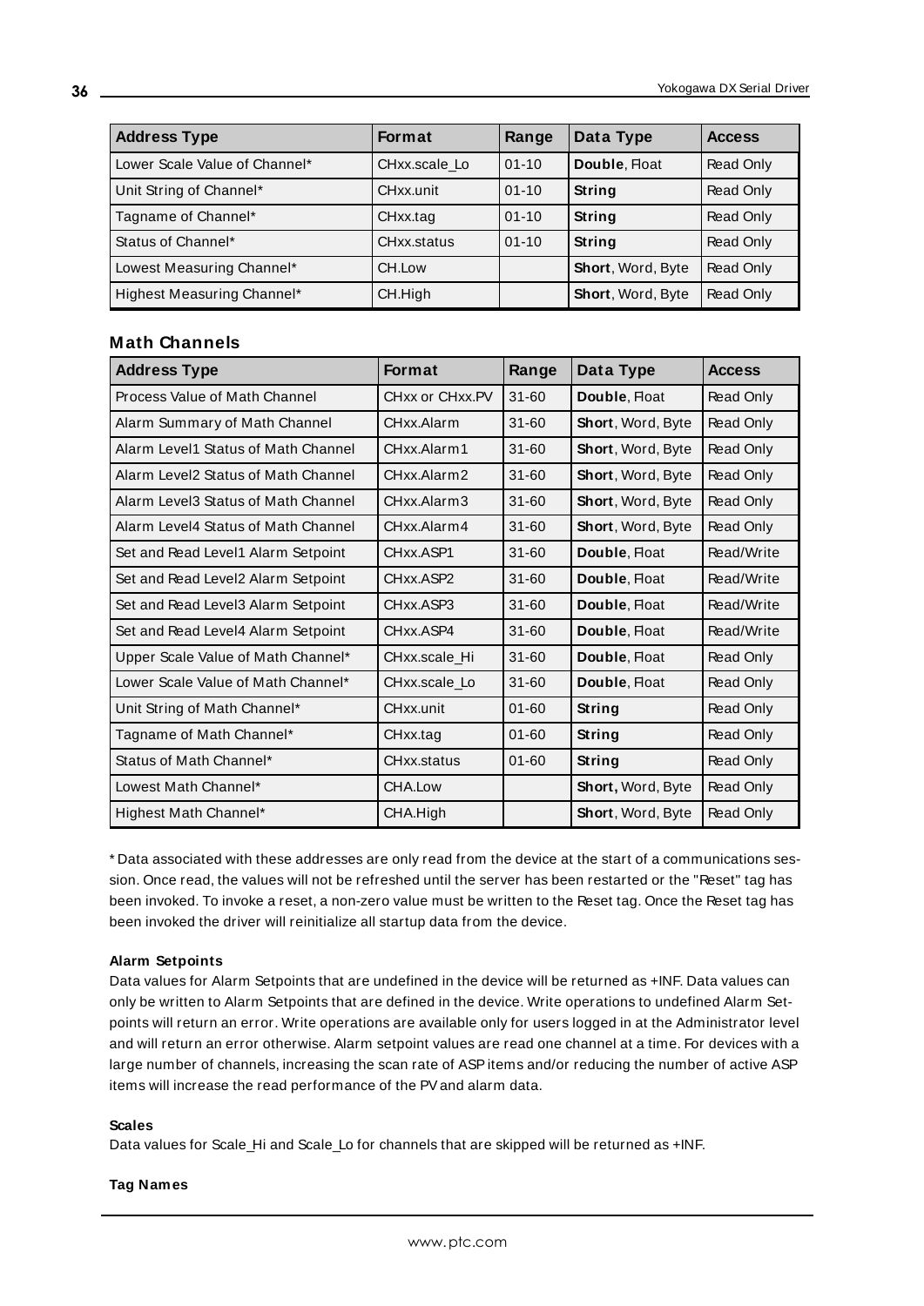| Address Type | Format | Range | Data Type | Access |
|---|---|---|---|---|
| Lower Scale Value of Channel* | CHxx.scale_Lo | 01-10 | **Double**, Float | Read Only |
| Unit String of Channel* | CHxx.unit | 01-10 | **String** | Read Only |
| Tagname of Channel* | CHxx.tag | 01-10 | **String** | Read Only |
| Status of Channel* | CHxx.status | 01-10 | **String** | Read Only |
| Lowest Measuring Channel* | CH.Low | | **Short**, Word, Byte | Read Only |
| Highest Measuring Channel* | CH.High | | **Short**, Word, Byte | Read Only |

### Math Channels

| Address Type | Format | Range | Data Type | Access |
|---|---|---|---|---|
| Process Value of Math Channel | CHxx or CHxx.PV | 31-60 | **Double**, Float | Read Only |
| Alarm Summary of Math Channel | CHxx.Alarm | 31-60 | **Short**, Word, Byte | Read Only |
| Alarm Level1 Status of Math Channel | CHxx.Alarm1 | 31-60 | **Short**, Word, Byte | Read Only |
| Alarm Level2 Status of Math Channel | CHxx.Alarm2 | 31-60 | **Short**, Word, Byte | Read Only |
| Alarm Level3 Status of Math Channel | CHxx.Alarm3 | 31-60 | **Short**, Word, Byte | Read Only |
| Alarm Level4 Status of Math Channel | CHxx.Alarm4 | 31-60 | **Short**, Word, Byte | Read Only |
| Set and Read Level1 Alarm Setpoint | CHxx.ASP1 | 31-60 | **Double**, Float | Read/Write |
| Set and Read Level2 Alarm Setpoint | CHxx.ASP2 | 31-60 | **Double**, Float | Read/Write |
| Set and Read Level3 Alarm Setpoint | CHxx.ASP3 | 31-60 | **Double**, Float | Read/Write |
| Set and Read Level4 Alarm Setpoint | CHxx.ASP4 | 31-60 | **Double**, Float | Read/Write |
| Upper Scale Value of Math Channel* | CHxx.scale_Hi | 31-60 | **Double**, Float | Read Only |
| Lower Scale Value of Math Channel* | CHxx.scale_Lo | 31-60 | **Double**, Float | Read Only |
| Unit String of Math Channel* | CHxx.unit | 01-60 | **String** | Read Only |
| Tagname of Math Channel* | CHxx.tag | 01-60 | **String** | Read Only |
| Status of Math Channel* | CHxx.status | 01-60 | **String** | Read Only |
| Lowest Math Channel* | CHA.Low | | **Short**, Word, Byte | Read Only |
| Highest Math Channel* | CHA.High | | **Short**, Word, Byte | Read Only |

* Data associated with these addresses are only read from the device at the start of a communications session. Once read, the values will not be refreshed until the server has been restarted or the "Reset" tag has been invoked. To invoke a reset, a non-zero value must be written to the Reset tag. Once the Reset tag has been invoked the driver will reinitialize all startup data from the device.

**Alarm Setpoints**

Data values for Alarm Setpoints that are undefined in the device will be returned as +INF. Data values can only be written to Alarm Setpoints that are defined in the device. Write operations to undefined Alarm Setpoints will return an error. Write operations are available only for users logged in at the Administrator level and will return an error otherwise. Alarm setpoint values are read one channel at a time. For devices with a large number of channels, increasing the scan rate of ASP items and/or reducing the number of active ASP items will increase the read performance of the PV and alarm data.

**Scales**

Data values for Scale_Hi and Scale_Lo for channels that are skipped will be returned as +INF.

**Tag Names**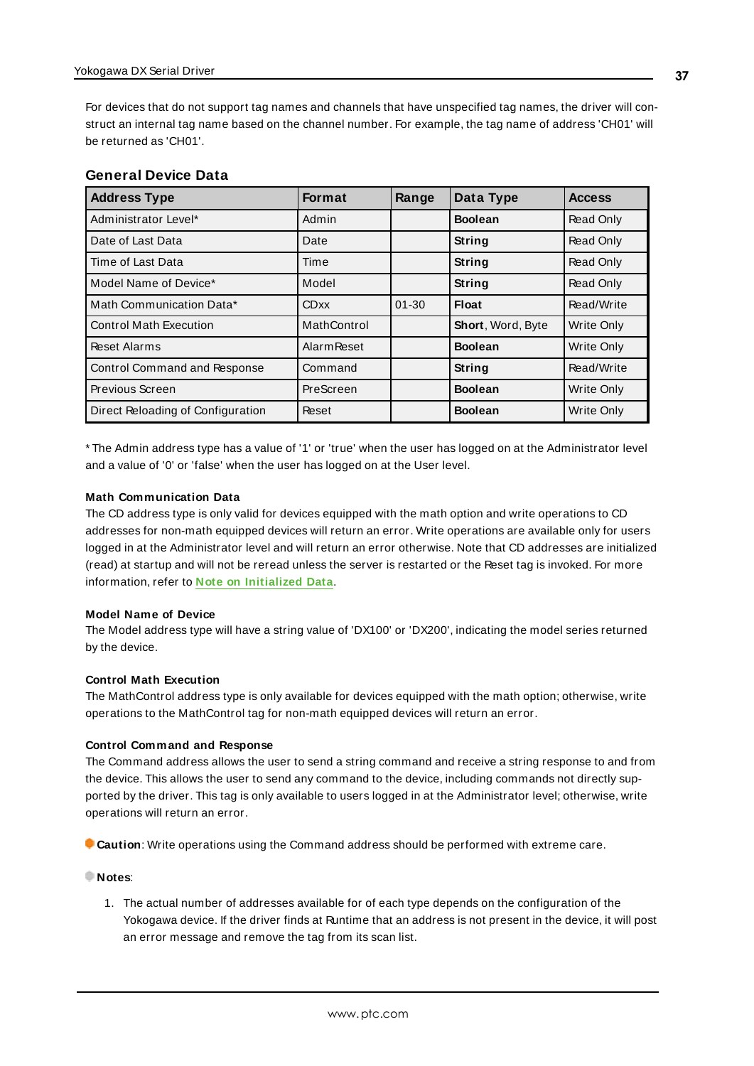For devices that do not support tag names and channels that have unspecified tag names, the driver will construct an internal tag name based on the channel number. For example, the tag name of address 'CH01' will be returned as 'CH01'.

## General Device Data

| Address Type | Format | Range | Data Type | Access |
|---|---|---|---|---|
| Administrator Level* | Admin | | **Boolean** | Read Only |
| Date of Last Data | Date | | **String** | Read Only |
| Time of Last Data | Time | | **String** | Read Only |
| Model Name of Device* | Model | | **String** | Read Only |
| Math Communication Data* | CDxx | 01-30 | **Float** | Read/Write |
| Control Math Execution | MathControl | | **Short**, Word, Byte | Write Only |
| Reset Alarms | AlarmReset | | **Boolean** | Write Only |
| Control Command and Response | Command | | **String** | Read/Write |
| Previous Screen | PreScreen | | **Boolean** | Write Only |
| Direct Reloading of Configuration | Reset | | **Boolean** | Write Only |

* The Admin address type has a value of '1' or 'true' when the user has logged on at the Administrator level and a value of '0' or 'false' when the user has logged on at the User level.

#### Math Communication Data

The CD address type is only valid for devices equipped with the math option and write operations to CD addresses for non-math equipped devices will return an error. Write operations are available only for users logged in at the Administrator level and will return an error otherwise. Note that CD addresses are initialized (read) at startup and will not be reread unless the server is restarted or the Reset tag is invoked. For more information, refer to **Note on Initialized Data**.

#### Model Name of Device

The Model address type will have a string value of 'DX100' or 'DX200', indicating the model series returned by the device.

#### Control Math Execution

The MathControl address type is only available for devices equipped with the math option; otherwise, write operations to the MathControl tag for non-math equipped devices will return an error.

#### Control Command and Response

The Command address allows the user to send a string command and receive a string response to and from the device. This allows the user to send any command to the device, including commands not directly supported by the driver. This tag is only available to users logged in at the Administrator level; otherwise, write operations will return an error.

**Caution**: Write operations using the Command address should be performed with extreme care.

**Notes**:

1. The actual number of addresses available for of each type depends on the configuration of the Yokogawa device. If the driver finds at Runtime that an address is not present in the device, it will post an error message and remove the tag from its scan list.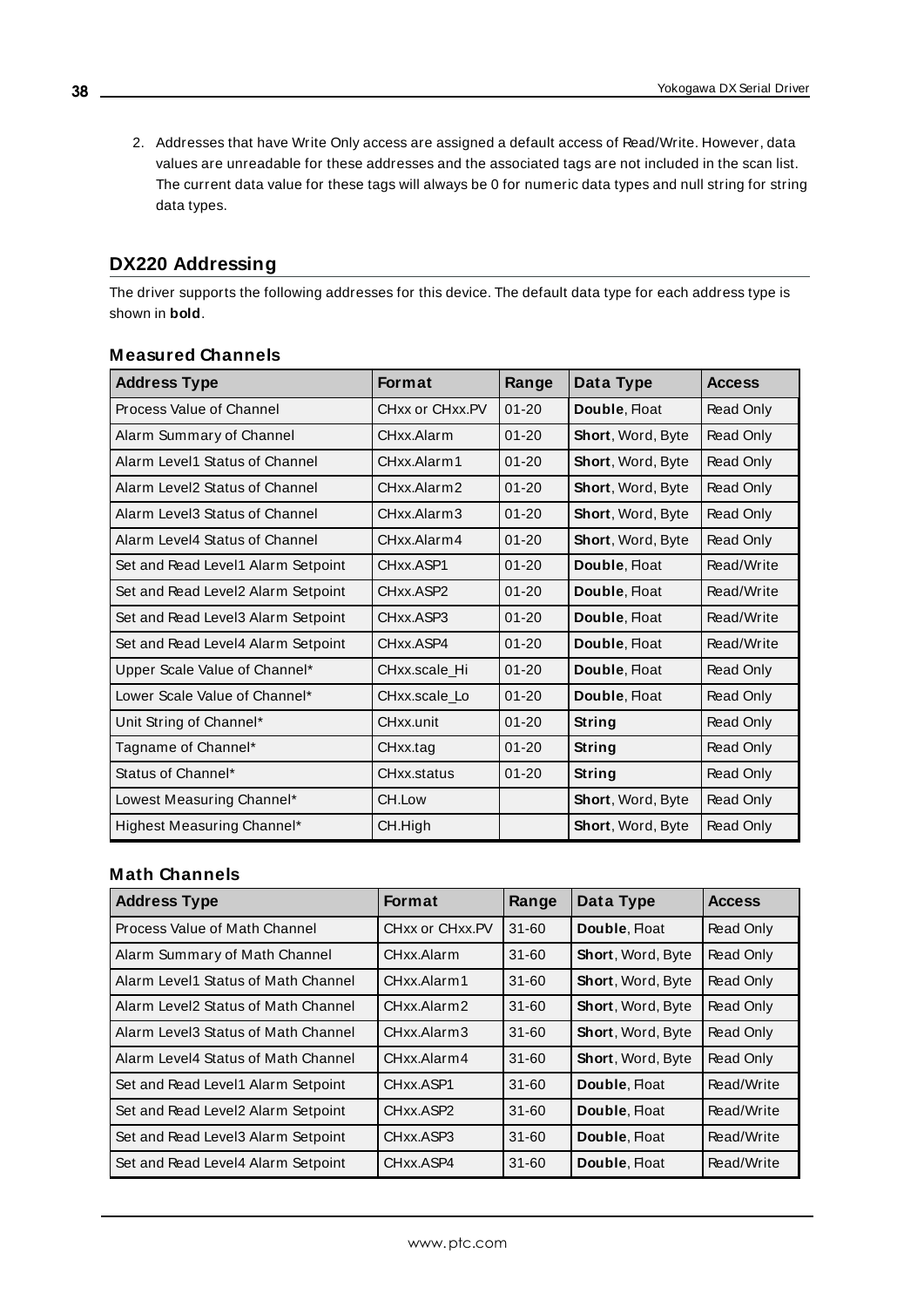2. Addresses that have Write Only access are assigned a default access of Read/Write. However, data values are unreadable for these addresses and the associated tags are not included in the scan list. The current data value for these tags will always be 0 for numeric data types and null string for string data types.

## DX220 Addressing

The driver supports the following addresses for this device. The default data type for each address type is shown in **bold**.

### Measured Channels

| Address Type | Format | Range | Data Type | Access |
|---|---|---|---|---|
| Process Value of Channel | CHxx or CHxx.PV | 01-20 | **Double**, Float | Read Only |
| Alarm Summary of Channel | CHxx.Alarm | 01-20 | **Short**, Word, Byte | Read Only |
| Alarm Level1 Status of Channel | CHxx.Alarm1 | 01-20 | **Short**, Word, Byte | Read Only |
| Alarm Level2 Status of Channel | CHxx.Alarm2 | 01-20 | **Short**, Word, Byte | Read Only |
| Alarm Level3 Status of Channel | CHxx.Alarm3 | 01-20 | **Short**, Word, Byte | Read Only |
| Alarm Level4 Status of Channel | CHxx.Alarm4 | 01-20 | **Short**, Word, Byte | Read Only |
| Set and Read Level1 Alarm Setpoint | CHxx.ASP1 | 01-20 | **Double**, Float | Read/Write |
| Set and Read Level2 Alarm Setpoint | CHxx.ASP2 | 01-20 | **Double**, Float | Read/Write |
| Set and Read Level3 Alarm Setpoint | CHxx.ASP3 | 01-20 | **Double**, Float | Read/Write |
| Set and Read Level4 Alarm Setpoint | CHxx.ASP4 | 01-20 | **Double**, Float | Read/Write |
| Upper Scale Value of Channel* | CHxx.scale_Hi | 01-20 | **Double**, Float | Read Only |
| Lower Scale Value of Channel* | CHxx.scale_Lo | 01-20 | **Double**, Float | Read Only |
| Unit String of Channel* | CHxx.unit | 01-20 | **String** | Read Only |
| Tagname of Channel* | CHxx.tag | 01-20 | **String** | Read Only |
| Status of Channel* | CHxx.status | 01-20 | **String** | Read Only |
| Lowest Measuring Channel* | CH.Low | | **Short**, Word, Byte | Read Only |
| Highest Measuring Channel* | CH.High | | **Short**, Word, Byte | Read Only |

### Math Channels

| Address Type | Format | Range | Data Type | Access |
|---|---|---|---|---|
| Process Value of Math Channel | CHxx or CHxx.PV | 31-60 | **Double**, Float | Read Only |
| Alarm Summary of Math Channel | CHxx.Alarm | 31-60 | **Short**, Word, Byte | Read Only |
| Alarm Level1 Status of Math Channel | CHxx.Alarm1 | 31-60 | **Short**, Word, Byte | Read Only |
| Alarm Level2 Status of Math Channel | CHxx.Alarm2 | 31-60 | **Short**, Word, Byte | Read Only |
| Alarm Level3 Status of Math Channel | CHxx.Alarm3 | 31-60 | **Short**, Word, Byte | Read Only |
| Alarm Level4 Status of Math Channel | CHxx.Alarm4 | 31-60 | **Short**, Word, Byte | Read Only |
| Set and Read Level1 Alarm Setpoint | CHxx.ASP1 | 31-60 | **Double**, Float | Read/Write |
| Set and Read Level2 Alarm Setpoint | CHxx.ASP2 | 31-60 | **Double**, Float | Read/Write |
| Set and Read Level3 Alarm Setpoint | CHxx.ASP3 | 31-60 | **Double**, Float | Read/Write |
| Set and Read Level4 Alarm Setpoint | CHxx.ASP4 | 31-60 | **Double**, Float | Read/Write |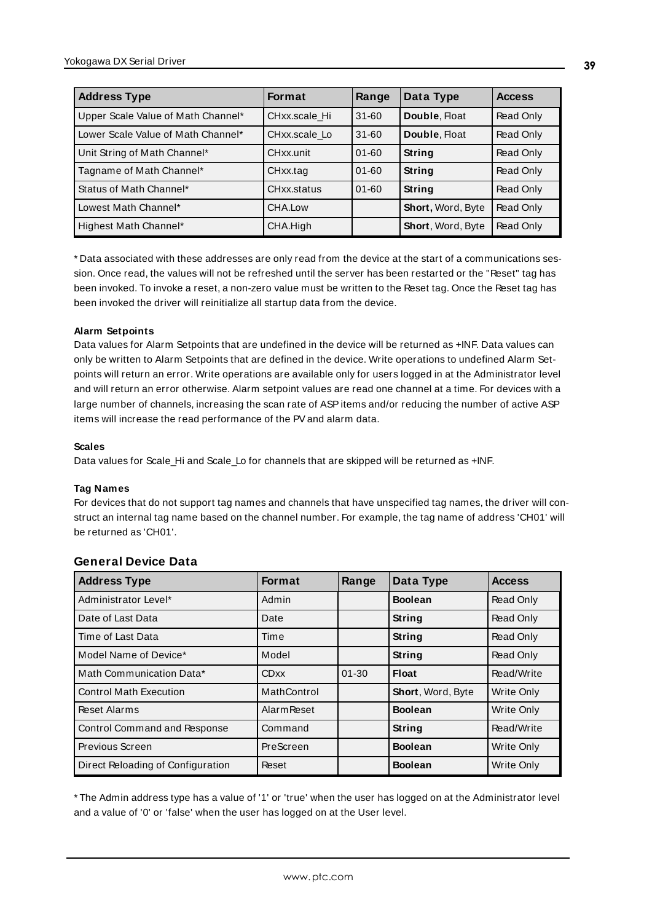| Address Type | Format | Range | Data Type | Access |
|---|---|---|---|---|
| Upper Scale Value of Math Channel* | CHxx.scale_Hi | 31-60 | **Double**, Float | Read Only |
| Lower Scale Value of Math Channel* | CHxx.scale_Lo | 31-60 | **Double**, Float | Read Only |
| Unit String of Math Channel* | CHxx.unit | 01-60 | **String** | Read Only |
| Tagname of Math Channel* | CHxx.tag | 01-60 | **String** | Read Only |
| Status of Math Channel* | CHxx.status | 01-60 | **String** | Read Only |
| Lowest Math Channel* | CHA.Low | | **Short,** Word, Byte | Read Only |
| Highest Math Channel* | CHA.High | | **Short**, Word, Byte | Read Only |

* Data associated with these addresses are only read from the device at the start of a communications session. Once read, the values will not be refreshed until the server has been restarted or the "Reset" tag has been invoked. To invoke a reset, a non-zero value must be written to the Reset tag. Once the Reset tag has been invoked the driver will reinitialize all startup data from the device.

**Alarm Setpoints**

Data values for Alarm Setpoints that are undefined in the device will be returned as +INF. Data values can only be written to Alarm Setpoints that are defined in the device. Write operations to undefined Alarm Setpoints will return an error. Write operations are available only for users logged in at the Administrator level and will return an error otherwise. Alarm setpoint values are read one channel at a time. For devices with a large number of channels, increasing the scan rate of ASP items and/or reducing the number of active ASP items will increase the read performance of the PV and alarm data.

**Scales**

Data values for Scale_Hi and Scale_Lo for channels that are skipped will be returned as +INF.

**Tag Names**

For devices that do not support tag names and channels that have unspecified tag names, the driver will construct an internal tag name based on the channel number. For example, the tag name of address 'CH01' will be returned as 'CH01'.

## General Device Data

| Address Type | Format | Range | Data Type | Access |
|---|---|---|---|---|
| Administrator Level* | Admin | | **Boolean** | Read Only |
| Date of Last Data | Date | | **String** | Read Only |
| Time of Last Data | Time | | **String** | Read Only |
| Model Name of Device* | Model | | **String** | Read Only |
| Math Communication Data* | CDxx | 01-30 | **Float** | Read/Write |
| Control Math Execution | MathControl | | **Short**, Word, Byte | Write Only |
| Reset Alarms | AlarmReset | | **Boolean** | Write Only |
| Control Command and Response | Command | | **String** | Read/Write |
| Previous Screen | PreScreen | | **Boolean** | Write Only |
| Direct Reloading of Configuration | Reset | | **Boolean** | Write Only |

* The Admin address type has a value of '1' or 'true' when the user has logged on at the Administrator level and a value of '0' or 'false' when the user has logged on at the User level.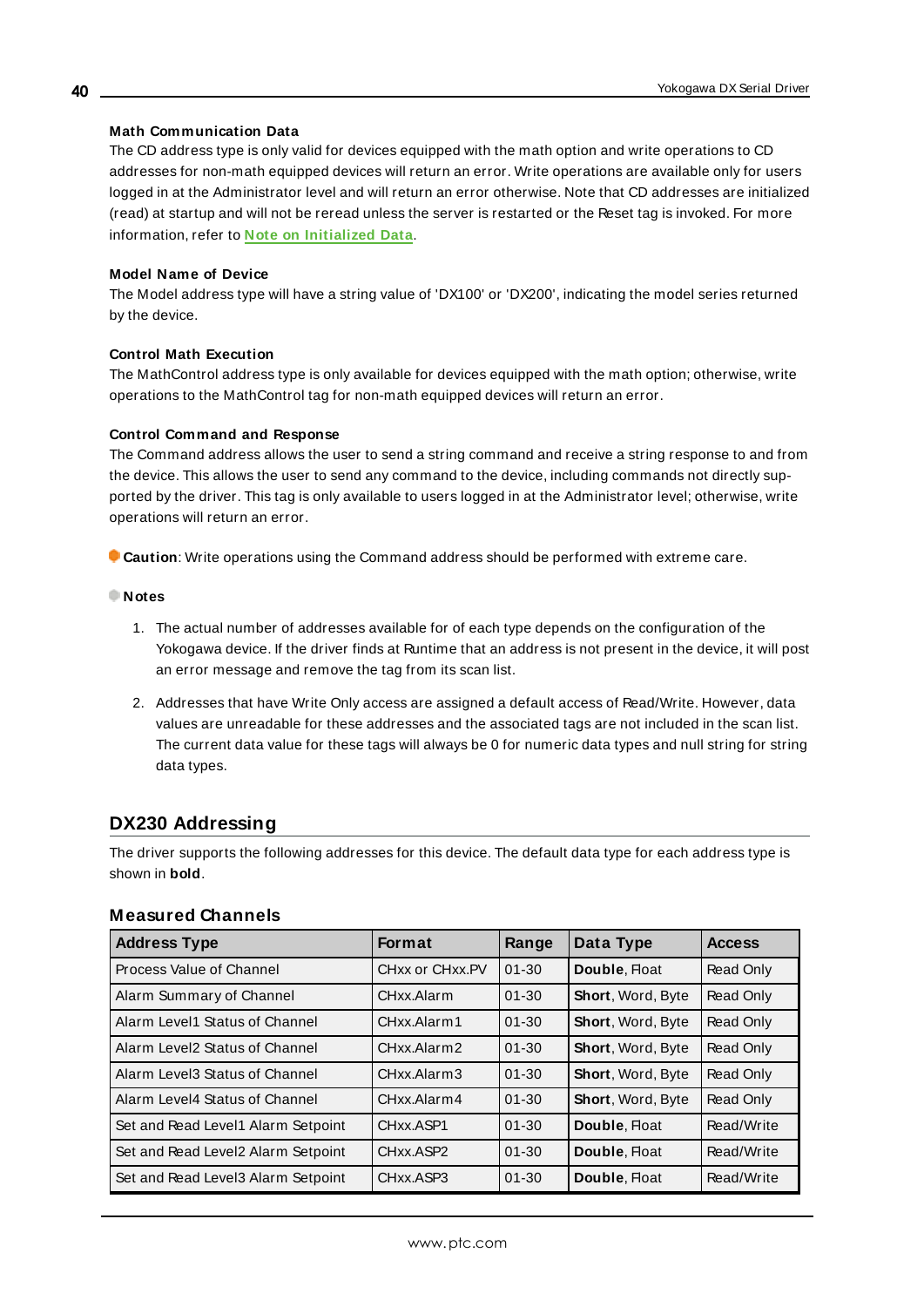**Math Communication Data**

The CD address type is only valid for devices equipped with the math option and write operations to CD addresses for non-math equipped devices will return an error. Write operations are available only for users logged in at the Administrator level and will return an error otherwise. Note that CD addresses are initialized (read) at startup and will not be reread unless the server is restarted or the Reset tag is invoked. For more information, refer to **Note on Initialized Data**.

**Model Name of Device**

The Model address type will have a string value of 'DX100' or 'DX200', indicating the model series returned by the device.

**Control Math Execution**

The MathControl address type is only available for devices equipped with the math option; otherwise, write operations to the MathControl tag for non-math equipped devices will return an error.

**Control Command and Response**

The Command address allows the user to send a string command and receive a string response to and from the device. This allows the user to send any command to the device, including commands not directly supported by the driver. This tag is only available to users logged in at the Administrator level; otherwise, write operations will return an error.

**Caution**: Write operations using the Command address should be performed with extreme care.

**Notes**

1. The actual number of addresses available for of each type depends on the configuration of the Yokogawa device. If the driver finds at Runtime that an address is not present in the device, it will post an error message and remove the tag from its scan list.

2. Addresses that have Write Only access are assigned a default access of Read/Write. However, data values are unreadable for these addresses and the associated tags are not included in the scan list. The current data value for these tags will always be 0 for numeric data types and null string for string data types.

## DX230 Addressing

The driver supports the following addresses for this device. The default data type for each address type is shown in **bold**.

### Measured Channels

| Address Type | Format | Range | Data Type | Access |
|---|---|---|---|---|
| Process Value of Channel | CHxx or CHxx.PV | 01-30 | **Double**, Float | Read Only |
| Alarm Summary of Channel | CHxx.Alarm | 01-30 | **Short**, Word, Byte | Read Only |
| Alarm Level1 Status of Channel | CHxx.Alarm1 | 01-30 | **Short**, Word, Byte | Read Only |
| Alarm Level2 Status of Channel | CHxx.Alarm2 | 01-30 | **Short**, Word, Byte | Read Only |
| Alarm Level3 Status of Channel | CHxx.Alarm3 | 01-30 | **Short**, Word, Byte | Read Only |
| Alarm Level4 Status of Channel | CHxx.Alarm4 | 01-30 | **Short**, Word, Byte | Read Only |
| Set and Read Level1 Alarm Setpoint | CHxx.ASP1 | 01-30 | **Double**, Float | Read/Write |
| Set and Read Level2 Alarm Setpoint | CHxx.ASP2 | 01-30 | **Double**, Float | Read/Write |
| Set and Read Level3 Alarm Setpoint | CHxx.ASP3 | 01-30 | **Double**, Float | Read/Write |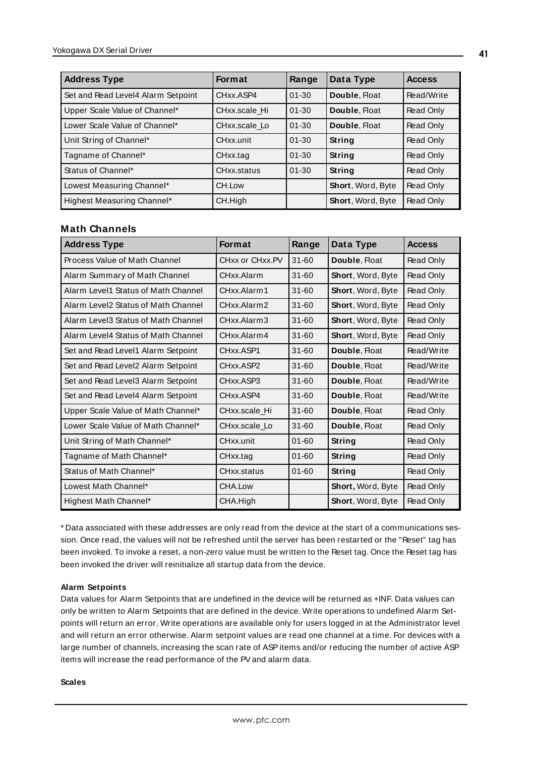| Address Type | Format | Range | Data Type | Access |
| --- | --- | --- | --- | --- |
| Set and Read Level4 Alarm Setpoint | CHxx.ASP4 | 01-30 | **Double**, Float | Read/Write |
| Upper Scale Value of Channel* | CHxx.scale_Hi | 01-30 | **Double**, Float | Read Only |
| Lower Scale Value of Channel* | CHxx.scale_Lo | 01-30 | **Double**, Float | Read Only |
| Unit String of Channel* | CHxx.unit | 01-30 | **String** | Read Only |
| Tagname of Channel* | CHxx.tag | 01-30 | **String** | Read Only |
| Status of Channel* | CHxx.status | 01-30 | **String** | Read Only |
| Lowest Measuring Channel* | CH.Low | | **Short**, Word, Byte | Read Only |
| Highest Measuring Channel* | CH.High | | **Short**, Word, Byte | Read Only |

## Math Channels

| Address Type | Format | Range | Data Type | Access |
| --- | --- | --- | --- | --- |
| Process Value of Math Channel | CHxx or CHxx.PV | 31-60 | **Double**, Float | Read Only |
| Alarm Summary of Math Channel | CHxx.Alarm | 31-60 | **Short**, Word, Byte | Read Only |
| Alarm Level1 Status of Math Channel | CHxx.Alarm1 | 31-60 | **Short**, Word, Byte | Read Only |
| Alarm Level2 Status of Math Channel | CHxx.Alarm2 | 31-60 | **Short**, Word, Byte | Read Only |
| Alarm Level3 Status of Math Channel | CHxx.Alarm3 | 31-60 | **Short**, Word, Byte | Read Only |
| Alarm Level4 Status of Math Channel | CHxx.Alarm4 | 31-60 | **Short**, Word, Byte | Read Only |
| Set and Read Level1 Alarm Setpoint | CHxx.ASP1 | 31-60 | **Double**, Float | Read/Write |
| Set and Read Level2 Alarm Setpoint | CHxx.ASP2 | 31-60 | **Double**, Float | Read/Write |
| Set and Read Level3 Alarm Setpoint | CHxx.ASP3 | 31-60 | **Double**, Float | Read/Write |
| Set and Read Level4 Alarm Setpoint | CHxx.ASP4 | 31-60 | **Double**, Float | Read/Write |
| Upper Scale Value of Math Channel* | CHxx.scale_Hi | 31-60 | **Double**, Float | Read Only |
| Lower Scale Value of Math Channel* | CHxx.scale_Lo | 31-60 | **Double**, Float | Read Only |
| Unit String of Math Channel* | CHxx.unit | 01-60 | **String** | Read Only |
| Tagname of Math Channel* | CHxx.tag | 01-60 | **String** | Read Only |
| Status of Math Channel* | CHxx.status | 01-60 | **String** | Read Only |
| Lowest Math Channel* | CHA.Low | | **Short,** Word, Byte | Read Only |
| Highest Math Channel* | CHA.High | | **Short**, Word, Byte | Read Only |

* Data associated with these addresses are only read from the device at the start of a communications session. Once read, the values will not be refreshed until the server has been restarted or the "Reset" tag has been invoked. To invoke a reset, a non-zero value must be written to the Reset tag. Once the Reset tag has been invoked the driver will reinitialize all startup data from the device.

**Alarm Setpoints**

Data values for Alarm Setpoints that are undefined in the device will be returned as +INF. Data values can only be written to Alarm Setpoints that are defined in the device. Write operations to undefined Alarm Setpoints will return an error. Write operations are available only for users logged in at the Administrator level and will return an error otherwise. Alarm setpoint values are read one channel at a time. For devices with a large number of channels, increasing the scan rate of ASP items and/or reducing the number of active ASP items will increase the read performance of the PV and alarm data.

**Scales**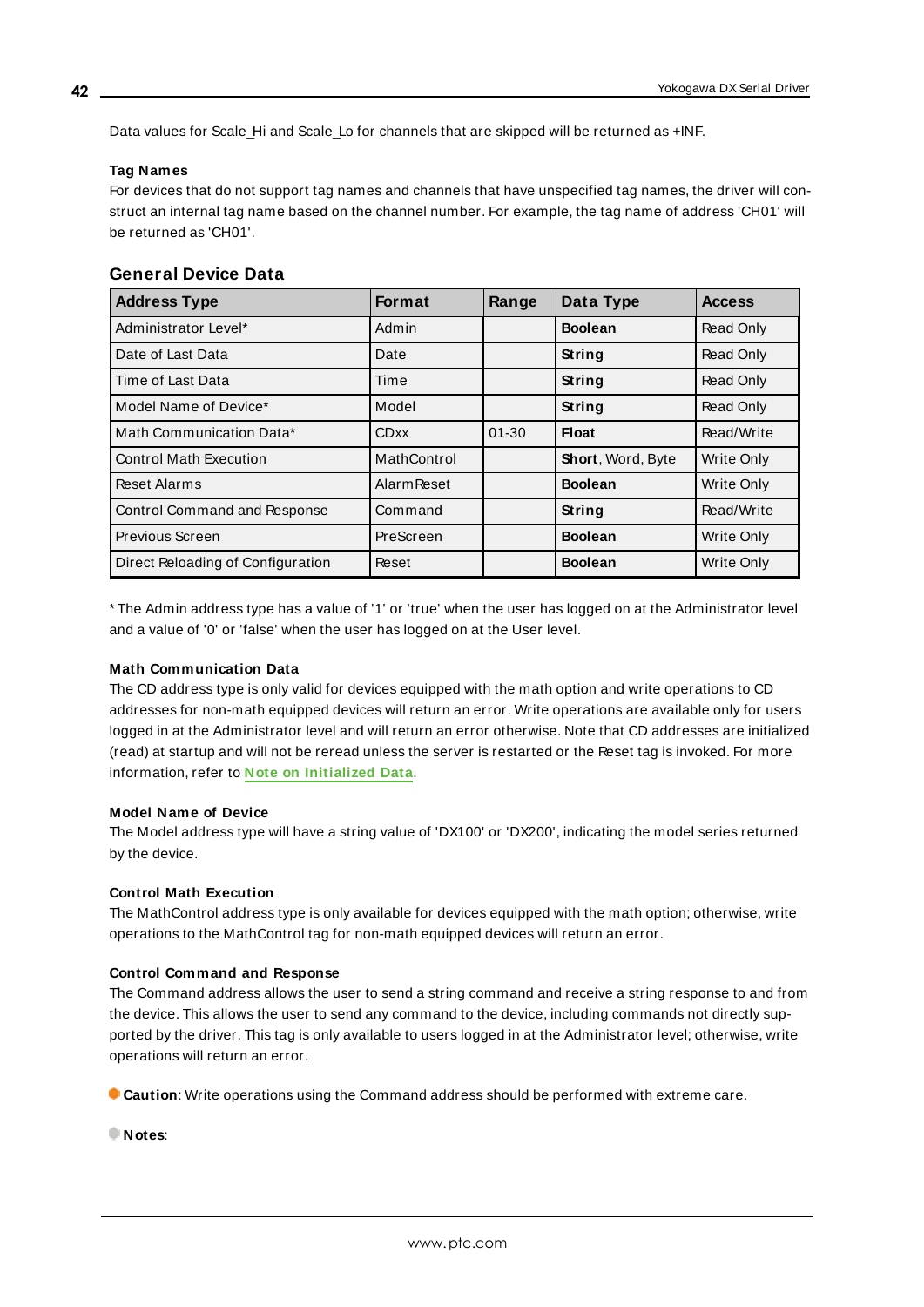Data values for Scale_Hi and Scale_Lo for channels that are skipped will be returned as +INF.

**Tag Names**

For devices that do not support tag names and channels that have unspecified tag names, the driver will construct an internal tag name based on the channel number. For example, the tag name of address 'CH01' will be returned as 'CH01'.

## General Device Data

| Address Type | Format | Range | Data Type | Access |
|---|---|---|---|---|
| Administrator Level* | Admin | | **Boolean** | Read Only |
| Date of Last Data | Date | | **String** | Read Only |
| Time of Last Data | Time | | **String** | Read Only |
| Model Name of Device* | Model | | **String** | Read Only |
| Math Communication Data* | CDxx | 01-30 | **Float** | Read/Write |
| Control Math Execution | MathControl | | **Short**, Word, Byte | Write Only |
| Reset Alarms | AlarmReset | | **Boolean** | Write Only |
| Control Command and Response | Command | | **String** | Read/Write |
| Previous Screen | PreScreen | | **Boolean** | Write Only |
| Direct Reloading of Configuration | Reset | | **Boolean** | Write Only |

* The Admin address type has a value of '1' or 'true' when the user has logged on at the Administrator level and a value of '0' or 'false' when the user has logged on at the User level.

**Math Communication Data**

The CD address type is only valid for devices equipped with the math option and write operations to CD addresses for non-math equipped devices will return an error. Write operations are available only for users logged in at the Administrator level and will return an error otherwise. Note that CD addresses are initialized (read) at startup and will not be reread unless the server is restarted or the Reset tag is invoked. For more information, refer to **Note on Initialized Data**.

**Model Name of Device**

The Model address type will have a string value of 'DX100' or 'DX200', indicating the model series returned by the device.

**Control Math Execution**

The MathControl address type is only available for devices equipped with the math option; otherwise, write operations to the MathControl tag for non-math equipped devices will return an error.

**Control Command and Response**

The Command address allows the user to send a string command and receive a string response to and from the device. This allows the user to send any command to the device, including commands not directly supported by the driver. This tag is only available to users logged in at the Administrator level; otherwise, write operations will return an error.

**Caution**: Write operations using the Command address should be performed with extreme care.

**Notes**: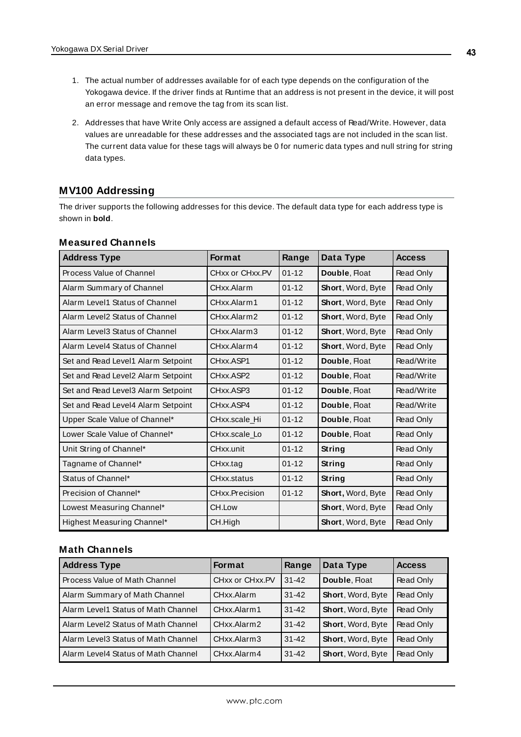1. The actual number of addresses available for of each type depends on the configuration of the Yokogawa device. If the driver finds at Runtime that an address is not present in the device, it will post an error message and remove the tag from its scan list.
2. Addresses that have Write Only access are assigned a default access of Read/Write. However, data values are unreadable for these addresses and the associated tags are not included in the scan list. The current data value for these tags will always be 0 for numeric data types and null string for string data types.

## MV100 Addressing

The driver supports the following addresses for this device. The default data type for each address type is shown in **bold**.

### Measured Channels

| Address Type | Format | Range | Data Type | Access |
|---|---|---|---|---|
| Process Value of Channel | CHxx or CHxx.PV | 01-12 | **Double**, Float | Read Only |
| Alarm Summary of Channel | CHxx.Alarm | 01-12 | **Short**, Word, Byte | Read Only |
| Alarm Level1 Status of Channel | CHxx.Alarm1 | 01-12 | **Short**, Word, Byte | Read Only |
| Alarm Level2 Status of Channel | CHxx.Alarm2 | 01-12 | **Short**, Word, Byte | Read Only |
| Alarm Level3 Status of Channel | CHxx.Alarm3 | 01-12 | **Short**, Word, Byte | Read Only |
| Alarm Level4 Status of Channel | CHxx.Alarm4 | 01-12 | **Short**, Word, Byte | Read Only |
| Set and Read Level1 Alarm Setpoint | CHxx.ASP1 | 01-12 | **Double**, Float | Read/Write |
| Set and Read Level2 Alarm Setpoint | CHxx.ASP2 | 01-12 | **Double**, Float | Read/Write |
| Set and Read Level3 Alarm Setpoint | CHxx.ASP3 | 01-12 | **Double**, Float | Read/Write |
| Set and Read Level4 Alarm Setpoint | CHxx.ASP4 | 01-12 | **Double**, Float | Read/Write |
| Upper Scale Value of Channel* | CHxx.scale_Hi | 01-12 | **Double**, Float | Read Only |
| Lower Scale Value of Channel* | CHxx.scale_Lo | 01-12 | **Double**, Float | Read Only |
| Unit String of Channel* | CHxx.unit | 01-12 | **String** | Read Only |
| Tagname of Channel* | CHxx.tag | 01-12 | **String** | Read Only |
| Status of Channel* | CHxx.status | 01-12 | **String** | Read Only |
| Precision of Channel* | CHxx.Precision | 01-12 | **Short**, Word, Byte | Read Only |
| Lowest Measuring Channel* | CH.Low | | **Short**, Word, Byte | Read Only |
| Highest Measuring Channel* | CH.High | | **Short**, Word, Byte | Read Only |

### Math Channels

| Address Type | Format | Range | Data Type | Access |
|---|---|---|---|---|
| Process Value of Math Channel | CHxx or CHxx.PV | 31-42 | **Double**, Float | Read Only |
| Alarm Summary of Math Channel | CHxx.Alarm | 31-42 | **Short**, Word, Byte | Read Only |
| Alarm Level1 Status of Math Channel | CHxx.Alarm1 | 31-42 | **Short**, Word, Byte | Read Only |
| Alarm Level2 Status of Math Channel | CHxx.Alarm2 | 31-42 | **Short**, Word, Byte | Read Only |
| Alarm Level3 Status of Math Channel | CHxx.Alarm3 | 31-42 | **Short**, Word, Byte | Read Only |
| Alarm Level4 Status of Math Channel | CHxx.Alarm4 | 31-42 | **Short**, Word, Byte | Read Only |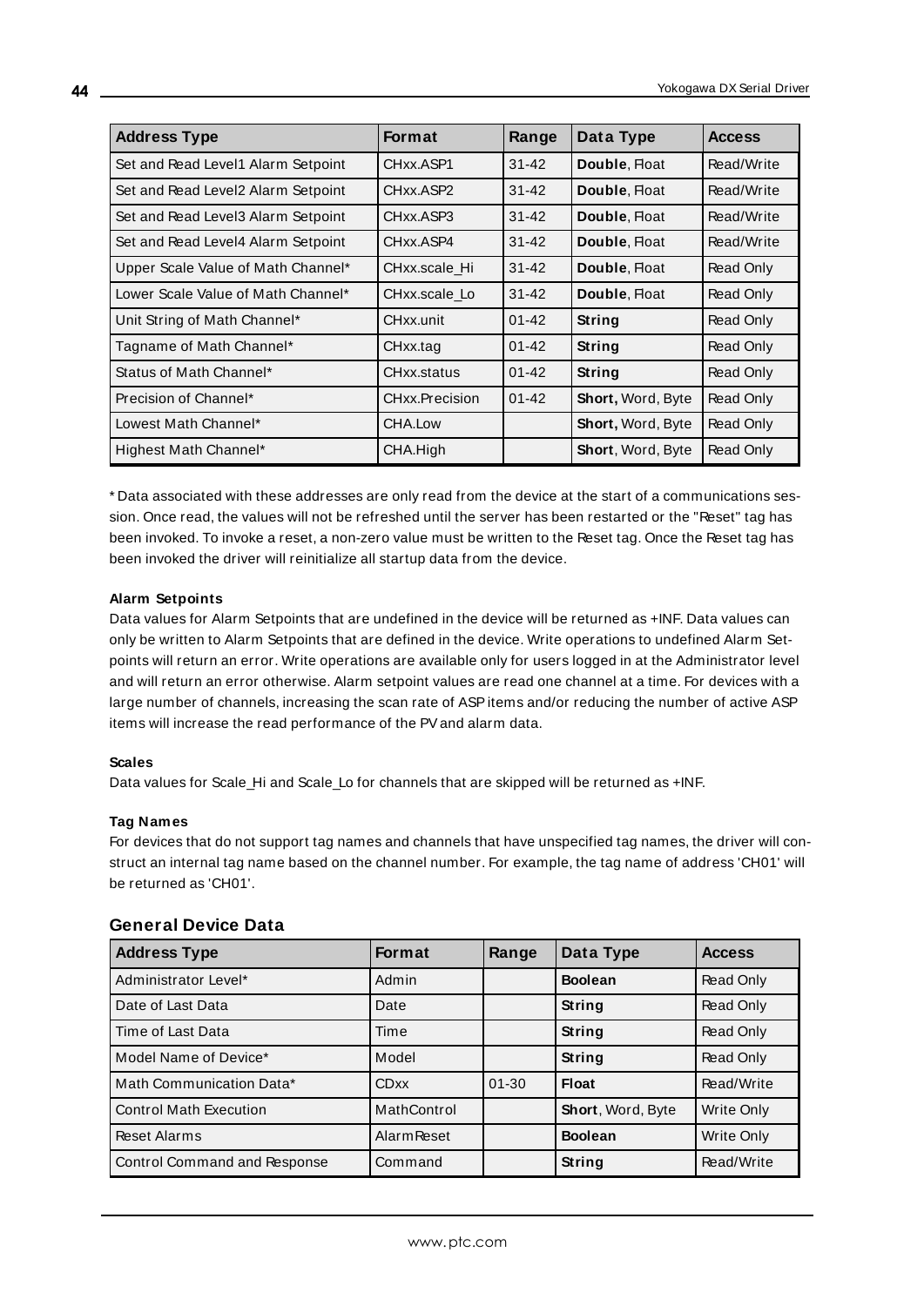| Address Type | Format | Range | Data Type | Access |
|---|---|---|---|---|
| Set and Read Level1 Alarm Setpoint | CHxx.ASP1 | 31-42 | **Double**, Float | Read/Write |
| Set and Read Level2 Alarm Setpoint | CHxx.ASP2 | 31-42 | **Double**, Float | Read/Write |
| Set and Read Level3 Alarm Setpoint | CHxx.ASP3 | 31-42 | **Double**, Float | Read/Write |
| Set and Read Level4 Alarm Setpoint | CHxx.ASP4 | 31-42 | **Double**, Float | Read/Write |
| Upper Scale Value of Math Channel* | CHxx.scale_Hi | 31-42 | **Double**, Float | Read Only |
| Lower Scale Value of Math Channel* | CHxx.scale_Lo | 31-42 | **Double**, Float | Read Only |
| Unit String of Math Channel* | CHxx.unit | 01-42 | **String** | Read Only |
| Tagname of Math Channel* | CHxx.tag | 01-42 | **String** | Read Only |
| Status of Math Channel* | CHxx.status | 01-42 | **String** | Read Only |
| Precision of Channel* | CHxx.Precision | 01-42 | **Short,** Word, Byte | Read Only |
| Lowest Math Channel* | CHA.Low | | **Short,** Word, Byte | Read Only |
| Highest Math Channel* | CHA.High | | **Short**, Word, Byte | Read Only |

* Data associated with these addresses are only read from the device at the start of a communications session. Once read, the values will not be refreshed until the server has been restarted or the "Reset" tag has been invoked. To invoke a reset, a non-zero value must be written to the Reset tag. Once the Reset tag has been invoked the driver will reinitialize all startup data from the device.

**Alarm Setpoints**

Data values for Alarm Setpoints that are undefined in the device will be returned as +INF. Data values can only be written to Alarm Setpoints that are defined in the device. Write operations to undefined Alarm Setpoints will return an error. Write operations are available only for users logged in at the Administrator level and will return an error otherwise. Alarm setpoint values are read one channel at a time. For devices with a large number of channels, increasing the scan rate of ASP items and/or reducing the number of active ASP items will increase the read performance of the PV and alarm data.

**Scales**

Data values for Scale_Hi and Scale_Lo for channels that are skipped will be returned as +INF.

**Tag Names**

For devices that do not support tag names and channels that have unspecified tag names, the driver will construct an internal tag name based on the channel number. For example, the tag name of address 'CH01' will be returned as 'CH01'.

## General Device Data

| Address Type | Format | Range | Data Type | Access |
|---|---|---|---|---|
| Administrator Level* | Admin | | **Boolean** | Read Only |
| Date of Last Data | Date | | **String** | Read Only |
| Time of Last Data | Time | | **String** | Read Only |
| Model Name of Device* | Model | | **String** | Read Only |
| Math Communication Data* | CDxx | 01-30 | **Float** | Read/Write |
| Control Math Execution | MathControl | | **Short**, Word, Byte | Write Only |
| Reset Alarms | AlarmReset | | **Boolean** | Write Only |
| Control Command and Response | Command | | **String** | Read/Write |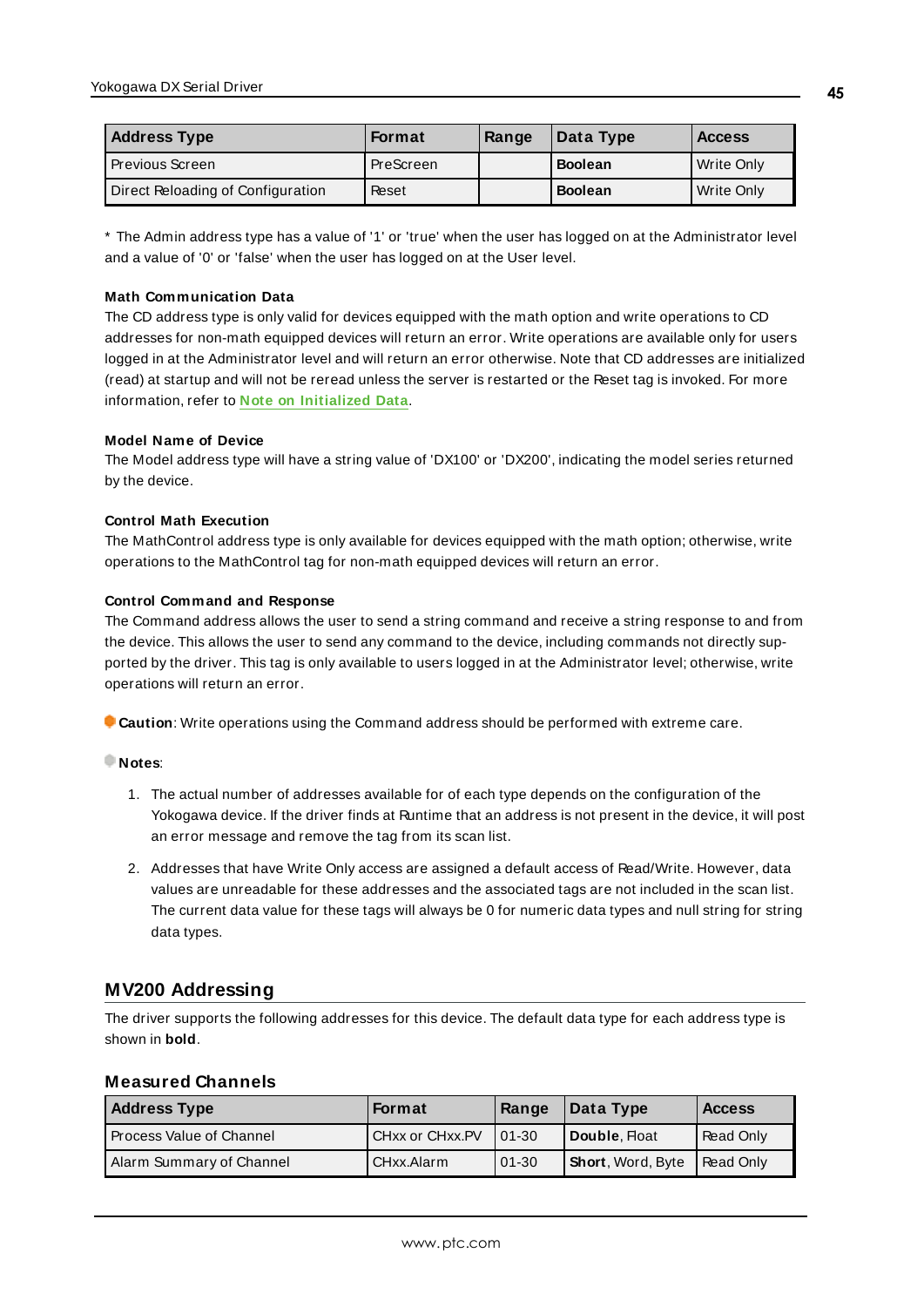| Address Type | Format | Range | Data Type | Access |
|---|---|---|---|---|
| Previous Screen | PreScreen | | **Boolean** | Write Only |
| Direct Reloading of Configuration | Reset | | **Boolean** | Write Only |

* The Admin address type has a value of '1' or 'true' when the user has logged on at the Administrator level and a value of '0' or 'false' when the user has logged on at the User level.

**Math Communication Data**

The CD address type is only valid for devices equipped with the math option and write operations to CD addresses for non-math equipped devices will return an error. Write operations are available only for users logged in at the Administrator level and will return an error otherwise. Note that CD addresses are initialized (read) at startup and will not be reread unless the server is restarted or the Reset tag is invoked. For more information, refer to **Note on Initialized Data**.

**Model Name of Device**

The Model address type will have a string value of 'DX100' or 'DX200', indicating the model series returned by the device.

**Control Math Execution**

The MathControl address type is only available for devices equipped with the math option; otherwise, write operations to the MathControl tag for non-math equipped devices will return an error.

**Control Command and Response**

The Command address allows the user to send a string command and receive a string response to and from the device. This allows the user to send any command to the device, including commands not directly supported by the driver. This tag is only available to users logged in at the Administrator level; otherwise, write operations will return an error.

**Caution**: Write operations using the Command address should be performed with extreme care.

**Notes**:

1. The actual number of addresses available for of each type depends on the configuration of the Yokogawa device. If the driver finds at Runtime that an address is not present in the device, it will post an error message and remove the tag from its scan list.

2. Addresses that have Write Only access are assigned a default access of Read/Write. However, data values are unreadable for these addresses and the associated tags are not included in the scan list. The current data value for these tags will always be 0 for numeric data types and null string for string data types.

## MV200 Addressing

The driver supports the following addresses for this device. The default data type for each address type is shown in **bold**.

### Measured Channels

| Address Type | Format | Range | Data Type | Access |
|---|---|---|---|---|
| Process Value of Channel | CHxx or CHxx.PV | 01-30 | **Double**, Float | Read Only |
| Alarm Summary of Channel | CHxx.Alarm | 01-30 | **Short**, Word, Byte | Read Only |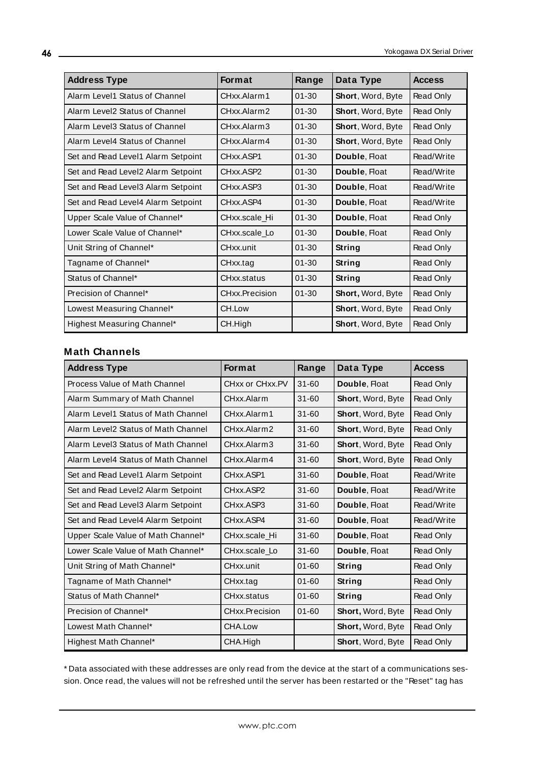| Address Type | Format | Range | Data Type | Access |
|---|---|---|---|---|
| Alarm Level1 Status of Channel | CHxx.Alarm1 | 01-30 | **Short**, Word, Byte | Read Only |
| Alarm Level2 Status of Channel | CHxx.Alarm2 | 01-30 | **Short**, Word, Byte | Read Only |
| Alarm Level3 Status of Channel | CHxx.Alarm3 | 01-30 | **Short**, Word, Byte | Read Only |
| Alarm Level4 Status of Channel | CHxx.Alarm4 | 01-30 | **Short**, Word, Byte | Read Only |
| Set and Read Level1 Alarm Setpoint | CHxx.ASP1 | 01-30 | **Double**, Float | Read/Write |
| Set and Read Level2 Alarm Setpoint | CHxx.ASP2 | 01-30 | **Double**, Float | Read/Write |
| Set and Read Level3 Alarm Setpoint | CHxx.ASP3 | 01-30 | **Double**, Float | Read/Write |
| Set and Read Level4 Alarm Setpoint | CHxx.ASP4 | 01-30 | **Double**, Float | Read/Write |
| Upper Scale Value of Channel* | CHxx.scale_Hi | 01-30 | **Double**, Float | Read Only |
| Lower Scale Value of Channel* | CHxx.scale_Lo | 01-30 | **Double**, Float | Read Only |
| Unit String of Channel* | CHxx.unit | 01-30 | **String** | Read Only |
| Tagname of Channel* | CHxx.tag | 01-30 | **String** | Read Only |
| Status of Channel* | CHxx.status | 01-30 | **String** | Read Only |
| Precision of Channel* | CHxx.Precision | 01-30 | **Short,** Word, Byte | Read Only |
| Lowest Measuring Channel* | CH.Low | | **Short**, Word, Byte | Read Only |
| Highest Measuring Channel* | CH.High | | **Short**, Word, Byte | Read Only |

### Math Channels

| Address Type | Format | Range | Data Type | Access |
|---|---|---|---|---|
| Process Value of Math Channel | CHxx or CHxx.PV | 31-60 | **Double**, Float | Read Only |
| Alarm Summary of Math Channel | CHxx.Alarm | 31-60 | **Short**, Word, Byte | Read Only |
| Alarm Level1 Status of Math Channel | CHxx.Alarm1 | 31-60 | **Short**, Word, Byte | Read Only |
| Alarm Level2 Status of Math Channel | CHxx.Alarm2 | 31-60 | **Short**, Word, Byte | Read Only |
| Alarm Level3 Status of Math Channel | CHxx.Alarm3 | 31-60 | **Short**, Word, Byte | Read Only |
| Alarm Level4 Status of Math Channel | CHxx.Alarm4 | 31-60 | **Short**, Word, Byte | Read Only |
| Set and Read Level1 Alarm Setpoint | CHxx.ASP1 | 31-60 | **Double**, Float | Read/Write |
| Set and Read Level2 Alarm Setpoint | CHxx.ASP2 | 31-60 | **Double**, Float | Read/Write |
| Set and Read Level3 Alarm Setpoint | CHxx.ASP3 | 31-60 | **Double**, Float | Read/Write |
| Set and Read Level4 Alarm Setpoint | CHxx.ASP4 | 31-60 | **Double**, Float | Read/Write |
| Upper Scale Value of Math Channel* | CHxx.scale_Hi | 31-60 | **Double**, Float | Read Only |
| Lower Scale Value of Math Channel* | CHxx.scale_Lo | 31-60 | **Double**, Float | Read Only |
| Unit String of Math Channel* | CHxx.unit | 01-60 | **String** | Read Only |
| Tagname of Math Channel* | CHxx.tag | 01-60 | **String** | Read Only |
| Status of Math Channel* | CHxx.status | 01-60 | **String** | Read Only |
| Precision of Channel* | CHxx.Precision | 01-60 | **Short,** Word, Byte | Read Only |
| Lowest Math Channel* | CHA.Low | | **Short**, Word, Byte | Read Only |
| Highest Math Channel* | CHA.High | | **Short**, Word, Byte | Read Only |

* Data associated with these addresses are only read from the device at the start of a communications session. Once read, the values will not be refreshed until the server has been restarted or the "Reset" tag has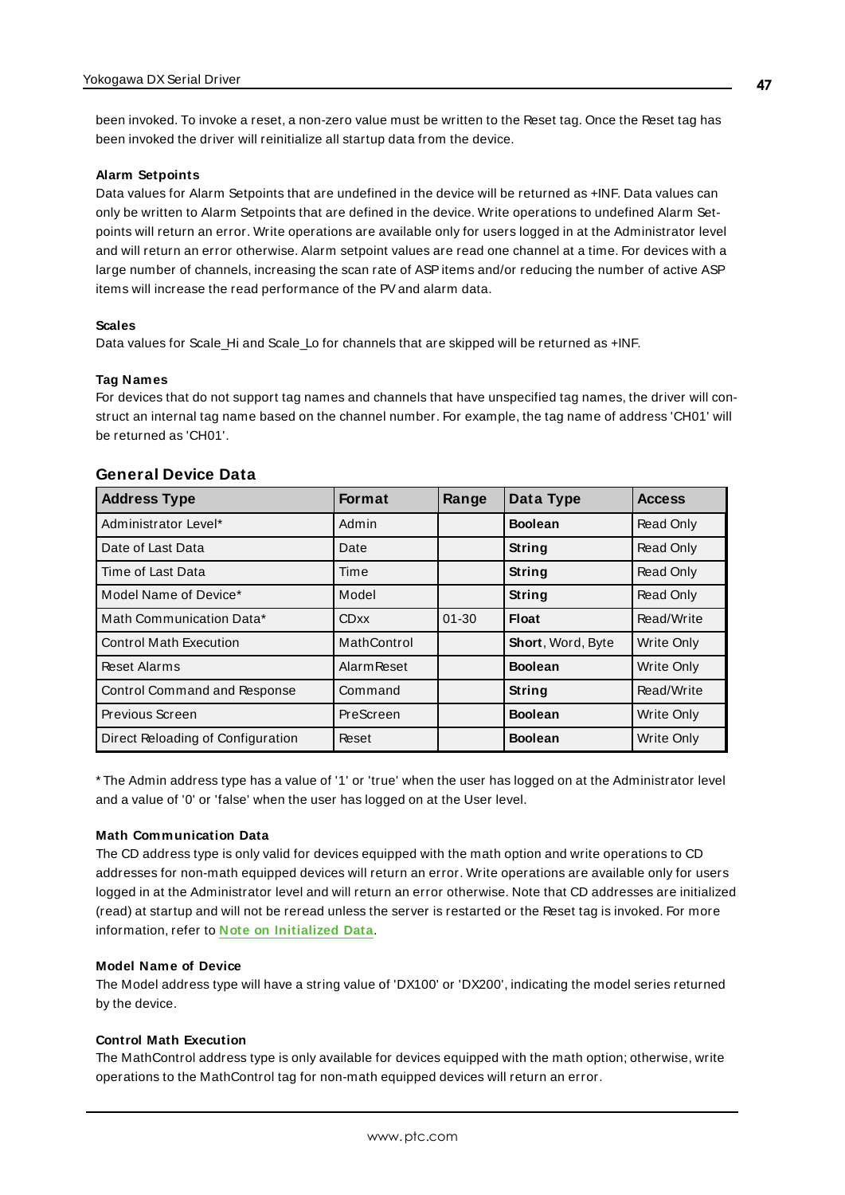been invoked. To invoke a reset, a non-zero value must be written to the Reset tag. Once the Reset tag has been invoked the driver will reinitialize all startup data from the device.

**Alarm Setpoints**

Data values for Alarm Setpoints that are undefined in the device will be returned as +INF. Data values can only be written to Alarm Setpoints that are defined in the device. Write operations to undefined Alarm Setpoints will return an error. Write operations are available only for users logged in at the Administrator level and will return an error otherwise. Alarm setpoint values are read one channel at a time. For devices with a large number of channels, increasing the scan rate of ASP items and/or reducing the number of active ASP items will increase the read performance of the PV and alarm data.

**Scales**

Data values for Scale_Hi and Scale_Lo for channels that are skipped will be returned as +INF.

**Tag Names**

For devices that do not support tag names and channels that have unspecified tag names, the driver will construct an internal tag name based on the channel number. For example, the tag name of address 'CH01' will be returned as 'CH01'.

## General Device Data

| Address Type | Format | Range | Data Type | Access |
|---|---|---|---|---|
| Administrator Level* | Admin | | **Boolean** | Read Only |
| Date of Last Data | Date | | **String** | Read Only |
| Time of Last Data | Time | | **String** | Read Only |
| Model Name of Device* | Model | | **String** | Read Only |
| Math Communication Data* | CDxx | 01-30 | **Float** | Read/Write |
| Control Math Execution | MathControl | | **Short**, Word, Byte | Write Only |
| Reset Alarms | AlarmReset | | **Boolean** | Write Only |
| Control Command and Response | Command | | **String** | Read/Write |
| Previous Screen | PreScreen | | **Boolean** | Write Only |
| Direct Reloading of Configuration | Reset | | **Boolean** | Write Only |

* The Admin address type has a value of '1' or 'true' when the user has logged on at the Administrator level and a value of '0' or 'false' when the user has logged on at the User level.

**Math Communication Data**

The CD address type is only valid for devices equipped with the math option and write operations to CD addresses for non-math equipped devices will return an error. Write operations are available only for users logged in at the Administrator level and will return an error otherwise. Note that CD addresses are initialized (read) at startup and will not be reread unless the server is restarted or the Reset tag is invoked. For more information, refer to **Note on Initialized Data**.

**Model Name of Device**

The Model address type will have a string value of 'DX100' or 'DX200', indicating the model series returned by the device.

**Control Math Execution**

The MathControl address type is only available for devices equipped with the math option; otherwise, write operations to the MathControl tag for non-math equipped devices will return an error.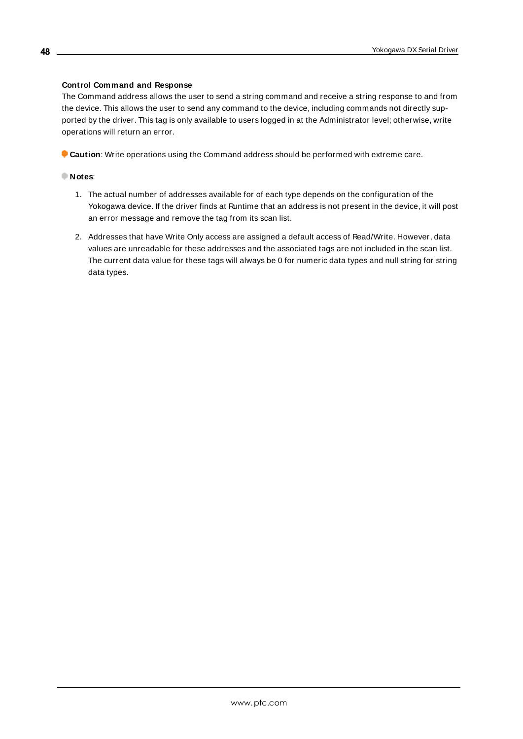**Control Command and Response**

The Command address allows the user to send a string command and receive a string response to and from the device. This allows the user to send any command to the device, including commands not directly supported by the driver. This tag is only available to users logged in at the Administrator level; otherwise, write operations will return an error.

**Caution**: Write operations using the Command address should be performed with extreme care.

**Notes**:

1. The actual number of addresses available for of each type depends on the configuration of the Yokogawa device. If the driver finds at Runtime that an address is not present in the device, it will post an error message and remove the tag from its scan list.
2. Addresses that have Write Only access are assigned a default access of Read/Write. However, data values are unreadable for these addresses and the associated tags are not included in the scan list. The current data value for these tags will always be 0 for numeric data types and null string for string data types.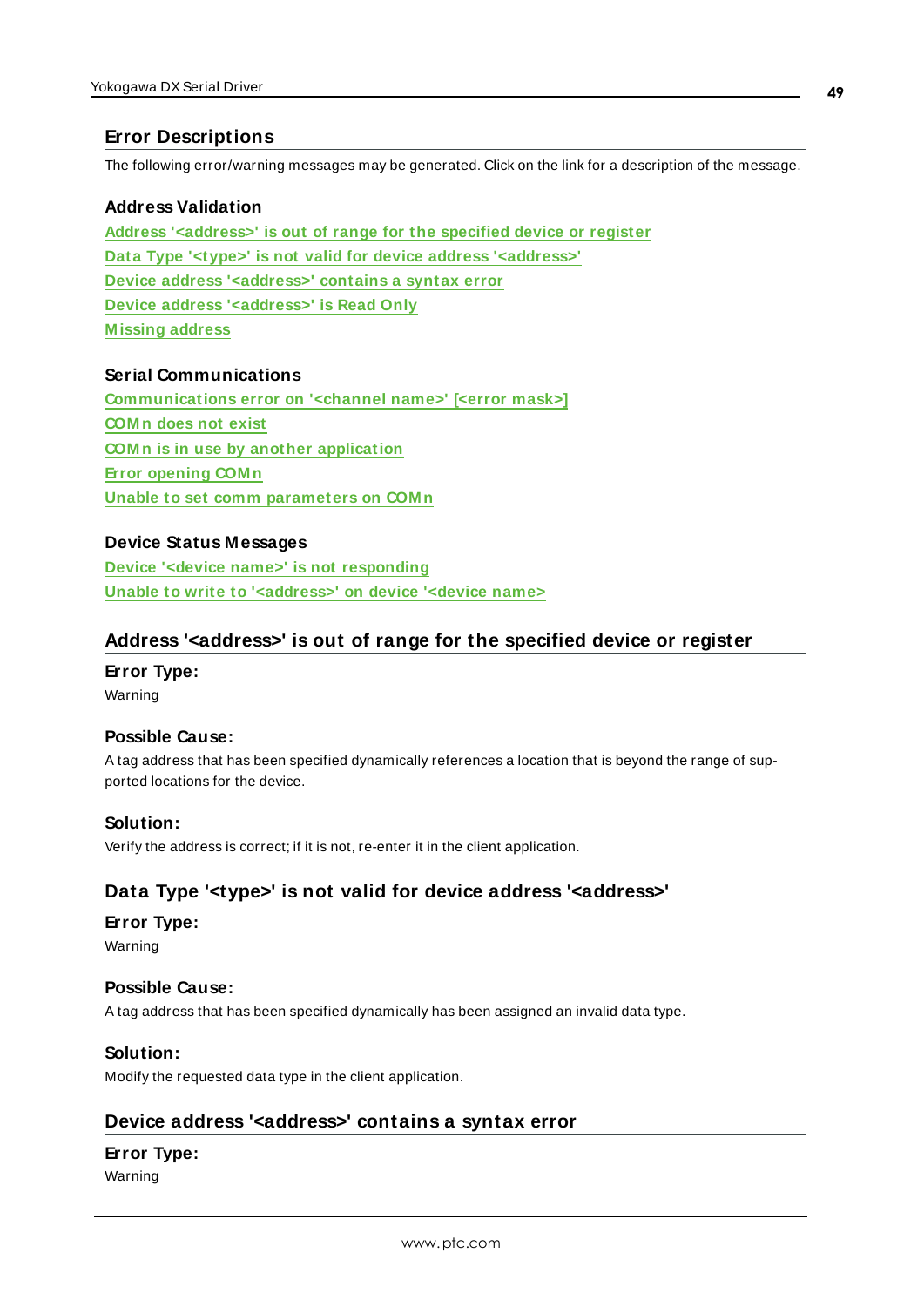## Error Descriptions

The following error/warning messages may be generated. Click on the link for a description of the message.

### Address Validation

Address '<address>' is out of range for the specified device or register
Data Type '<type>' is not valid for device address '<address>'
Device address '<address>' contains a syntax error
Device address '<address>' is Read Only
Missing address

### Serial Communications

Communications error on '<channel name>' [<error mask>]
COMn does not exist
COMn is in use by another application
Error opening COMn
Unable to set comm parameters on COMn

### Device Status Messages

Device '<device name>' is not responding
Unable to write to '<address>' on device '<device name>

## Address '<address>' is out of range for the specified device or register

**Error Type:**
Warning

**Possible Cause:**
A tag address that has been specified dynamically references a location that is beyond the range of supported locations for the device.

**Solution:**
Verify the address is correct; if it is not, re-enter it in the client application.

## Data Type '<type>' is not valid for device address '<address>'

**Error Type:**
Warning

**Possible Cause:**
A tag address that has been specified dynamically has been assigned an invalid data type.

**Solution:**
Modify the requested data type in the client application.

## Device address '<address>' contains a syntax error

**Error Type:**
Warning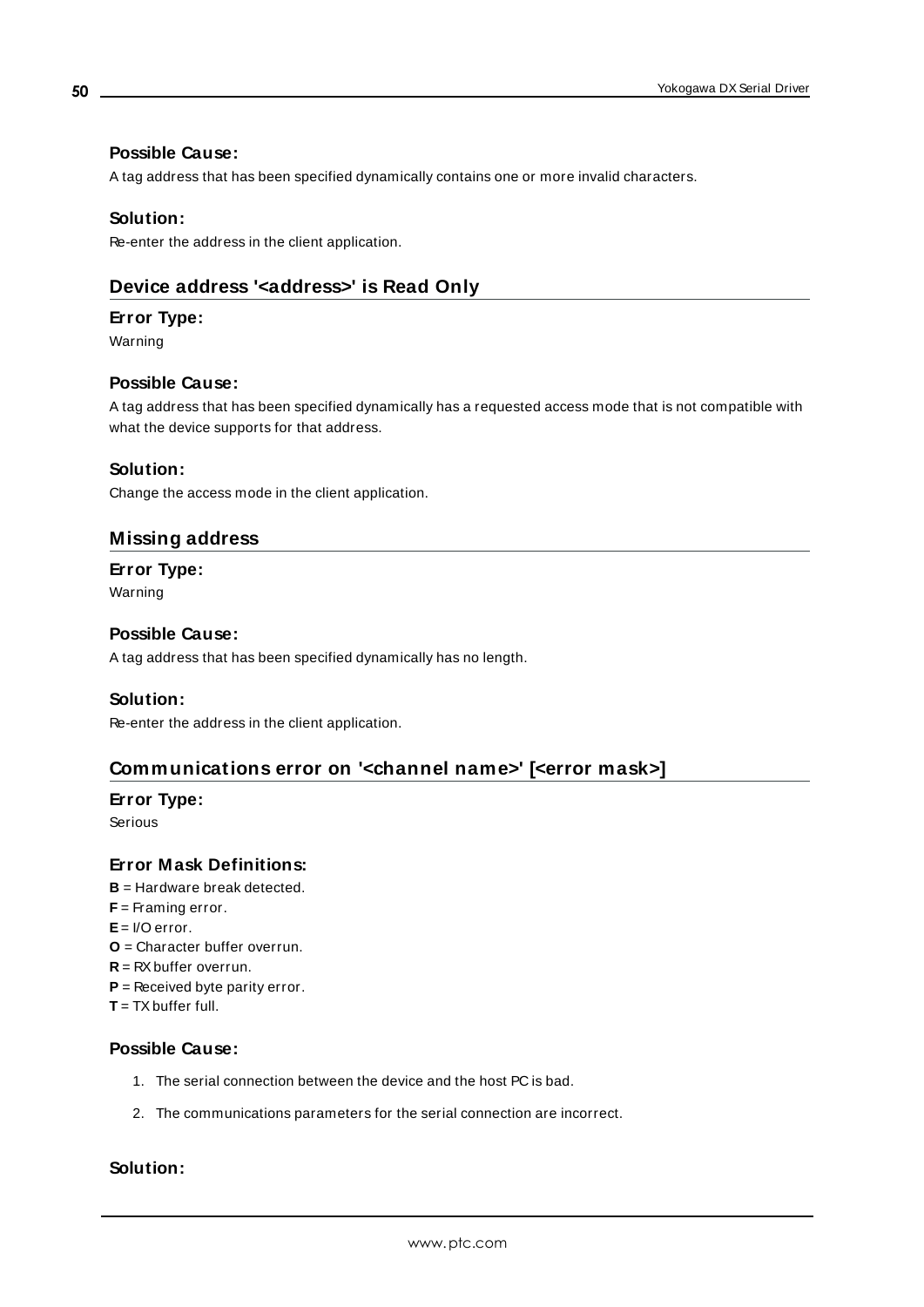#### Possible Cause:

A tag address that has been specified dynamically contains one or more invalid characters.

#### Solution:

Re-enter the address in the client application.

### Device address '<address>' is Read Only

#### Error Type:

Warning

#### Possible Cause:

A tag address that has been specified dynamically has a requested access mode that is not compatible with what the device supports for that address.

#### Solution:

Change the access mode in the client application.

### Missing address

#### Error Type:

Warning

#### Possible Cause:

A tag address that has been specified dynamically has no length.

#### Solution:

Re-enter the address in the client application.

### Communications error on '<channel name>' [<error mask>]

#### Error Type:

Serious

#### Error Mask Definitions:

**B** = Hardware break detected.
**F** = Framing error.
**E** = I/O error.
**O** = Character buffer overrun.
**R** = RX buffer overrun.
**P** = Received byte parity error.
**T** = TX buffer full.

#### Possible Cause:

1. The serial connection between the device and the host PC is bad.
2. The communications parameters for the serial connection are incorrect.

#### Solution: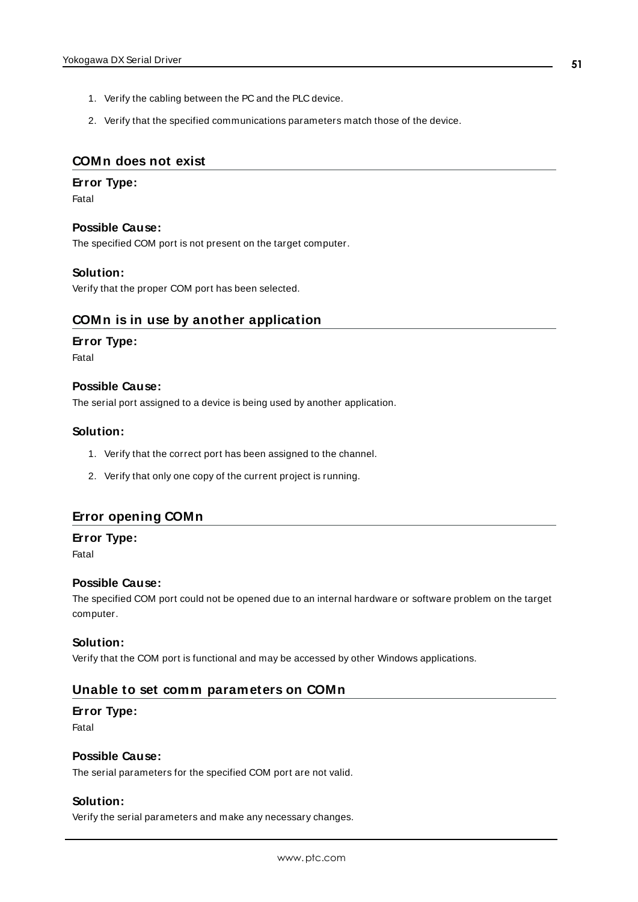1. Verify the cabling between the PC and the PLC device.
2. Verify that the specified communications parameters match those of the device.

## COMn does not exist

### Error Type:

Fatal

### Possible Cause:

The specified COM port is not present on the target computer.

### Solution:

Verify that the proper COM port has been selected.

## COMn is in use by another application

### Error Type:

Fatal

### Possible Cause:

The serial port assigned to a device is being used by another application.

### Solution:

1. Verify that the correct port has been assigned to the channel.
2. Verify that only one copy of the current project is running.

## Error opening COMn

### Error Type:

Fatal

### Possible Cause:

The specified COM port could not be opened due to an internal hardware or software problem on the target computer.

### Solution:

Verify that the COM port is functional and may be accessed by other Windows applications.

## Unable to set comm parameters on COMn

### Error Type:

Fatal

### Possible Cause:

The serial parameters for the specified COM port are not valid.

### Solution:

Verify the serial parameters and make any necessary changes.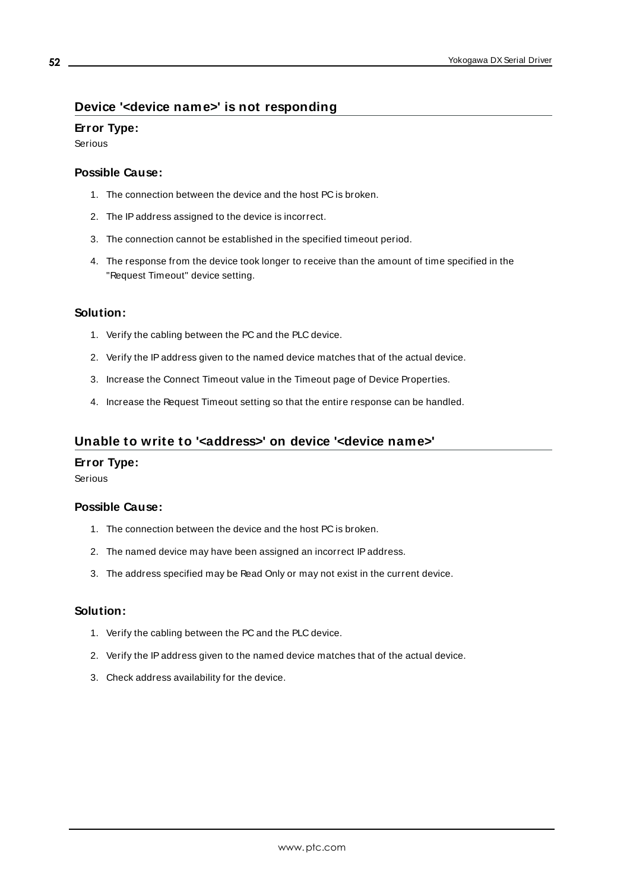## Device '<device name>' is not responding

### Error Type:

Serious

### Possible Cause:

1. The connection between the device and the host PC is broken.
2. The IP address assigned to the device is incorrect.
3. The connection cannot be established in the specified timeout period.
4. The response from the device took longer to receive than the amount of time specified in the "Request Timeout" device setting.

### Solution:

1. Verify the cabling between the PC and the PLC device.
2. Verify the IP address given to the named device matches that of the actual device.
3. Increase the Connect Timeout value in the Timeout page of Device Properties.
4. Increase the Request Timeout setting so that the entire response can be handled.

## Unable to write to '<address>' on device '<device name>'

### Error Type:

Serious

### Possible Cause:

1. The connection between the device and the host PC is broken.
2. The named device may have been assigned an incorrect IP address.
3. The address specified may be Read Only or may not exist in the current device.

### Solution:

1. Verify the cabling between the PC and the PLC device.
2. Verify the IP address given to the named device matches that of the actual device.
3. Check address availability for the device.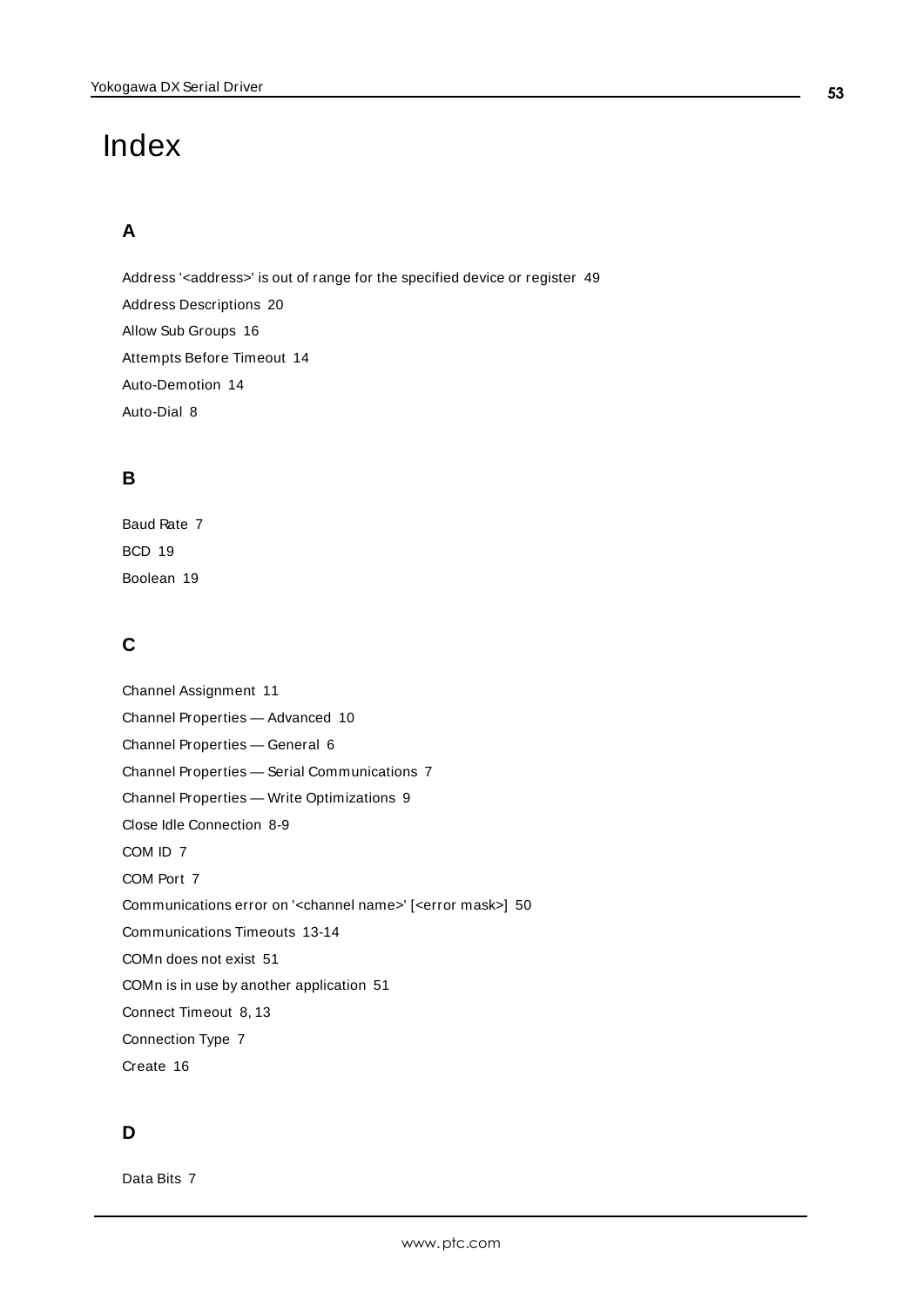# Index

## A

Address '<address>' is out of range for the specified device or register 49

Address Descriptions 20

Allow Sub Groups 16

Attempts Before Timeout 14

Auto-Demotion 14

Auto-Dial 8

## B

Baud Rate 7

BCD 19

Boolean 19

## C

Channel Assignment 11

Channel Properties — Advanced 10

Channel Properties — General 6

Channel Properties — Serial Communications 7

Channel Properties — Write Optimizations 9

Close Idle Connection 8-9

COM ID 7

COM Port 7

Communications error on '<channel name>' [<error mask>] 50

Communications Timeouts 13-14

COMn does not exist 51

COMn is in use by another application 51

Connect Timeout 8, 13

Connection Type 7

Create 16

## D

Data Bits 7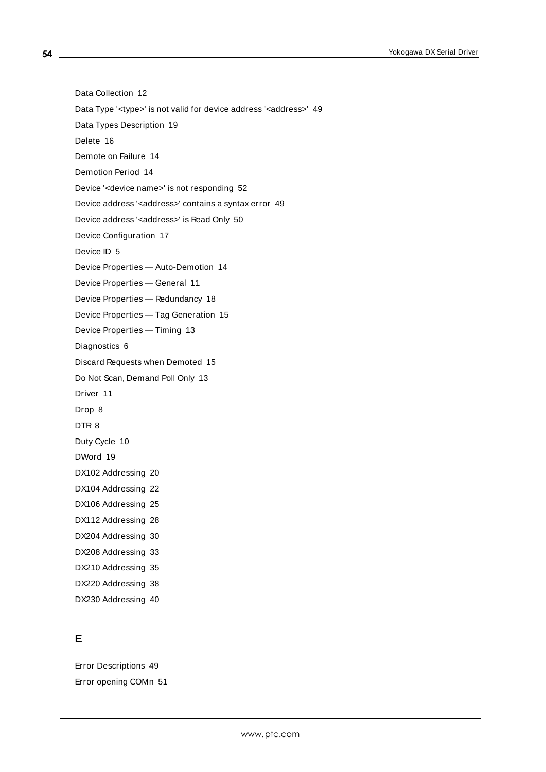Data Collection 12

Data Type '<type>' is not valid for device address '<address>' 49

Data Types Description 19

Delete 16

Demote on Failure 14

Demotion Period 14

Device '<device name>' is not responding 52

Device address '<address>' contains a syntax error 49

Device address '<address>' is Read Only 50

Device Configuration 17

Device ID 5

Device Properties — Auto-Demotion 14

Device Properties — General 11

Device Properties — Redundancy 18

Device Properties — Tag Generation 15

Device Properties — Timing 13

Diagnostics 6

Discard Requests when Demoted 15

Do Not Scan, Demand Poll Only 13

Driver 11

Drop 8

DTR 8

Duty Cycle 10

DWord 19

DX102 Addressing 20

DX104 Addressing 22

DX106 Addressing 25

DX112 Addressing 28

DX204 Addressing 30

DX208 Addressing 33

DX210 Addressing 35

DX220 Addressing 38

DX230 Addressing 40

## E

Error Descriptions 49

Error opening COMn 51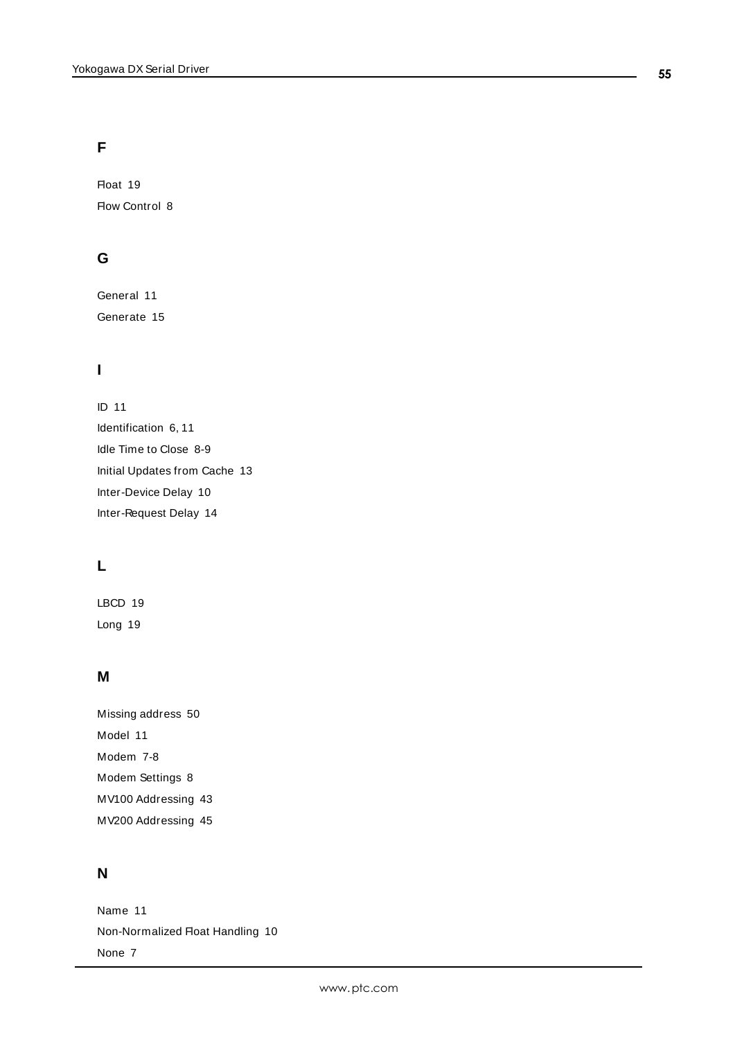## F

Float 19

Flow Control 8

## G

General 11

Generate 15

## I

ID 11

Identification 6, 11

Idle Time to Close 8-9

Initial Updates from Cache 13

Inter-Device Delay 10

Inter-Request Delay 14

## L

LBCD 19

Long 19

## M

Missing address 50

Model 11

Modem 7-8

Modem Settings 8

MV100 Addressing 43

MV200 Addressing 45

## N

Name 11

Non-Normalized Float Handling 10

None 7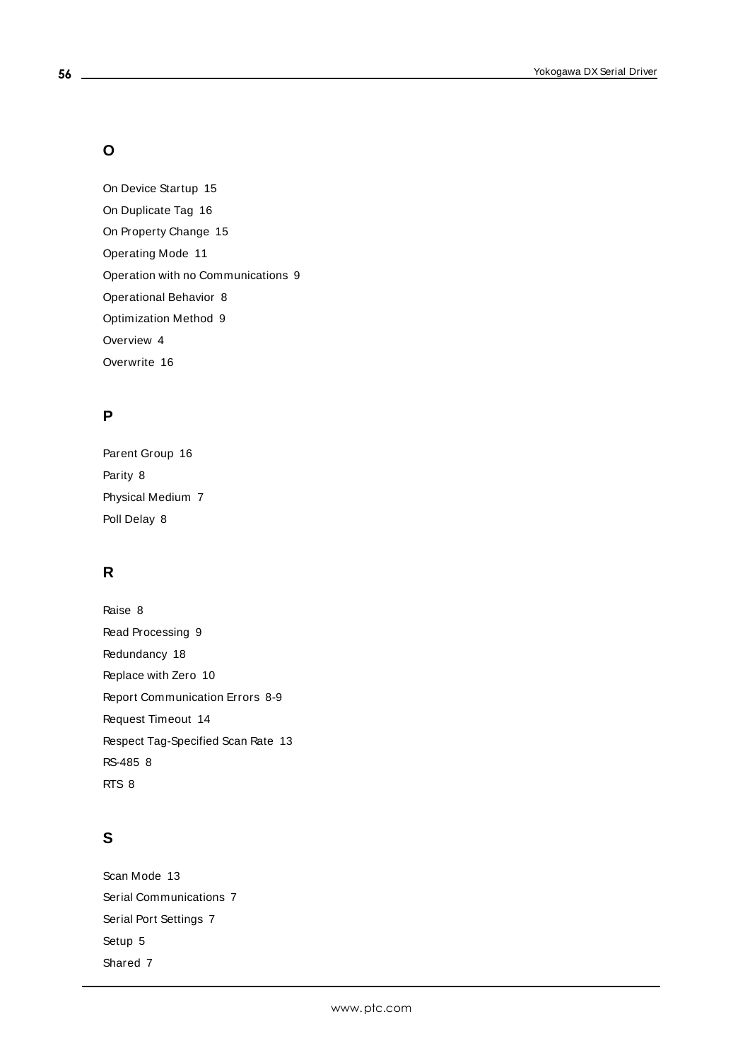## O

On Device Startup 15

On Duplicate Tag 16

On Property Change 15

Operating Mode 11

Operation with no Communications 9

Operational Behavior 8

Optimization Method 9

Overview 4

Overwrite 16

## P

Parent Group 16

Parity 8

Physical Medium 7

Poll Delay 8

## R

Raise 8

Read Processing 9

Redundancy 18

Replace with Zero 10

Report Communication Errors 8-9

Request Timeout 14

Respect Tag-Specified Scan Rate 13

RS-485 8

RTS 8

## S

Scan Mode 13

Serial Communications 7

Serial Port Settings 7

Setup 5

Shared 7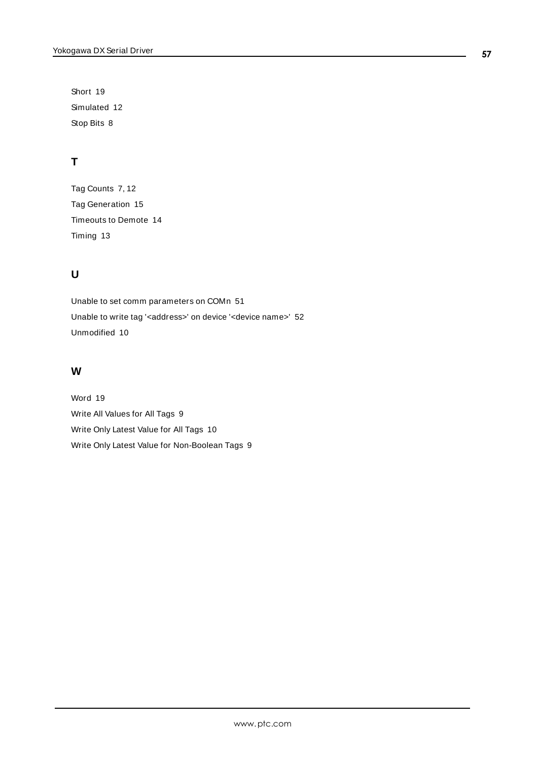Short 19

Simulated 12

Stop Bits 8

## T

Tag Counts 7, 12

Tag Generation 15

Timeouts to Demote 14

Timing 13

## U

Unable to set comm parameters on COMn 51

Unable to write tag '<address>' on device '<device name>' 52

Unmodified 10

## W

Word 19

Write All Values for All Tags 9

Write Only Latest Value for All Tags 10

Write Only Latest Value for Non-Boolean Tags 9